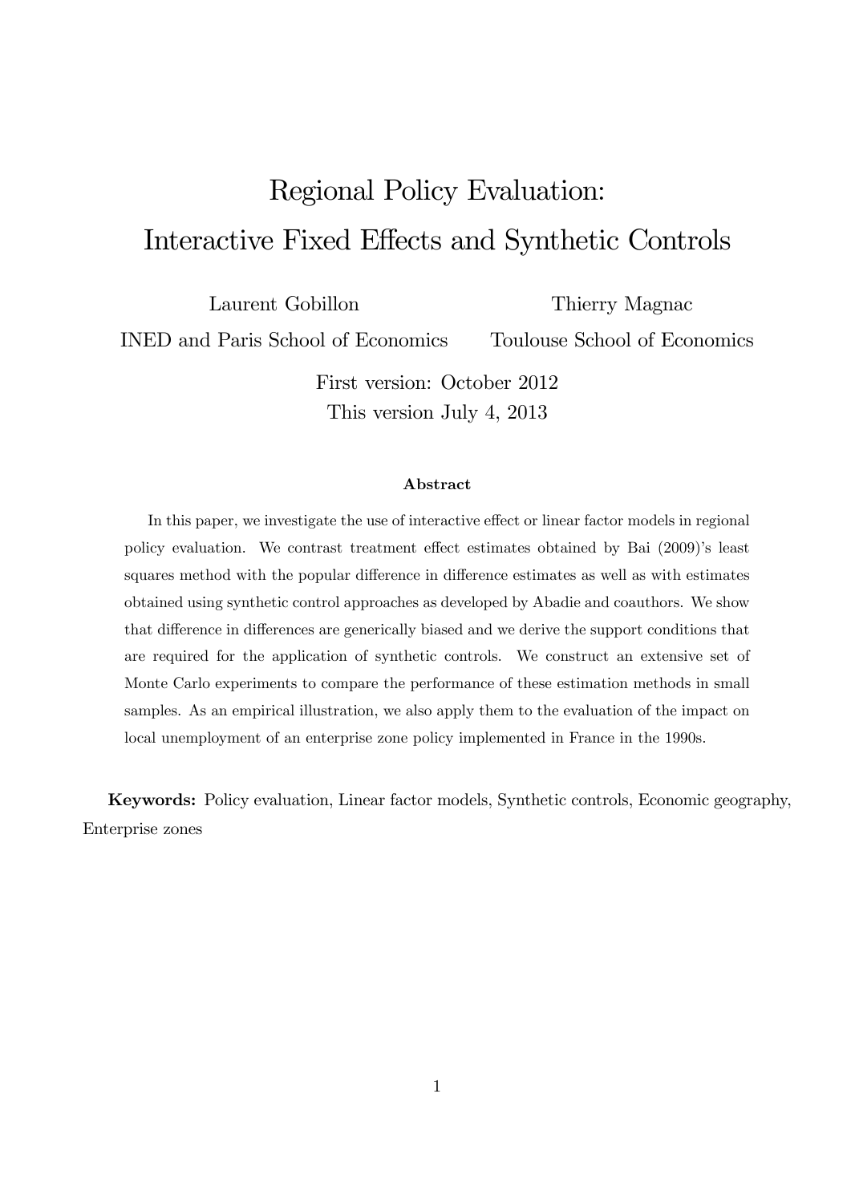# Regional Policy Evaluation: Interactive Fixed Effects and Synthetic Controls

Laurent Gobillon
INED and Paris School of Economics

Thierry Magnac
Toulouse School of Economics

First version: October 2012
This version July 4, 2013

### Abstract

In this paper, we investigate the use of interactive effect or linear factor models in regional policy evaluation. We contrast treatment effect estimates obtained by Bai (2009)'s least squares method with the popular difference in difference estimates as well as with estimates obtained using synthetic control approaches as developed by Abadie and coauthors. We show that difference in differences are generically biased and we derive the support conditions that are required for the application of synthetic controls. We construct an extensive set of Monte Carlo experiments to compare the performance of these estimation methods in small samples. As an empirical illustration, we also apply them to the evaluation of the impact on local unemployment of an enterprise zone policy implemented in France in the 1990s.

**Keywords:** Policy evaluation, Linear factor models, Synthetic controls, Economic geography, Enterprise zones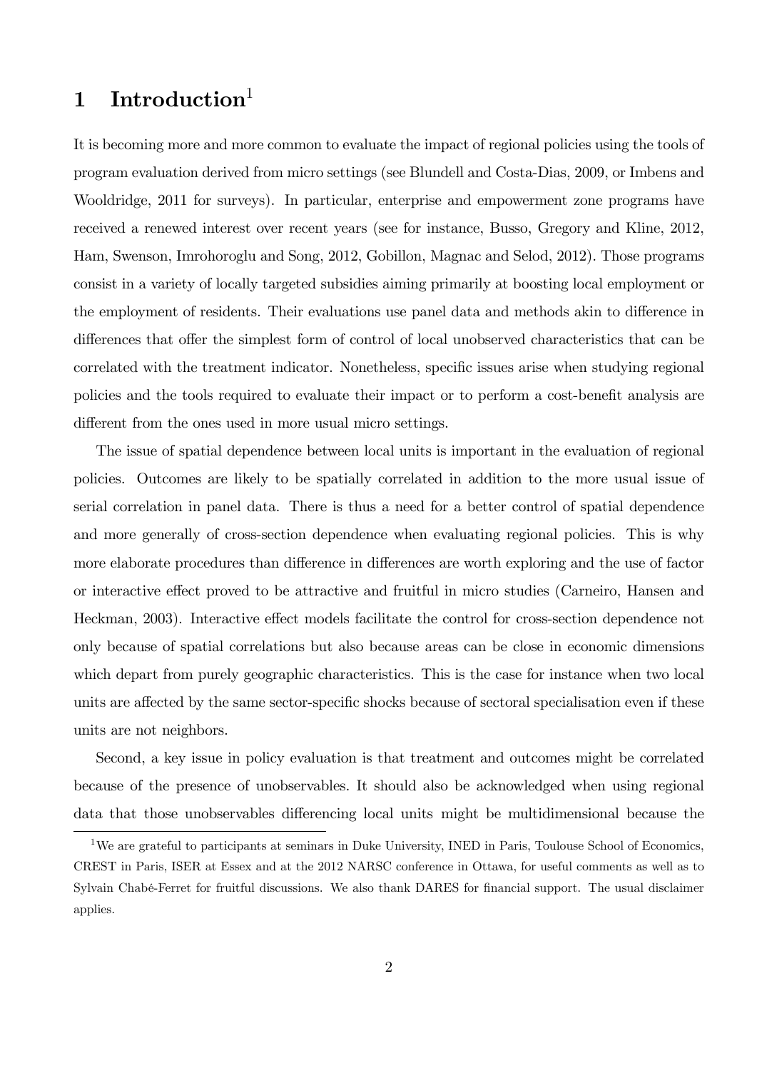# 1 Introduction[1]

It is becoming more and more common to evaluate the impact of regional policies using the tools of program evaluation derived from micro settings (see Blundell and Costa-Dias, 2009, or Imbens and Wooldridge, 2011 for surveys). In particular, enterprise and empowerment zone programs have received a renewed interest over recent years (see for instance, Busso, Gregory and Kline, 2012, Ham, Swenson, Imrohoroglu and Song, 2012, Gobillon, Magnac and Selod, 2012). Those programs consist in a variety of locally targeted subsidies aiming primarily at boosting local employment or the employment of residents. Their evaluations use panel data and methods akin to difference in differences that offer the simplest form of control of local unobserved characteristics that can be correlated with the treatment indicator. Nonetheless, specific issues arise when studying regional policies and the tools required to evaluate their impact or to perform a cost-benefit analysis are different from the ones used in more usual micro settings.

The issue of spatial dependence between local units is important in the evaluation of regional policies. Outcomes are likely to be spatially correlated in addition to the more usual issue of serial correlation in panel data. There is thus a need for a better control of spatial dependence and more generally of cross-section dependence when evaluating regional policies. This is why more elaborate procedures than difference in differences are worth exploring and the use of factor or interactive effect proved to be attractive and fruitful in micro studies (Carneiro, Hansen and Heckman, 2003). Interactive effect models facilitate the control for cross-section dependence not only because of spatial correlations but also because areas can be close in economic dimensions which depart from purely geographic characteristics. This is the case for instance when two local units are affected by the same sector-specific shocks because of sectoral specialisation even if these units are not neighbors.

Second, a key issue in policy evaluation is that treatment and outcomes might be correlated because of the presence of unobservables. It should also be acknowledged when using regional data that those unobservables differencing local units might be multidimensional because the

[1] We are grateful to participants at seminars in Duke University, INED in Paris, Toulouse School of Economics, CREST in Paris, ISER at Essex and at the 2012 NARSC conference in Ottawa, for useful comments as well as to Sylvain Chabé-Ferret for fruitful discussions. We also thank DARES for financial support. The usual disclaimer applies.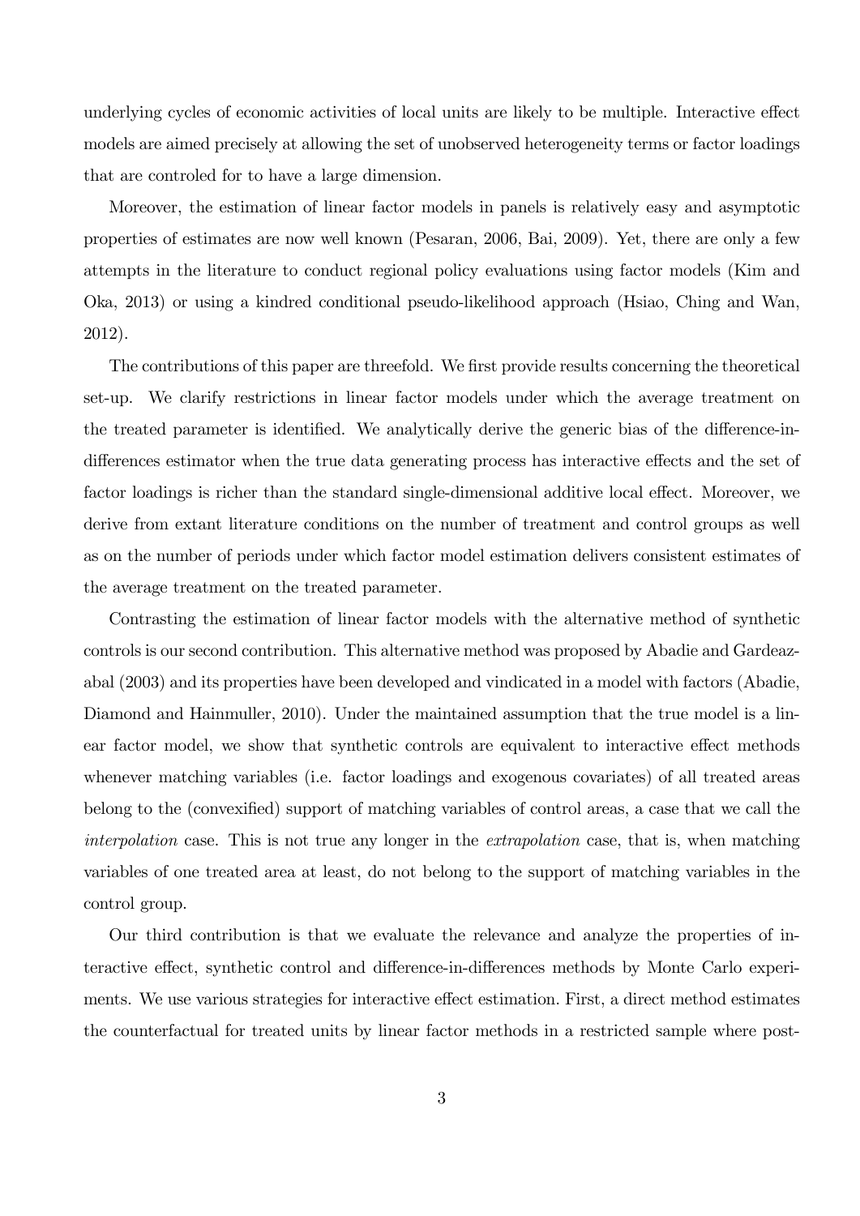underlying cycles of economic activities of local units are likely to be multiple. Interactive effect models are aimed precisely at allowing the set of unobserved heterogeneity terms or factor loadings that are controled for to have a large dimension.

Moreover, the estimation of linear factor models in panels is relatively easy and asymptotic properties of estimates are now well known (Pesaran, 2006, Bai, 2009). Yet, there are only a few attempts in the literature to conduct regional policy evaluations using factor models (Kim and Oka, 2013) or using a kindred conditional pseudo-likelihood approach (Hsiao, Ching and Wan, 2012).

The contributions of this paper are threefold. We first provide results concerning the theoretical set-up. We clarify restrictions in linear factor models under which the average treatment on the treated parameter is identified. We analytically derive the generic bias of the difference-in-differences estimator when the true data generating process has interactive effects and the set of factor loadings is richer than the standard single-dimensional additive local effect. Moreover, we derive from extant literature conditions on the number of treatment and control groups as well as on the number of periods under which factor model estimation delivers consistent estimates of the average treatment on the treated parameter.

Contrasting the estimation of linear factor models with the alternative method of synthetic controls is our second contribution. This alternative method was proposed by Abadie and Gardeazabal (2003) and its properties have been developed and vindicated in a model with factors (Abadie, Diamond and Hainmuller, 2010). Under the maintained assumption that the true model is a linear factor model, we show that synthetic controls are equivalent to interactive effect methods whenever matching variables (i.e. factor loadings and exogenous covariates) of all treated areas belong to the (convexified) support of matching variables of control areas, a case that we call the *interpolation* case. This is not true any longer in the *extrapolation* case, that is, when matching variables of one treated area at least, do not belong to the support of matching variables in the control group.

Our third contribution is that we evaluate the relevance and analyze the properties of interactive effect, synthetic control and difference-in-differences methods by Monte Carlo experiments. We use various strategies for interactive effect estimation. First, a direct method estimates the counterfactual for treated units by linear factor methods in a restricted sample where post-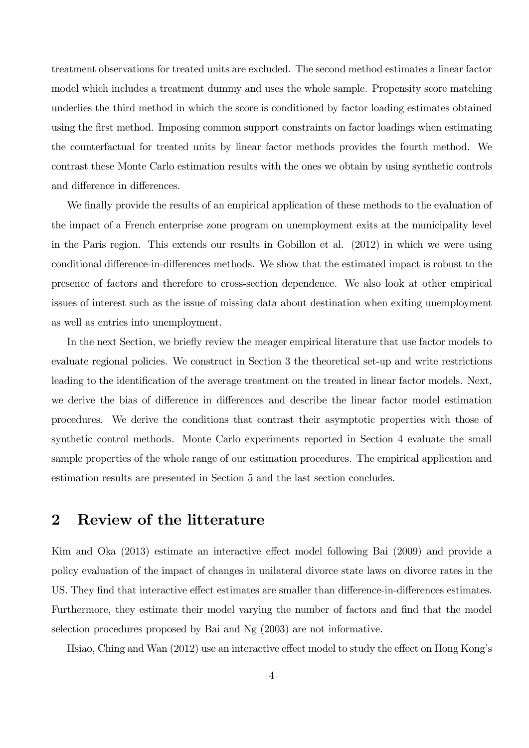treatment observations for treated units are excluded. The second method estimates a linear factor model which includes a treatment dummy and uses the whole sample. Propensity score matching underlies the third method in which the score is conditioned by factor loading estimates obtained using the first method. Imposing common support constraints on factor loadings when estimating the counterfactual for treated units by linear factor methods provides the fourth method. We contrast these Monte Carlo estimation results with the ones we obtain by using synthetic controls and difference in differences.

We finally provide the results of an empirical application of these methods to the evaluation of the impact of a French enterprise zone program on unemployment exits at the municipality level in the Paris region. This extends our results in Gobillon et al. (2012) in which we were using conditional difference-in-differences methods. We show that the estimated impact is robust to the presence of factors and therefore to cross-section dependence. We also look at other empirical issues of interest such as the issue of missing data about destination when exiting unemployment as well as entries into unemployment.

In the next Section, we briefly review the meager empirical literature that use factor models to evaluate regional policies. We construct in Section 3 the theoretical set-up and write restrictions leading to the identification of the average treatment on the treated in linear factor models. Next, we derive the bias of difference in differences and describe the linear factor model estimation procedures. We derive the conditions that contrast their asymptotic properties with those of synthetic control methods. Monte Carlo experiments reported in Section 4 evaluate the small sample properties of the whole range of our estimation procedures. The empirical application and estimation results are presented in Section 5 and the last section concludes.

## 2 Review of the litterature

Kim and Oka (2013) estimate an interactive effect model following Bai (2009) and provide a policy evaluation of the impact of changes in unilateral divorce state laws on divorce rates in the US. They find that interactive effect estimates are smaller than difference-in-differences estimates. Furthermore, they estimate their model varying the number of factors and find that the model selection procedures proposed by Bai and Ng (2003) are not informative.

Hsiao, Ching and Wan (2012) use an interactive effect model to study the effect on Hong Kong's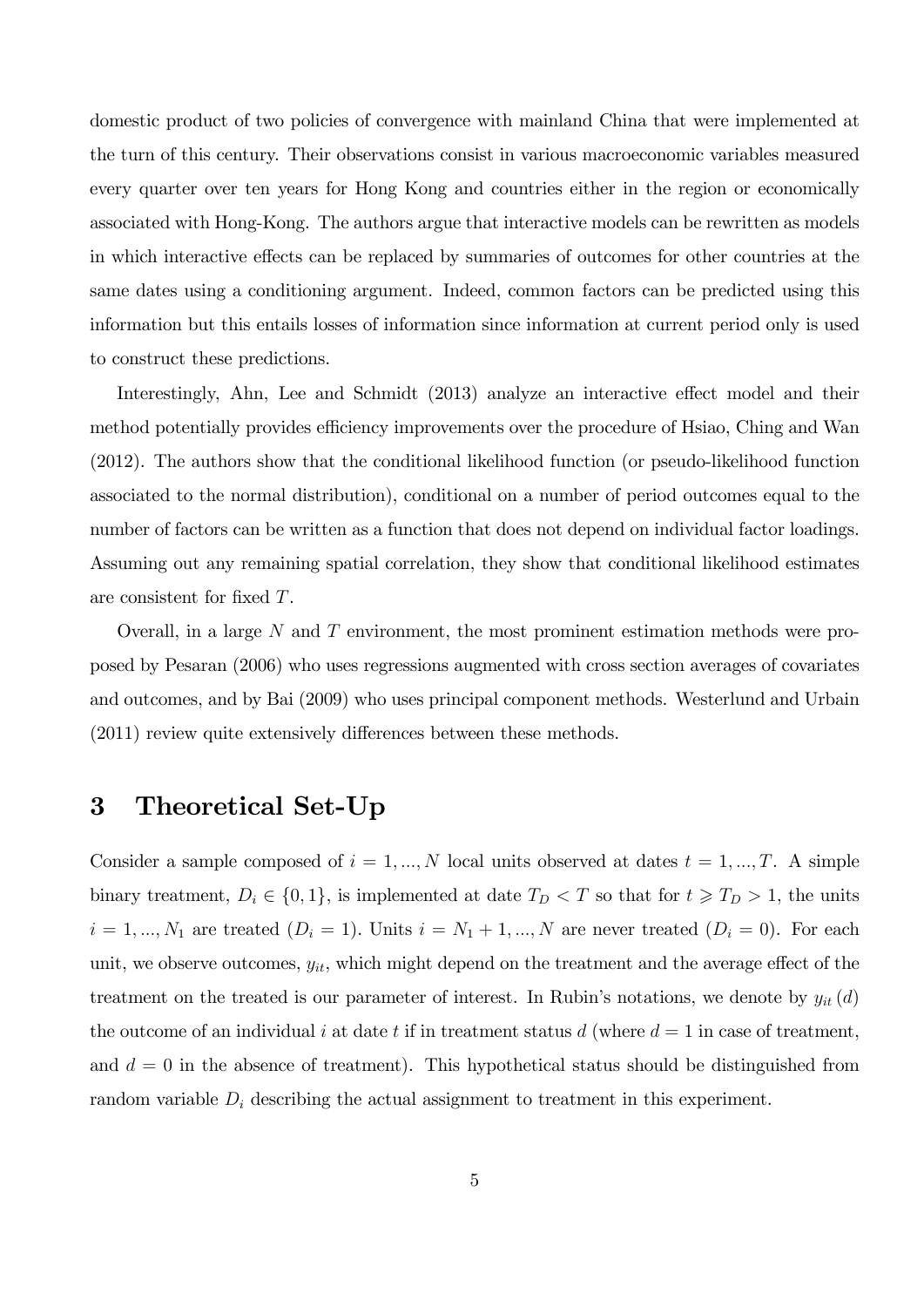domestic product of two policies of convergence with mainland China that were implemented at the turn of this century. Their observations consist in various macroeconomic variables measured every quarter over ten years for Hong Kong and countries either in the region or economically associated with Hong-Kong. The authors argue that interactive models can be rewritten as models in which interactive effects can be replaced by summaries of outcomes for other countries at the same dates using a conditioning argument. Indeed, common factors can be predicted using this information but this entails losses of information since information at current period only is used to construct these predictions.

Interestingly, Ahn, Lee and Schmidt (2013) analyze an interactive effect model and their method potentially provides efficiency improvements over the procedure of Hsiao, Ching and Wan (2012). The authors show that the conditional likelihood function (or pseudo-likelihood function associated to the normal distribution), conditional on a number of period outcomes equal to the number of factors can be written as a function that does not depend on individual factor loadings. Assuming out any remaining spatial correlation, they show that conditional likelihood estimates are consistent for fixed $T$.

Overall, in a large $N$ and $T$ environment, the most prominent estimation methods were proposed by Pesaran (2006) who uses regressions augmented with cross section averages of covariates and outcomes, and by Bai (2009) who uses principal component methods. Westerlund and Urbain (2011) review quite extensively differences between these methods.

# 3 Theoretical Set-Up

Consider a sample composed of $i = 1, ..., N$ local units observed at dates $t = 1, ..., T$. A simple binary treatment, $D_i \in \{0, 1\}$, is implemented at date $T_D < T$ so that for $t \geqslant T_D > 1$, the units $i = 1, ..., N_1$ are treated ($D_i = 1$). Units $i = N_1 + 1, ..., N$ are never treated ($D_i = 0$). For each unit, we observe outcomes, $y_{it}$, which might depend on the treatment and the average effect of the treatment on the treated is our parameter of interest. In Rubin's notations, we denote by $y_{it}(d)$ the outcome of an individual $i$ at date $t$ if in treatment status $d$ (where $d = 1$ in case of treatment, and $d = 0$ in the absence of treatment). This hypothetical status should be distinguished from random variable $D_i$ describing the actual assignment to treatment in this experiment.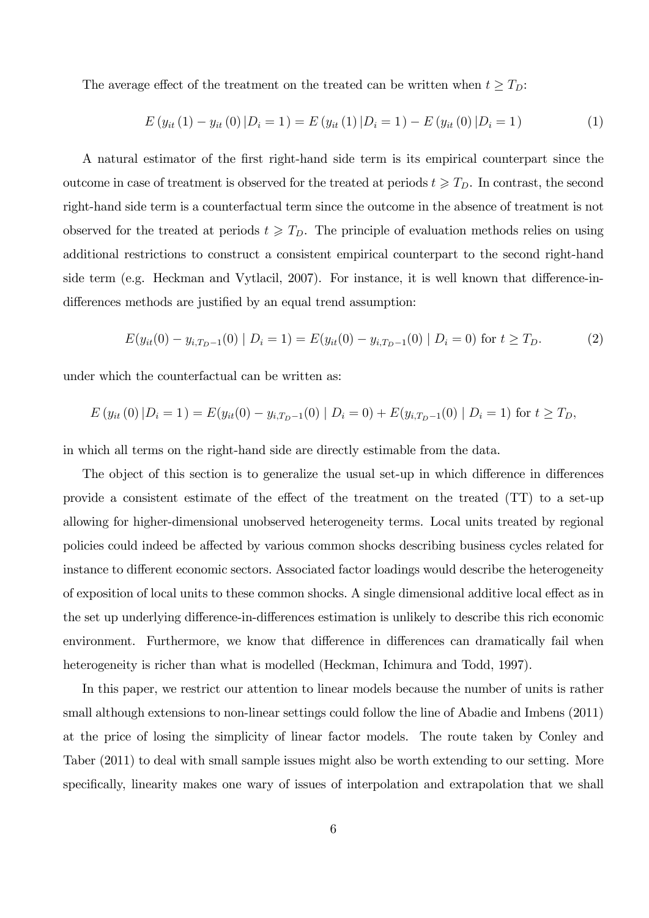The average effect of the treatment on the treated can be written when $t \geq T_D$:

$$E\left(y_{it}\left(1\right)-y_{it}\left(0\right)|D_i=1\right)=E\left(y_{it}\left(1\right)|D_i=1\right)-E\left(y_{it}\left(0\right)|D_i=1\right) \tag{1}$$

A natural estimator of the first right-hand side term is its empirical counterpart since the outcome in case of treatment is observed for the treated at periods $t \geqslant T_D$. In contrast, the second right-hand side term is a counterfactual term since the outcome in the absence of treatment is not observed for the treated at periods $t \geqslant T_D$. The principle of evaluation methods relies on using additional restrictions to construct a consistent empirical counterpart to the second right-hand side term (e.g. Heckman and Vytlacil, 2007). For instance, it is well known that difference-in-differences methods are justified by an equal trend assumption:

$$E(y_{it}(0)-y_{i,T_D-1}(0) \mid D_i=1)=E(y_{it}(0)-y_{i,T_D-1}(0) \mid D_i=0) \text{ for } t \geq T_D. \tag{2}$$

under which the counterfactual can be written as:

$$E\left(y_{it}\left(0\right)|D_i=1\right)=E(y_{it}(0)-y_{i,T_D-1}(0) \mid D_i=0)+E(y_{i,T_D-1}(0) \mid D_i=1) \text{ for } t \geq T_D,$$

in which all terms on the right-hand side are directly estimable from the data.

The object of this section is to generalize the usual set-up in which difference in differences provide a consistent estimate of the effect of the treatment on the treated (TT) to a set-up allowing for higher-dimensional unobserved heterogeneity terms. Local units treated by regional policies could indeed be affected by various common shocks describing business cycles related for instance to different economic sectors. Associated factor loadings would describe the heterogeneity of exposition of local units to these common shocks. A single dimensional additive local effect as in the set up underlying difference-in-differences estimation is unlikely to describe this rich economic environment. Furthermore, we know that difference in differences can dramatically fail when heterogeneity is richer than what is modelled (Heckman, Ichimura and Todd, 1997).

In this paper, we restrict our attention to linear models because the number of units is rather small although extensions to non-linear settings could follow the line of Abadie and Imbens (2011) at the price of losing the simplicity of linear factor models. The route taken by Conley and Taber (2011) to deal with small sample issues might also be worth extending to our setting. More specifically, linearity makes one wary of issues of interpolation and extrapolation that we shall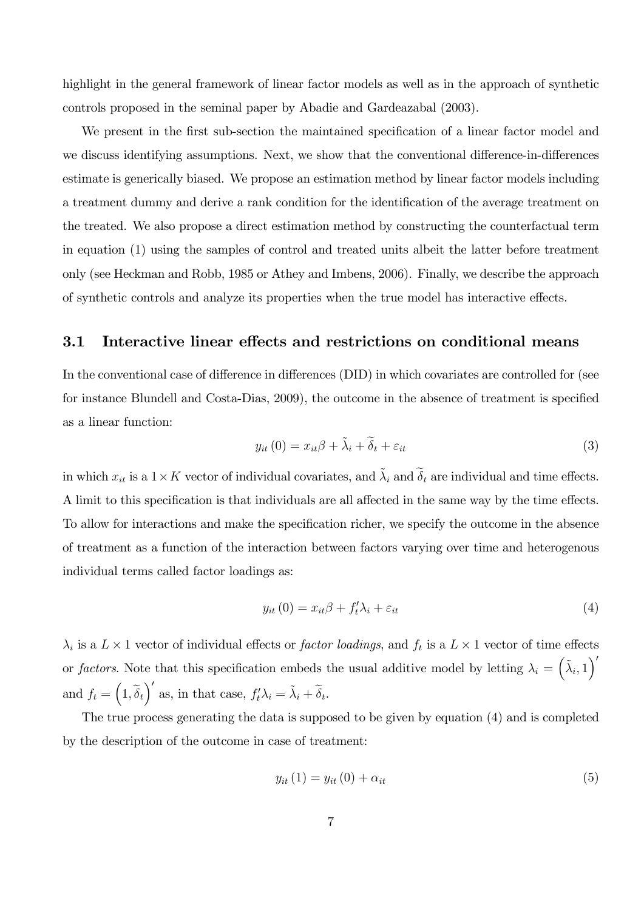highlight in the general framework of linear factor models as well as in the approach of synthetic controls proposed in the seminal paper by Abadie and Gardeazabal (2003).

We present in the first sub-section the maintained specification of a linear factor model and we discuss identifying assumptions. Next, we show that the conventional difference-in-differences estimate is generically biased. We propose an estimation method by linear factor models including a treatment dummy and derive a rank condition for the identification of the average treatment on the treated. We also propose a direct estimation method by constructing the counterfactual term in equation (1) using the samples of control and treated units albeit the latter before treatment only (see Heckman and Robb, 1985 or Athey and Imbens, 2006). Finally, we describe the approach of synthetic controls and analyze its properties when the true model has interactive effects.

## 3.1 Interactive linear effects and restrictions on conditional means

In the conventional case of difference in differences (DID) in which covariates are controlled for (see for instance Blundell and Costa-Dias, 2009), the outcome in the absence of treatment is specified as a linear function:

$$y_{it}(0) = x_{it}\beta + \tilde{\lambda}_i + \widetilde{\delta}_t + \varepsilon_{it} \tag{3}$$

in which $x_{it}$ is a $1 \times K$ vector of individual covariates, and $\tilde{\lambda}_i$ and $\widetilde{\delta}_t$ are individual and time effects. A limit to this specification is that individuals are all affected in the same way by the time effects. To allow for interactions and make the specification richer, we specify the outcome in the absence of treatment as a function of the interaction between factors varying over time and heterogenous individual terms called factor loadings as:

$$y_{it}(0) = x_{it}\beta + f_t'\lambda_i + \varepsilon_{it} \tag{4}$$

$\lambda_i$ is a $L \times 1$ vector of individual effects or *factor loadings*, and $f_t$ is a $L \times 1$ vector of time effects or *factors*. Note that this specification embeds the usual additive model by letting $\lambda_i = \left(\tilde{\lambda}_i, 1\right)'$ and $f_t = \left(1, \widetilde{\delta}_t\right)'$ as, in that case, $f_t'\lambda_i = \tilde{\lambda}_i + \widetilde{\delta}_t$.

The true process generating the data is supposed to be given by equation (4) and is completed by the description of the outcome in case of treatment:

$$y_{it}(1) = y_{it}(0) + \alpha_{it} \tag{5}$$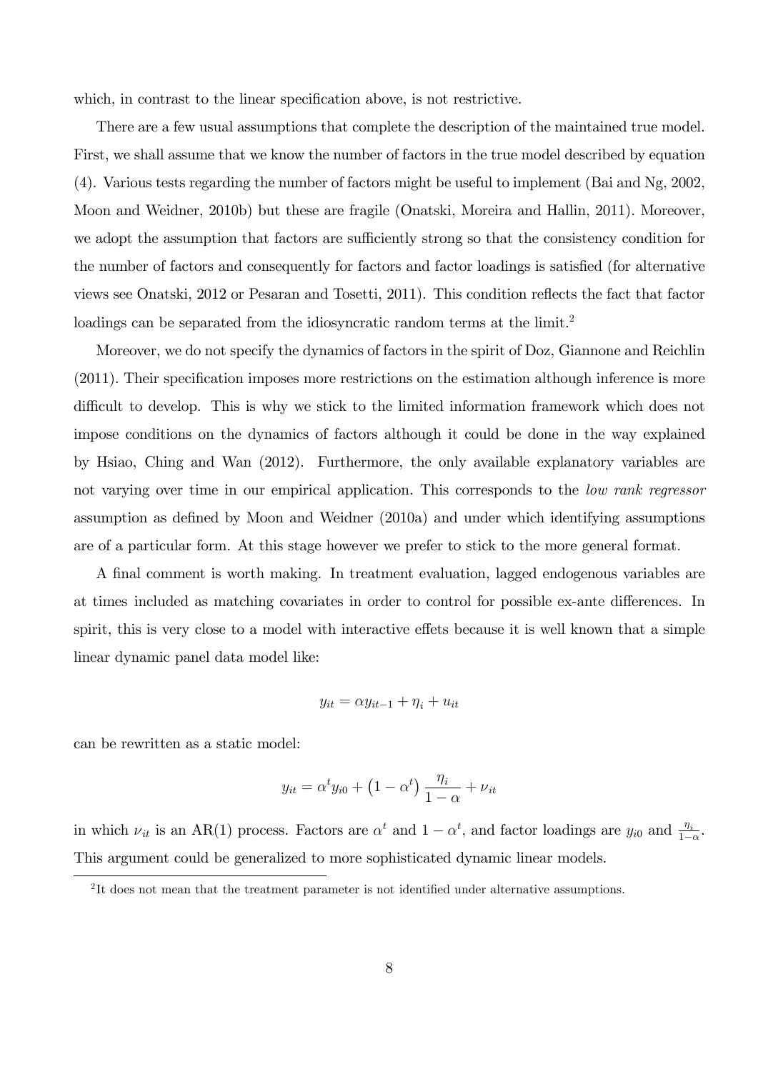which, in contrast to the linear specification above, is not restrictive.

There are a few usual assumptions that complete the description of the maintained true model. First, we shall assume that we know the number of factors in the true model described by equation (4). Various tests regarding the number of factors might be useful to implement (Bai and Ng, 2002, Moon and Weidner, 2010b) but these are fragile (Onatski, Moreira and Hallin, 2011). Moreover, we adopt the assumption that factors are sufficiently strong so that the consistency condition for the number of factors and consequently for factors and factor loadings is satisfied (for alternative views see Onatski, 2012 or Pesaran and Tosetti, 2011). This condition reflects the fact that factor loadings can be separated from the idiosyncratic random terms at the limit.[2]

Moreover, we do not specify the dynamics of factors in the spirit of Doz, Giannone and Reichlin (2011). Their specification imposes more restrictions on the estimation although inference is more difficult to develop. This is why we stick to the limited information framework which does not impose conditions on the dynamics of factors although it could be done in the way explained by Hsiao, Ching and Wan (2012). Furthermore, the only available explanatory variables are not varying over time in our empirical application. This corresponds to the *low rank regressor* assumption as defined by Moon and Weidner (2010a) and under which identifying assumptions are of a particular form. At this stage however we prefer to stick to the more general format.

A final comment is worth making. In treatment evaluation, lagged endogenous variables are at times included as matching covariates in order to control for possible ex-ante differences. In spirit, this is very close to a model with interactive effets because it is well known that a simple linear dynamic panel data model like:

$$y_{it} = \alpha y_{it-1} + \eta_i + u_{it}$$

can be rewritten as a static model:

$$y_{it} = \alpha^t y_{i0} + \left(1 - \alpha^t\right) \frac{\eta_i}{1-\alpha} + \nu_{it}$$

in which $\nu_{it}$ is an AR(1) process. Factors are $\alpha^t$ and $1 - \alpha^t$, and factor loadings are $y_{i0}$ and $\frac{\eta_i}{1-\alpha}$. This argument could be generalized to more sophisticated dynamic linear models.

[2] It does not mean that the treatment parameter is not identified under alternative assumptions.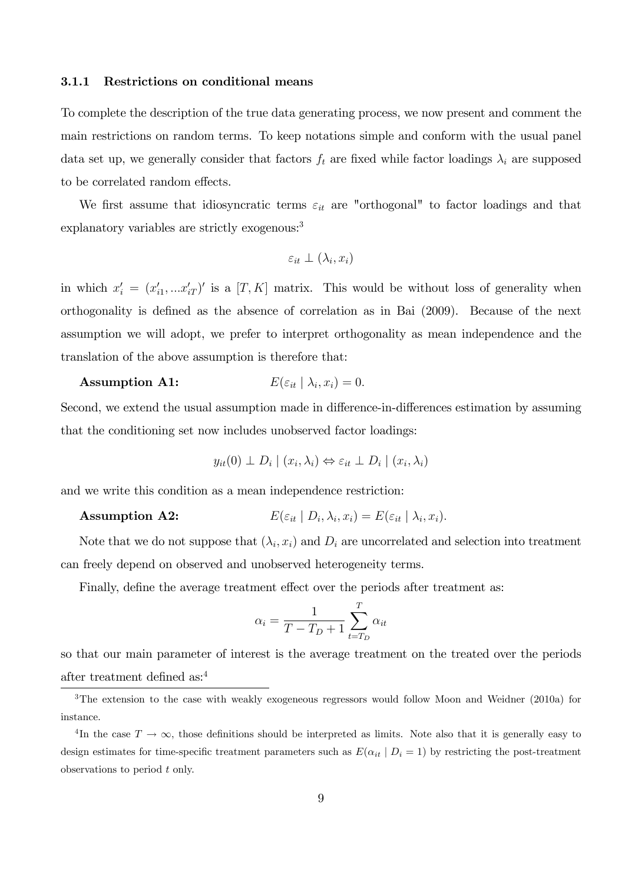### 3.1.1 Restrictions on conditional means

To complete the description of the true data generating process, we now present and comment the main restrictions on random terms. To keep notations simple and conform with the usual panel data set up, we generally consider that factors $f_t$ are fixed while factor loadings $\lambda_i$ are supposed to be correlated random effects.

We first assume that idiosyncratic terms $\varepsilon_{it}$ are "orthogonal" to factor loadings and that explanatory variables are strictly exogenous:[3]

$$\varepsilon_{it} \perp (\lambda_i, x_i)$$

in which $x_i' = (x_{i1}', ... x_{iT}')'$ is a $[T, K]$ matrix. This would be without loss of generality when orthogonality is defined as the absence of correlation as in Bai (2009). Because of the next assumption we will adopt, we prefer to interpret orthogonality as mean independence and the translation of the above assumption is therefore that:

**Assumption A1:** $$E(\varepsilon_{it} \mid \lambda_i, x_i) = 0.$$

Second, we extend the usual assumption made in difference-in-differences estimation by assuming that the conditioning set now includes unobserved factor loadings:

$$y_{it}(0) \perp D_i \mid (x_i, \lambda_i) \Leftrightarrow \varepsilon_{it} \perp D_i \mid (x_i, \lambda_i)$$

and we write this condition as a mean independence restriction:

**Assumption A2:** $$E(\varepsilon_{it} \mid D_i, \lambda_i, x_i) = E(\varepsilon_{it} \mid \lambda_i, x_i).$$

Note that we do not suppose that $(\lambda_i, x_i)$ and $D_i$ are uncorrelated and selection into treatment can freely depend on observed and unobserved heterogeneity terms.

Finally, define the average treatment effect over the periods after treatment as:

$$\alpha_i = \frac{1}{T - T_D + 1} \sum_{t=T_D}^{T} \alpha_{it}$$

so that our main parameter of interest is the average treatment on the treated over the periods after treatment defined as:[4]

---

[3] The extension to the case with weakly exogeneous regressors would follow Moon and Weidner (2010a) for instance.

[4] In the case $T \to \infty$, those definitions should be interpreted as limits. Note also that it is generally easy to design estimates for time-specific treatment parameters such as $E(\alpha_{it} \mid D_i = 1)$ by restricting the post-treatment observations to period $t$ only.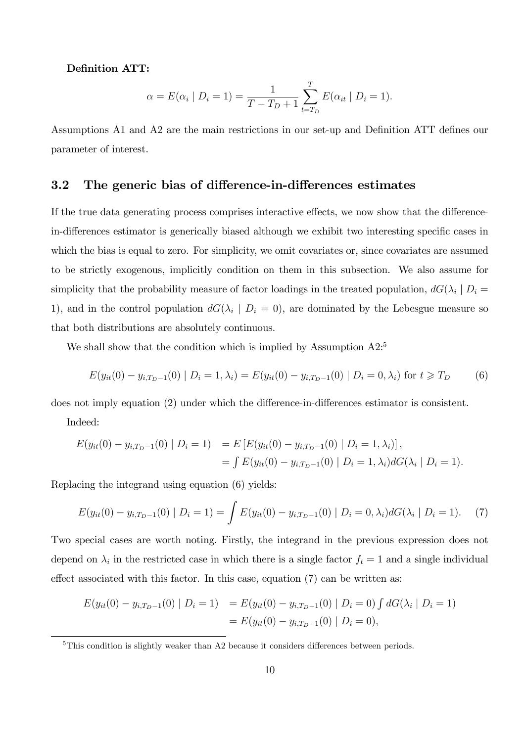**Definition ATT:**

$$\alpha = E(\alpha_i \mid D_i = 1) = \frac{1}{T - T_D + 1} \sum_{t=T_D}^{T} E(\alpha_{it} \mid D_i = 1).$$

Assumptions A1 and A2 are the main restrictions in our set-up and Definition ATT defines our parameter of interest.

## 3.2 The generic bias of difference-in-differences estimates

If the true data generating process comprises interactive effects, we now show that the difference-in-differences estimator is generically biased although we exhibit two interesting specific cases in which the bias is equal to zero. For simplicity, we omit covariates or, since covariates are assumed to be strictly exogenous, implicitly condition on them in this subsection. We also assume for simplicity that the probability measure of factor loadings in the treated population, $dG(\lambda_i \mid D_i = 1)$, and in the control population $dG(\lambda_i \mid D_i = 0)$, are dominated by the Lebesgue measure so that both distributions are absolutely continuous.

We shall show that the condition which is implied by Assumption A2:[5]

$$E(y_{it}(0) - y_{i,T_D-1}(0) \mid D_i = 1, \lambda_i) = E(y_{it}(0) - y_{i,T_D-1}(0) \mid D_i = 0, \lambda_i) \text{ for } t \geqslant T_D \qquad (6)$$

does not imply equation (2) under which the difference-in-differences estimator is consistent.

Indeed:

$$\begin{aligned} E(y_{it}(0) - y_{i,T_D-1}(0) \mid D_i = 1) &= E\left[E(y_{it}(0) - y_{i,T_D-1}(0) \mid D_i = 1, \lambda_i)\right], \\ &= \int E(y_{it}(0) - y_{i,T_D-1}(0) \mid D_i = 1, \lambda_i) dG(\lambda_i \mid D_i = 1). \end{aligned}$$

Replacing the integrand using equation (6) yields:

$$E(y_{it}(0) - y_{i,T_D-1}(0) \mid D_i = 1) = \int E(y_{it}(0) - y_{i,T_D-1}(0) \mid D_i = 0, \lambda_i) dG(\lambda_i \mid D_i = 1). \qquad (7)$$

Two special cases are worth noting. Firstly, the integrand in the previous expression does not depend on $\lambda_i$ in the restricted case in which there is a single factor $f_t = 1$ and a single individual effect associated with this factor. In this case, equation (7) can be written as:

$$\begin{aligned} E(y_{it}(0) - y_{i,T_D-1}(0) \mid D_i = 1) &= E(y_{it}(0) - y_{i,T_D-1}(0) \mid D_i = 0) \int dG(\lambda_i \mid D_i = 1) \\ &= E(y_{it}(0) - y_{i,T_D-1}(0) \mid D_i = 0), \end{aligned}$$

[5] This condition is slightly weaker than A2 because it considers differences between periods.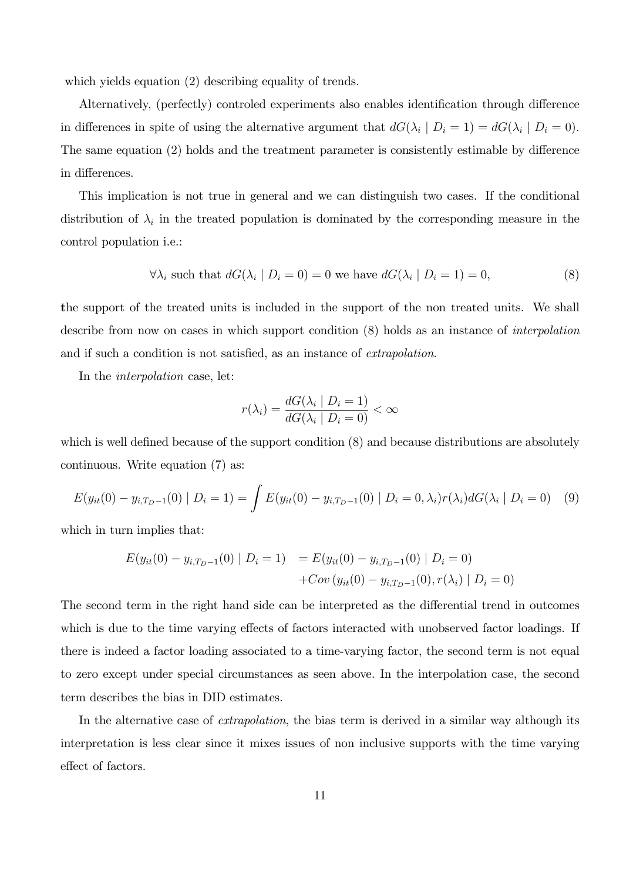which yields equation (2) describing equality of trends.

Alternatively, (perfectly) controled experiments also enables identification through difference in differences in spite of using the alternative argument that $dG(\lambda_i \mid D_i = 1) = dG(\lambda_i \mid D_i = 0)$. The same equation (2) holds and the treatment parameter is consistently estimable by difference in differences.

This implication is not true in general and we can distinguish two cases. If the conditional distribution of $\lambda_i$ in the treated population is dominated by the corresponding measure in the control population i.e.:

$$\forall \lambda_i \text{ such that } dG(\lambda_i \mid D_i = 0) = 0 \text{ we have } dG(\lambda_i \mid D_i = 1) = 0, \tag{8}$$

the support of the treated units is included in the support of the non treated units. We shall describe from now on cases in which support condition (8) holds as an instance of *interpolation* and if such a condition is not satisfied, as an instance of *extrapolation*.

In the *interpolation* case, let:

$$r(\lambda_i) = \frac{dG(\lambda_i \mid D_i = 1)}{dG(\lambda_i \mid D_i = 0)} < \infty$$

which is well defined because of the support condition (8) and because distributions are absolutely continuous. Write equation (7) as:

$$E(y_{it}(0) - y_{i,T_D-1}(0) \mid D_i = 1) = \int E(y_{it}(0) - y_{i,T_D-1}(0) \mid D_i = 0, \lambda_i) r(\lambda_i) dG(\lambda_i \mid D_i = 0) \tag{9}$$

which in turn implies that:

$$\begin{aligned} E(y_{it}(0) - y_{i,T_D-1}(0) \mid D_i = 1) &= E(y_{it}(0) - y_{i,T_D-1}(0) \mid D_i = 0) \\ &\quad + Cov\left(y_{it}(0) - y_{i,T_D-1}(0), r(\lambda_i) \mid D_i = 0\right) \end{aligned}$$

The second term in the right hand side can be interpreted as the differential trend in outcomes which is due to the time varying effects of factors interacted with unobserved factor loadings. If there is indeed a factor loading associated to a time-varying factor, the second term is not equal to zero except under special circumstances as seen above. In the interpolation case, the second term describes the bias in DID estimates.

In the alternative case of *extrapolation*, the bias term is derived in a similar way although its interpretation is less clear since it mixes issues of non inclusive supports with the time varying effect of factors.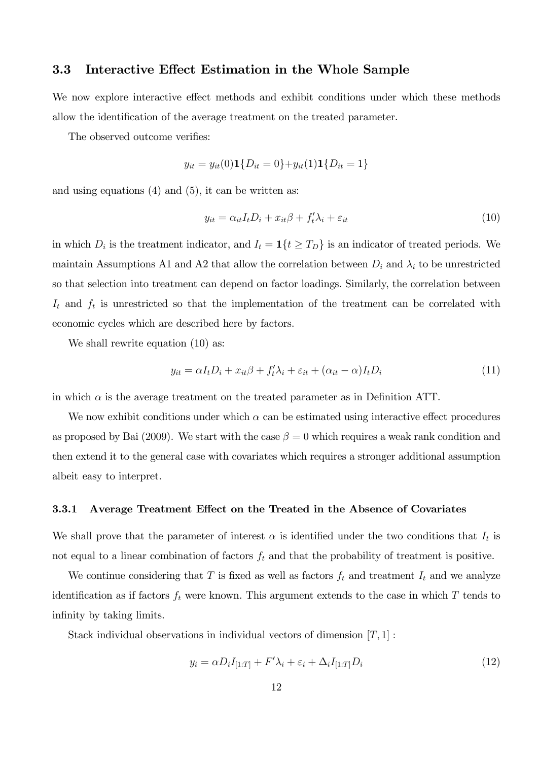### 3.3 Interactive Effect Estimation in the Whole Sample

We now explore interactive effect methods and exhibit conditions under which these methods allow the identification of the average treatment on the treated parameter.

The observed outcome verifies:

$$y_{it} = y_{it}(0)\mathbf{1}\{D_{it} = 0\} + y_{it}(1)\mathbf{1}\{D_{it} = 1\}$$

and using equations (4) and (5), it can be written as:

$$y_{it} = \alpha_{it} I_t D_i + x_{it}\beta + f_t'\lambda_i + \varepsilon_{it} \tag{10}$$

in which $D_i$ is the treatment indicator, and $I_t = \mathbf{1}\{t \geq T_D\}$ is an indicator of treated periods. We maintain Assumptions A1 and A2 that allow the correlation between $D_i$ and $\lambda_i$ to be unrestricted so that selection into treatment can depend on factor loadings. Similarly, the correlation between $I_t$ and $f_t$ is unrestricted so that the implementation of the treatment can be correlated with economic cycles which are described here by factors.

We shall rewrite equation (10) as:

$$y_{it} = \alpha I_t D_i + x_{it}\beta + f_t'\lambda_i + \varepsilon_{it} + (\alpha_{it} - \alpha) I_t D_i \tag{11}$$

in which $\alpha$ is the average treatment on the treated parameter as in Definition ATT.

We now exhibit conditions under which $\alpha$ can be estimated using interactive effect procedures as proposed by Bai (2009). We start with the case $\beta = 0$ which requires a weak rank condition and then extend it to the general case with covariates which requires a stronger additional assumption albeit easy to interpret.

#### 3.3.1 Average Treatment Effect on the Treated in the Absence of Covariates

We shall prove that the parameter of interest $\alpha$ is identified under the two conditions that $I_t$ is not equal to a linear combination of factors $f_t$ and that the probability of treatment is positive.

We continue considering that $T$ is fixed as well as factors $f_t$ and treatment $I_t$ and we analyze identification as if factors $f_t$ were known. This argument extends to the case in which $T$ tends to infinity by taking limits.

Stack individual observations in individual vectors of dimension $[T, 1]$ :

$$y_i = \alpha D_i I_{[1:T]} + F'\lambda_i + \varepsilon_i + \Delta_i I_{[1:T]} D_i \tag{12}$$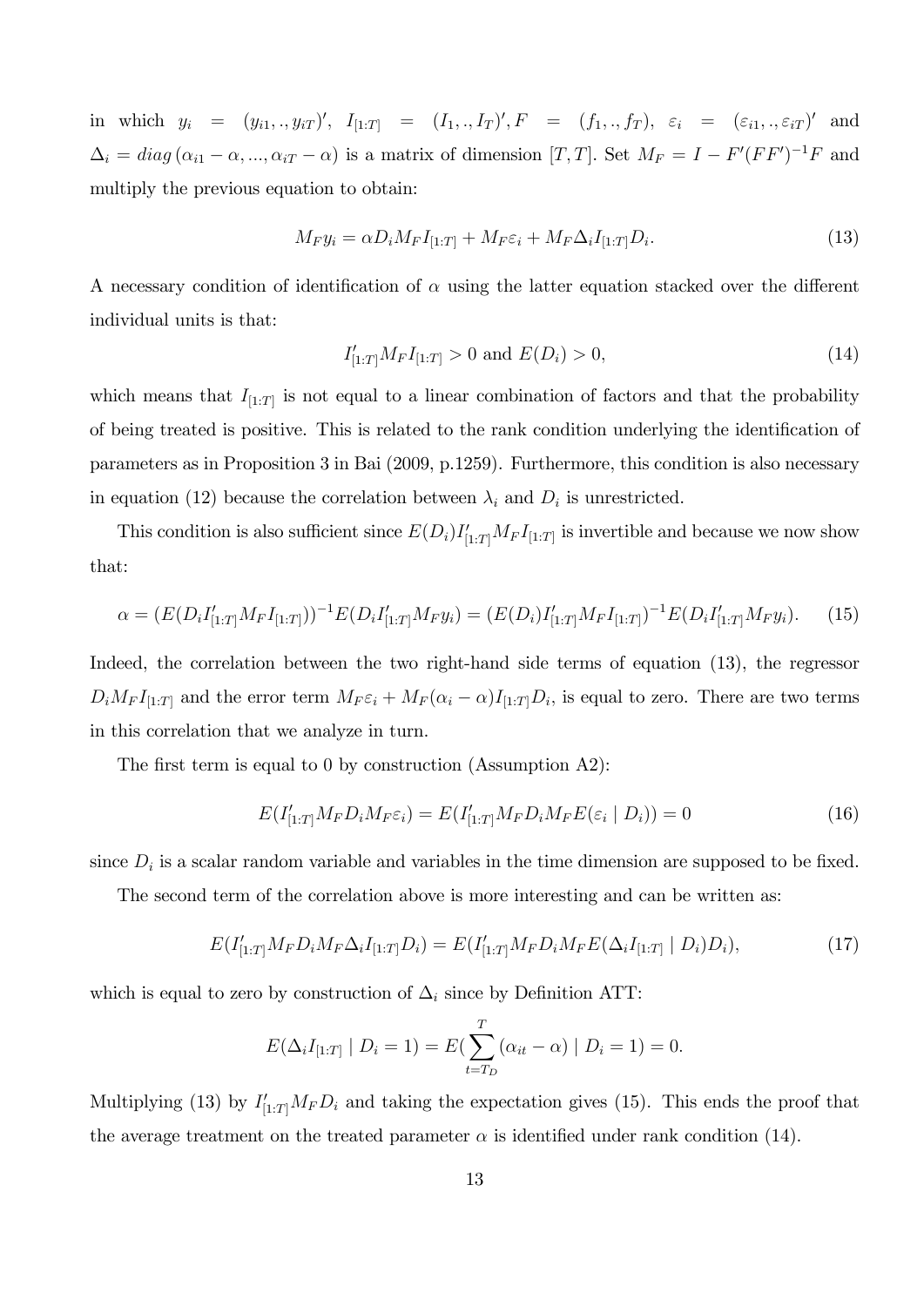in which $y_i = (y_{i1}, .., y_{iT})'$, $I_{[1:T]} = (I_1, .., I_T)', F = (f_1, .., f_T)$, $\varepsilon_i = (\varepsilon_{i1}, .., \varepsilon_{iT})'$ and $\Delta_i = diag(\alpha_{i1} - \alpha, ..., \alpha_{iT} - \alpha)$ is a matrix of dimension $[T, T]$. Set $M_F = I - F'(FF')^{-1}F$ and multiply the previous equation to obtain:

$$M_F y_i = \alpha D_i M_F I_{[1:T]} + M_F \varepsilon_i + M_F \Delta_i I_{[1:T]} D_i. \tag{13}$$

A necessary condition of identification of $\alpha$ using the latter equation stacked over the different individual units is that:

$$I'_{[1:T]} M_F I_{[1:T]} > 0 \text{ and } E(D_i) > 0, \tag{14}$$

which means that $I_{[1:T]}$ is not equal to a linear combination of factors and that the probability of being treated is positive. This is related to the rank condition underlying the identification of parameters as in Proposition 3 in Bai (2009, p.1259). Furthermore, this condition is also necessary in equation (12) because the correlation between $\lambda_i$ and $D_i$ is unrestricted.

This condition is also sufficient since $E(D_i) I'_{[1:T]} M_F I_{[1:T]}$ is invertible and because we now show that:

$$\alpha = (E(D_i I'_{[1:T]} M_F I_{[1:T]}))^{-1} E(D_i I'_{[1:T]} M_F y_i) = (E(D_i) I'_{[1:T]} M_F I_{[1:T]})^{-1} E(D_i I'_{[1:T]} M_F y_i). \tag{15}$$

Indeed, the correlation between the two right-hand side terms of equation (13), the regressor $D_i M_F I_{[1:T]}$ and the error term $M_F \varepsilon_i + M_F(\alpha_i - \alpha) I_{[1:T]} D_i$, is equal to zero. There are two terms in this correlation that we analyze in turn.

The first term is equal to 0 by construction (Assumption A2):

$$E(I'_{[1:T]} M_F D_i M_F \varepsilon_i) = E(I'_{[1:T]} M_F D_i M_F E(\varepsilon_i \mid D_i)) = 0 \tag{16}$$

since $D_i$ is a scalar random variable and variables in the time dimension are supposed to be fixed.

The second term of the correlation above is more interesting and can be written as:

$$E(I'_{[1:T]} M_F D_i M_F \Delta_i I_{[1:T]} D_i) = E(I'_{[1:T]} M_F D_i M_F E(\Delta_i I_{[1:T]} \mid D_i) D_i), \tag{17}$$

which is equal to zero by construction of $\Delta_i$ since by Definition ATT:

$$E(\Delta_i I_{[1:T]} \mid D_i = 1) = E(\sum_{t=T_D}^{T} (\alpha_{it} - \alpha) \mid D_i = 1) = 0.$$

Multiplying (13) by $I'_{[1:T]} M_F D_i$ and taking the expectation gives (15). This ends the proof that the average treatment on the treated parameter $\alpha$ is identified under rank condition (14).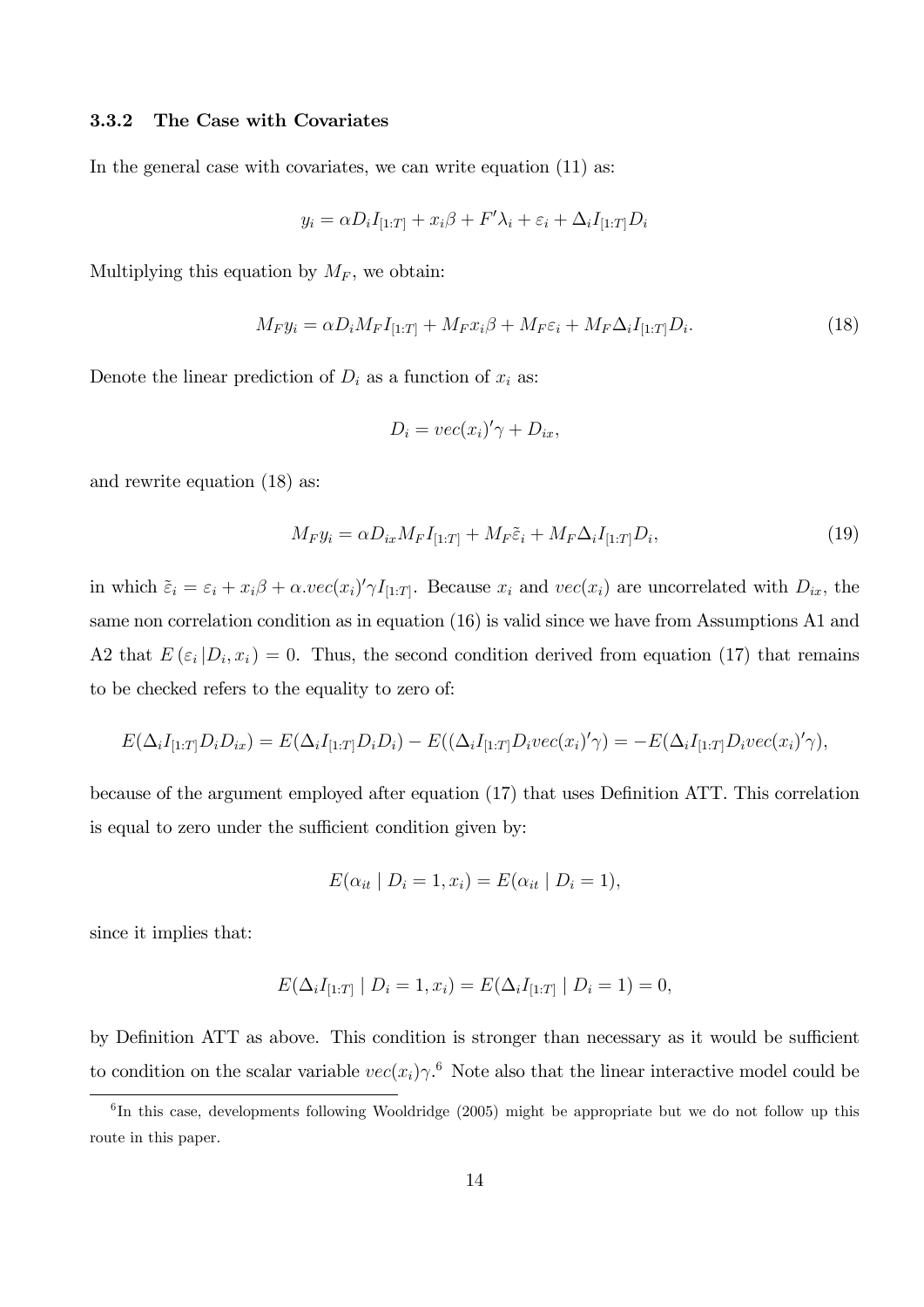### 3.3.2 The Case with Covariates

In the general case with covariates, we can write equation (11) as:

$$y_i = \alpha D_i I_{[1:T]} + x_i \beta + F' \lambda_i + \varepsilon_i + \Delta_i I_{[1:T]} D_i$$

Multiplying this equation by $M_F$, we obtain:

$$M_F y_i = \alpha D_i M_F I_{[1:T]} + M_F x_i \beta + M_F \varepsilon_i + M_F \Delta_i I_{[1:T]} D_i. \tag{18}$$

Denote the linear prediction of $D_i$ as a function of $x_i$ as:

$$D_i = vec(x_i)' \gamma + D_{ix},$$

and rewrite equation (18) as:

$$M_F y_i = \alpha D_{ix} M_F I_{[1:T]} + M_F \tilde{\varepsilon}_i + M_F \Delta_i I_{[1:T]} D_i, \tag{19}$$

in which $\tilde{\varepsilon}_i = \varepsilon_i + x_i \beta + \alpha . vec(x_i)' \gamma I_{[1:T]}$. Because $x_i$ and $vec(x_i)$ are uncorrelated with $D_{ix}$, the same non correlation condition as in equation (16) is valid since we have from Assumptions A1 and A2 that $E(\varepsilon_i | D_i, x_i) = 0$. Thus, the second condition derived from equation (17) that remains to be checked refers to the equality to zero of:

$$E(\Delta_i I_{[1:T]} D_i D_{ix}) = E(\Delta_i I_{[1:T]} D_i D_i) - E((\Delta_i I_{[1:T]} D_i vec(x_i)' \gamma) = -E(\Delta_i I_{[1:T]} D_i vec(x_i)' \gamma),$$

because of the argument employed after equation (17) that uses Definition ATT. This correlation is equal to zero under the sufficient condition given by:

$$E(\alpha_{it} \mid D_i = 1, x_i) = E(\alpha_{it} \mid D_i = 1),$$

since it implies that:

$$E(\Delta_i I_{[1:T]} \mid D_i = 1, x_i) = E(\Delta_i I_{[1:T]} \mid D_i = 1) = 0,$$

by Definition ATT as above. This condition is stronger than necessary as it would be sufficient to condition on the scalar variable $vec(x_i)\gamma$.[6] Note also that the linear interactive model could be

[6] In this case, developments following Wooldridge (2005) might be appropriate but we do not follow up this route in this paper.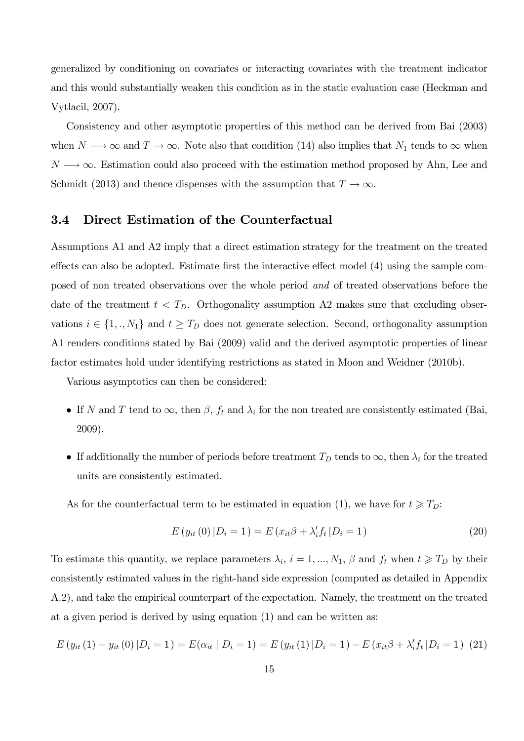generalized by conditioning on covariates or interacting covariates with the treatment indicator and this would substantially weaken this condition as in the static evaluation case (Heckman and Vytlacil, 2007).

Consistency and other asymptotic properties of this method can be derived from Bai (2003) when $N \longrightarrow \infty$ and $T \rightarrow \infty$. Note also that condition (14) also implies that $N_1$ tends to $\infty$ when $N \longrightarrow \infty$. Estimation could also proceed with the estimation method proposed by Ahn, Lee and Schmidt (2013) and thence dispenses with the assumption that $T \rightarrow \infty$.

### 3.4 Direct Estimation of the Counterfactual

Assumptions A1 and A2 imply that a direct estimation strategy for the treatment on the treated effects can also be adopted. Estimate first the interactive effect model (4) using the sample composed of non treated observations over the whole period *and* of treated observations before the date of the treatment $t < T_D$. Orthogonality assumption A2 makes sure that excluding observations $i \in \{1, ., N_1\}$ and $t \geq T_D$ does not generate selection. Second, orthogonality assumption A1 renders conditions stated by Bai (2009) valid and the derived asymptotic properties of linear factor estimates hold under identifying restrictions as stated in Moon and Weidner (2010b).

Various asymptotics can then be considered:

- If $N$ and $T$ tend to $\infty$, then $\beta$, $f_t$ and $\lambda_i$ for the non treated are consistently estimated (Bai, 2009).
- If additionally the number of periods before treatment $T_D$ tends to $\infty$, then $\lambda_i$ for the treated units are consistently estimated.

As for the counterfactual term to be estimated in equation (1), we have for $t \geqslant T_D$:

$$E\left(y_{it}\left(0\right)|D_i = 1\right) = E\left(x_{it}\beta + \lambda_i' f_t \left|D_i = 1\right.\right) \tag{20}$$

To estimate this quantity, we replace parameters $\lambda_i$, $i = 1, ..., N_1$, $\beta$ and $f_t$ when $t \geqslant T_D$ by their consistently estimated values in the right-hand side expression (computed as detailed in Appendix A.2), and take the empirical counterpart of the expectation. Namely, the treatment on the treated at a given period is derived by using equation (1) and can be written as:

$$E\left(y_{it}\left(1\right) - y_{it}\left(0\right)|D_i = 1\right) = E(\alpha_{it} \mid D_i = 1) = E\left(y_{it}\left(1\right)|D_i = 1\right) - E\left(x_{it}\beta + \lambda_i' f_t \left|D_i = 1\right.\right) \tag{21}$$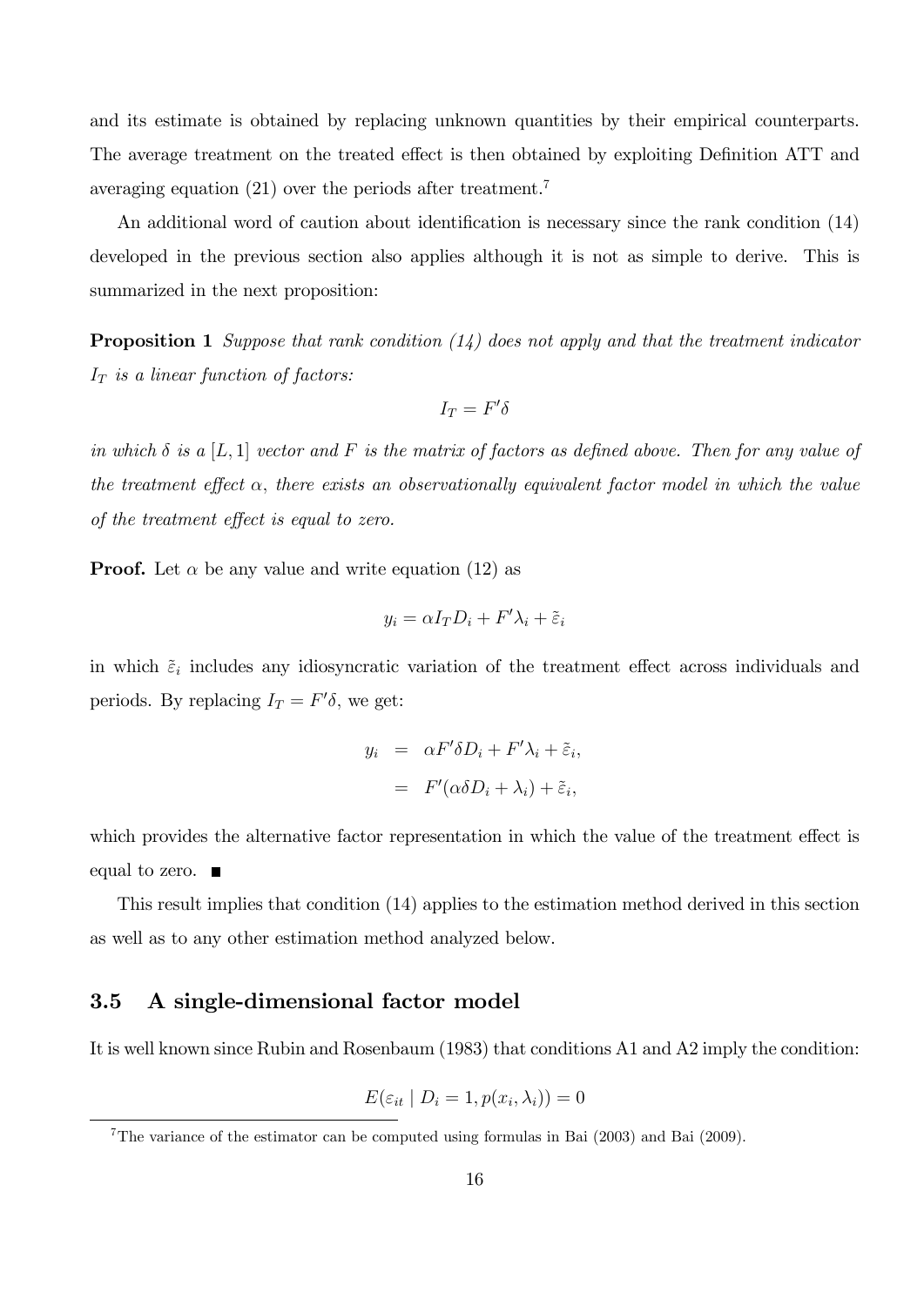and its estimate is obtained by replacing unknown quantities by their empirical counterparts. The average treatment on the treated effect is then obtained by exploiting Definition ATT and averaging equation (21) over the periods after treatment.[7]

An additional word of caution about identification is necessary since the rank condition (14) developed in the previous section also applies although it is not as simple to derive. This is summarized in the next proposition:

**Proposition 1** *Suppose that rank condition (14) does not apply and that the treatment indicator $I_T$ is a linear function of factors:*

$$I_T = F'\delta$$

*in which $\delta$ is a $[L, 1]$ vector and $F$ is the matrix of factors as defined above. Then for any value of the treatment effect $\alpha$, there exists an observationally equivalent factor model in which the value of the treatment effect is equal to zero.*

**Proof.** Let $\alpha$ be any value and write equation (12) as

$$y_i = \alpha I_T D_i + F'\lambda_i + \tilde{\varepsilon}_i$$

in which $\tilde{\varepsilon}_i$ includes any idiosyncratic variation of the treatment effect across individuals and periods. By replacing $I_T = F'\delta$, we get:

$$\begin{aligned} y_i &= \alpha F'\delta D_i + F'\lambda_i + \tilde{\varepsilon}_i, \\ &= F'(\alpha\delta D_i + \lambda_i) + \tilde{\varepsilon}_i, \end{aligned}$$

which provides the alternative factor representation in which the value of the treatment effect is equal to zero. ■

This result implies that condition (14) applies to the estimation method derived in this section as well as to any other estimation method analyzed below.

### 3.5 A single-dimensional factor model

It is well known since Rubin and Rosenbaum (1983) that conditions A1 and A2 imply the condition:

$$E(\varepsilon_{it} \mid D_i = 1, p(x_i, \lambda_i)) = 0$$

[7] The variance of the estimator can be computed using formulas in Bai (2003) and Bai (2009).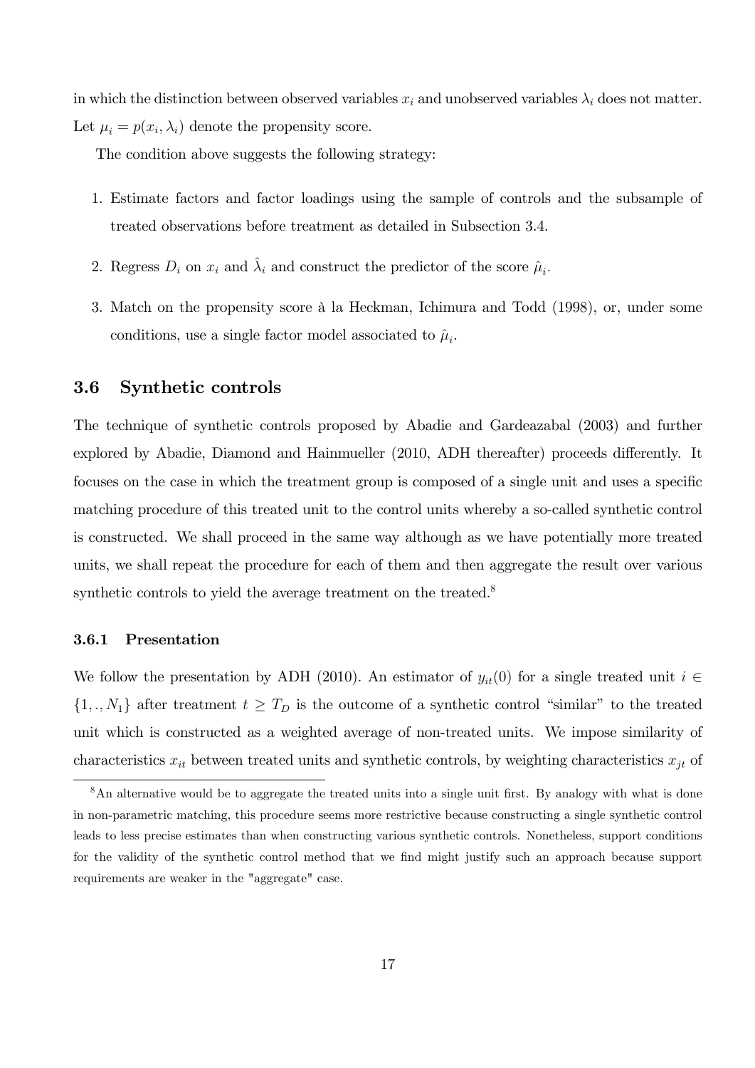in which the distinction between observed variables $x_i$ and unobserved variables $\lambda_i$ does not matter. Let $\mu_i = p(x_i, \lambda_i)$ denote the propensity score.

The condition above suggests the following strategy:

1. Estimate factors and factor loadings using the sample of controls and the subsample of treated observations before treatment as detailed in Subsection 3.4.

2. Regress $D_i$ on $x_i$ and $\hat{\lambda}_i$ and construct the predictor of the score $\hat{\mu}_i$.

3. Match on the propensity score à la Heckman, Ichimura and Todd (1998), or, under some conditions, use a single factor model associated to $\hat{\mu}_i$.

### 3.6 Synthetic controls

The technique of synthetic controls proposed by Abadie and Gardeazabal (2003) and further explored by Abadie, Diamond and Hainmueller (2010, ADH thereafter) proceeds differently. It focuses on the case in which the treatment group is composed of a single unit and uses a specific matching procedure of this treated unit to the control units whereby a so-called synthetic control is constructed. We shall proceed in the same way although as we have potentially more treated units, we shall repeat the procedure for each of them and then aggregate the result over various synthetic controls to yield the average treatment on the treated.[8]

#### 3.6.1 Presentation

We follow the presentation by ADH (2010). An estimator of $y_{it}(0)$ for a single treated unit $i \in \{1, ., N_1\}$ after treatment $t \geq T_D$ is the outcome of a synthetic control "similar" to the treated unit which is constructed as a weighted average of non-treated units. We impose similarity of characteristics $x_{it}$ between treated units and synthetic controls, by weighting characteristics $x_{jt}$ of

[8] An alternative would be to aggregate the treated units into a single unit first. By analogy with what is done in non-parametric matching, this procedure seems more restrictive because constructing a single synthetic control leads to less precise estimates than when constructing various synthetic controls. Nonetheless, support conditions for the validity of the synthetic control method that we find might justify such an approach because support requirements are weaker in the "aggregate" case.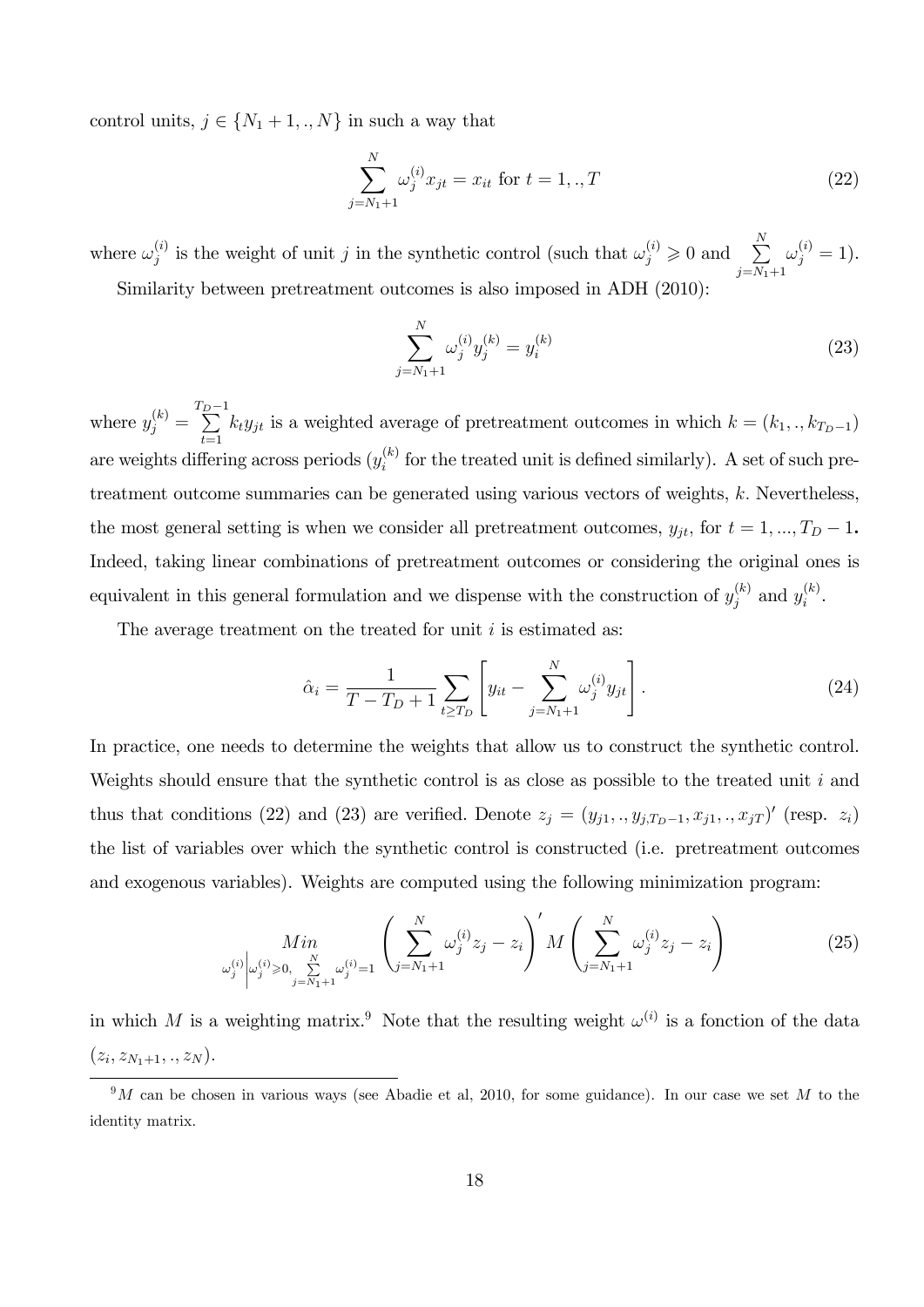control units, $j \in \{N_1+1,.,N\}$ in such a way that

$$\sum_{j=N_1+1}^{N} \omega_j^{(i)} x_{jt} = x_{it} \text{ for } t = 1,.,T \tag{22}$$

where $\omega_j^{(i)}$ is the weight of unit $j$ in the synthetic control (such that $\omega_j^{(i)} \geqslant 0$ and $\sum\limits_{j=N_1+1}^{N} \omega_j^{(i)} = 1$).

Similarity between pretreatment outcomes is also imposed in ADH (2010):

$$\sum_{j=N_1+1}^{N} \omega_j^{(i)} y_j^{(k)} = y_i^{(k)} \tag{23}$$

where $y_j^{(k)} = \sum\limits_{t=1}^{T_D-1} k_t y_{jt}$ is a weighted average of pretreatment outcomes in which $k = (k_1,.,k_{T_D-1})$ are weights differing across periods ($y_i^{(k)}$ for the treated unit is defined similarly). A set of such pretreatment outcome summaries can be generated using various vectors of weights, $k$. Nevertheless, the most general setting is when we consider all pretreatment outcomes, $y_{jt}$, for $t = 1,...,T_D - 1$**.** Indeed, taking linear combinations of pretreatment outcomes or considering the original ones is equivalent in this general formulation and we dispense with the construction of $y_j^{(k)}$ and $y_i^{(k)}$.

The average treatment on the treated for unit $i$ is estimated as:

$$\hat{\alpha}_i = \frac{1}{T - T_D + 1} \sum_{t \geq T_D} \left[ y_{it} - \sum_{j=N_1+1}^{N} \omega_j^{(i)} y_{jt} \right]. \tag{24}$$

In practice, one needs to determine the weights that allow us to construct the synthetic control. Weights should ensure that the synthetic control is as close as possible to the treated unit $i$ and thus that conditions (22) and (23) are verified. Denote $z_j = (y_{j1},.,y_{j,T_D-1},x_{j1},.,x_{jT})'$ (resp. $z_i$) the list of variables over which the synthetic control is constructed (i.e. pretreatment outcomes and exogenous variables). Weights are computed using the following minimization program:

$$\underset{\omega_j^{(i)} \left| \omega_j^{(i)} \geqslant 0, \sum\limits_{j=N_1+1}^{N} \omega_j^{(i)} = 1 \right.}{Min} \left( \sum_{j=N_1+1}^{N} \omega_j^{(i)} z_j - z_i \right)' M \left( \sum_{j=N_1+1}^{N} \omega_j^{(i)} z_j - z_i \right) \tag{25}$$

in which $M$ is a weighting matrix.[9] Note that the resulting weight $\omega^{(i)}$ is a fonction of the data $(z_i, z_{N_1+1},.,z_N)$.

[9] $M$ can be chosen in various ways (see Abadie et al, 2010, for some guidance). In our case we set $M$ to the identity matrix.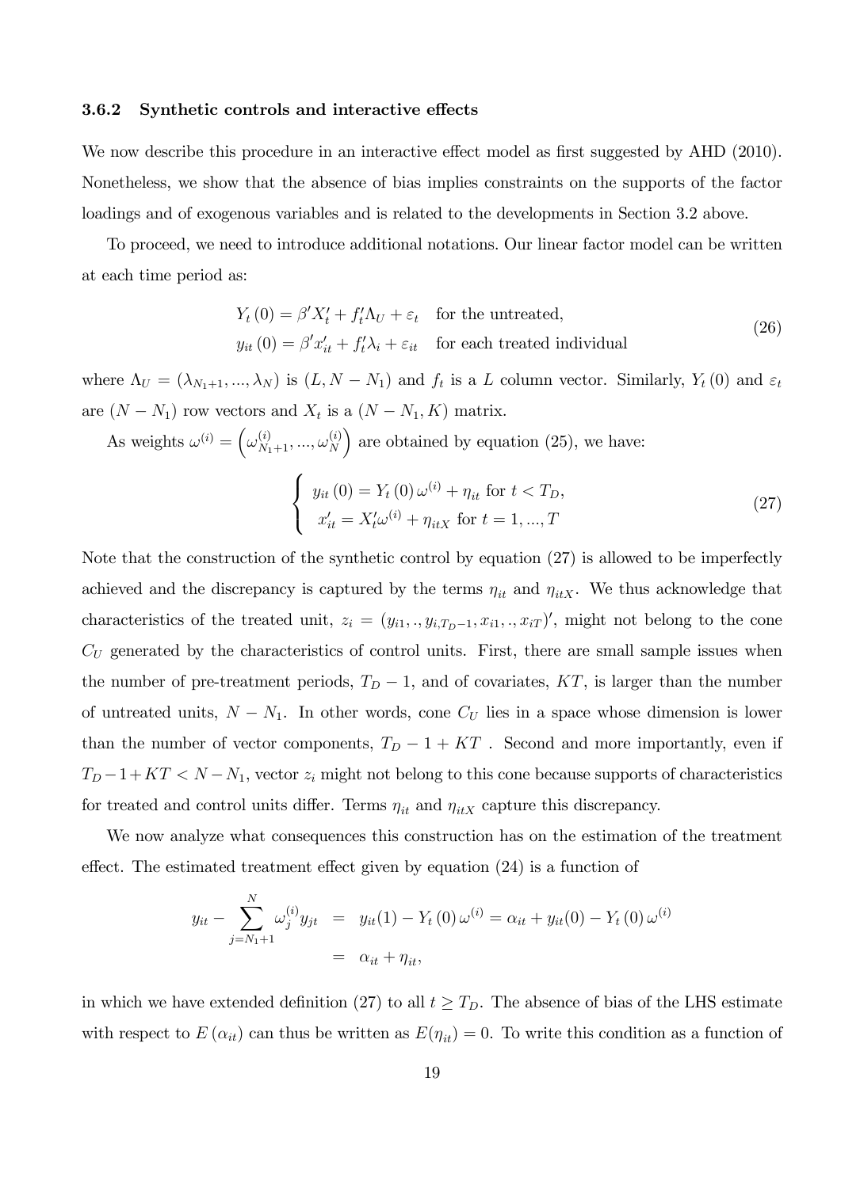#### 3.6.2 Synthetic controls and interactive effects

We now describe this procedure in an interactive effect model as first suggested by AHD (2010). Nonetheless, we show that the absence of bias implies constraints on the supports of the factor loadings and of exogenous variables and is related to the developments in Section 3.2 above.

To proceed, we need to introduce additional notations. Our linear factor model can be written at each time period as:

$$
\begin{aligned}
Y_t(0) &= \beta' X_t' + f_t' \Lambda_U + \varepsilon_t \quad \text{for the untreated,} \\
y_{it}(0) &= \beta' x_{it}' + f_t' \lambda_i + \varepsilon_{it} \quad \text{for each treated individual}
\end{aligned}
\tag{26}
$$

where $\Lambda_U = (\lambda_{N_1+1}, ..., \lambda_N)$ is $(L, N - N_1)$ and $f_t$ is a $L$ column vector. Similarly, $Y_t(0)$ and $\varepsilon_t$ are $(N - N_1)$ row vectors and $X_t$ is a $(N - N_1, K)$ matrix.

As weights $\omega^{(i)} = \left(\omega^{(i)}_{N_1+1}, ..., \omega^{(i)}_N\right)$ are obtained by equation (25), we have:

$$
\left\{
\begin{array}{l}
y_{it}(0) = Y_t(0)\,\omega^{(i)} + \eta_{it} \text{ for } t < T_D, \\
x_{it}' = X_t' \omega^{(i)} + \eta_{itX} \text{ for } t = 1, ..., T
\end{array}
\right.
\tag{27}
$$

Note that the construction of the synthetic control by equation (27) is allowed to be imperfectly achieved and the discrepancy is captured by the terms $\eta_{it}$ and $\eta_{itX}$. We thus acknowledge that characteristics of the treated unit, $z_i = (y_{i1}, ., y_{i,T_D-1}, x_{i1}, ., x_{iT})'$, might not belong to the cone $C_U$ generated by the characteristics of control units. First, there are small sample issues when the number of pre-treatment periods, $T_D - 1$, and of covariates, $KT$, is larger than the number of untreated units, $N - N_1$. In other words, cone $C_U$ lies in a space whose dimension is lower than the number of vector components, $T_D - 1 + KT$ . Second and more importantly, even if $T_D - 1 + KT < N - N_1$, vector $z_i$ might not belong to this cone because supports of characteristics for treated and control units differ. Terms $\eta_{it}$ and $\eta_{itX}$ capture this discrepancy.

We now analyze what consequences this construction has on the estimation of the treatment effect. The estimated treatment effect given by equation (24) is a function of

$$
\begin{aligned}
y_{it} - \sum_{j=N_1+1}^{N} \omega^{(i)}_j y_{jt} &= y_{it}(1) - Y_t(0)\,\omega^{(i)} = \alpha_{it} + y_{it}(0) - Y_t(0)\,\omega^{(i)} \\
&= \alpha_{it} + \eta_{it},
\end{aligned}
$$

in which we have extended definition (27) to all $t \geq T_D$. The absence of bias of the LHS estimate with respect to $E(\alpha_{it})$ can thus be written as $E(\eta_{it}) = 0$. To write this condition as a function of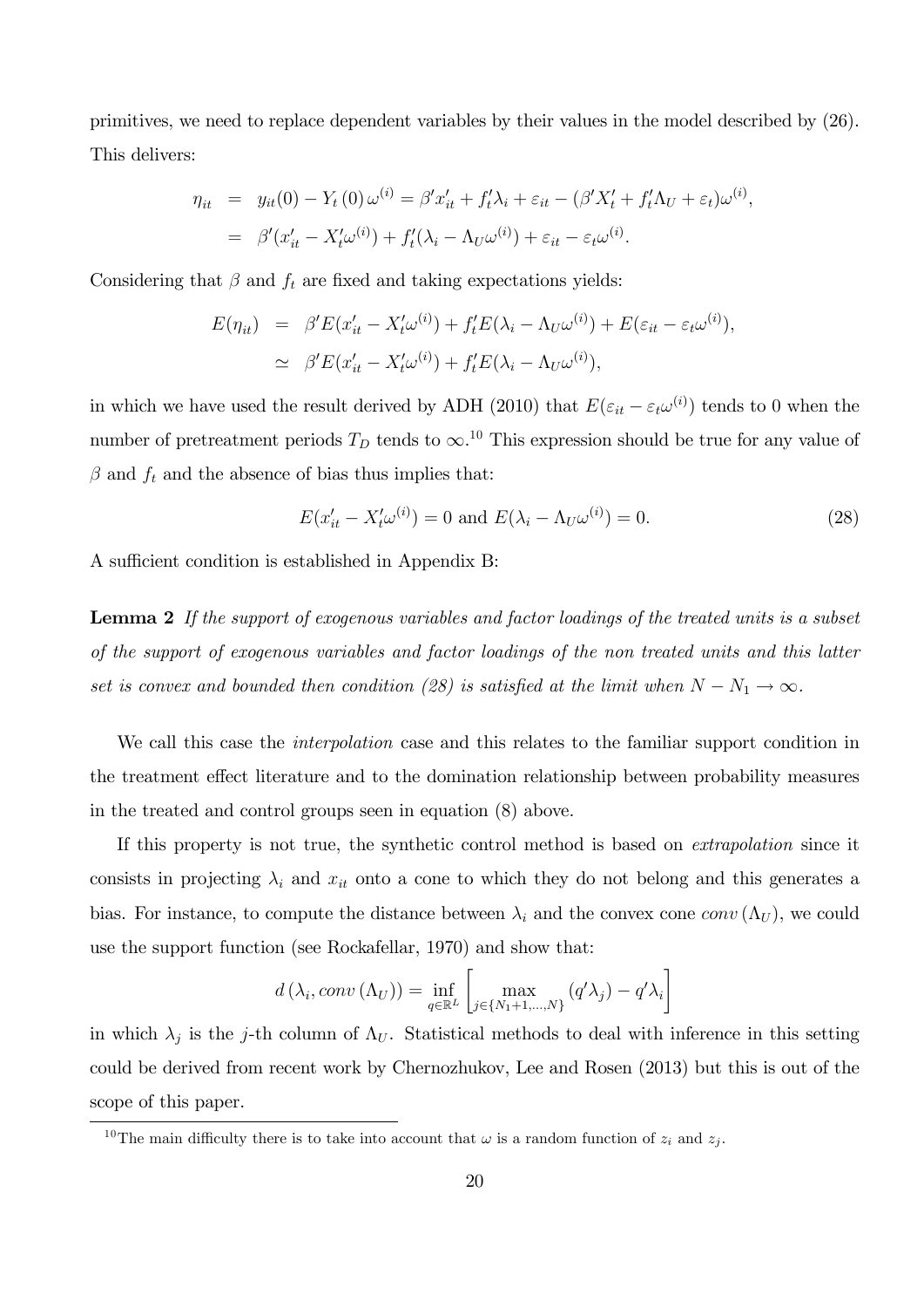primitives, we need to replace dependent variables by their values in the model described by (26). This delivers:

$$
\begin{aligned}
\eta_{it} &= y_{it}(0) - Y_t(0)\,\omega^{(i)} = \beta' x_{it}' + f_t'\lambda_i + \varepsilon_{it} - (\beta' X_t' + f_t'\Lambda_U + \varepsilon_t)\omega^{(i)}, \\
&= \beta'(x_{it}' - X_t'\omega^{(i)}) + f_t'(\lambda_i - \Lambda_U\omega^{(i)}) + \varepsilon_{it} - \varepsilon_t\omega^{(i)}.
\end{aligned}
$$

Considering that $\beta$ and $f_t$ are fixed and taking expectations yields:

$$
\begin{aligned}
E(\eta_{it}) &= \beta' E(x_{it}' - X_t'\omega^{(i)}) + f_t' E(\lambda_i - \Lambda_U\omega^{(i)}) + E(\varepsilon_{it} - \varepsilon_t\omega^{(i)}), \\
&\simeq \beta' E(x_{it}' - X_t'\omega^{(i)}) + f_t' E(\lambda_i - \Lambda_U\omega^{(i)}),
\end{aligned}
$$

in which we have used the result derived by ADH (2010) that $E(\varepsilon_{it} - \varepsilon_t\omega^{(i)})$ tends to 0 when the number of pretreatment periods $T_D$ tends to $\infty$.[10] This expression should be true for any value of $\beta$ and $f_t$ and the absence of bias thus implies that:

$$
E(x_{it}' - X_t'\omega^{(i)}) = 0 \text{ and } E(\lambda_i - \Lambda_U\omega^{(i)}) = 0. \tag{28}
$$

A sufficient condition is established in Appendix B:

**Lemma 2** *If the support of exogenous variables and factor loadings of the treated units is a subset of the support of exogenous variables and factor loadings of the non treated units and this latter set is convex and bounded then condition (28) is satisfied at the limit when $N - N_1 \to \infty$.*

We call this case the *interpolation* case and this relates to the familiar support condition in the treatment effect literature and to the domination relationship between probability measures in the treated and control groups seen in equation (8) above.

If this property is not true, the synthetic control method is based on *extrapolation* since it consists in projecting $\lambda_i$ and $x_{it}$ onto a cone to which they do not belong and this generates a bias. For instance, to compute the distance between $\lambda_i$ and the convex cone $conv(\Lambda_U)$, we could use the support function (see Rockafellar, 1970) and show that:

$$
d\left(\lambda_i, conv\left(\Lambda_U\right)\right) = \inf_{q \in \mathbb{R}^L} \left[ \max_{j \in \{N_1+1,\ldots,N\}} (q'\lambda_j) - q'\lambda_i \right]
$$

in which $\lambda_j$ is the $j$-th column of $\Lambda_U$. Statistical methods to deal with inference in this setting could be derived from recent work by Chernozhukov, Lee and Rosen (2013) but this is out of the scope of this paper.

[10] The main difficulty there is to take into account that $\omega$ is a random function of $z_i$ and $z_j$.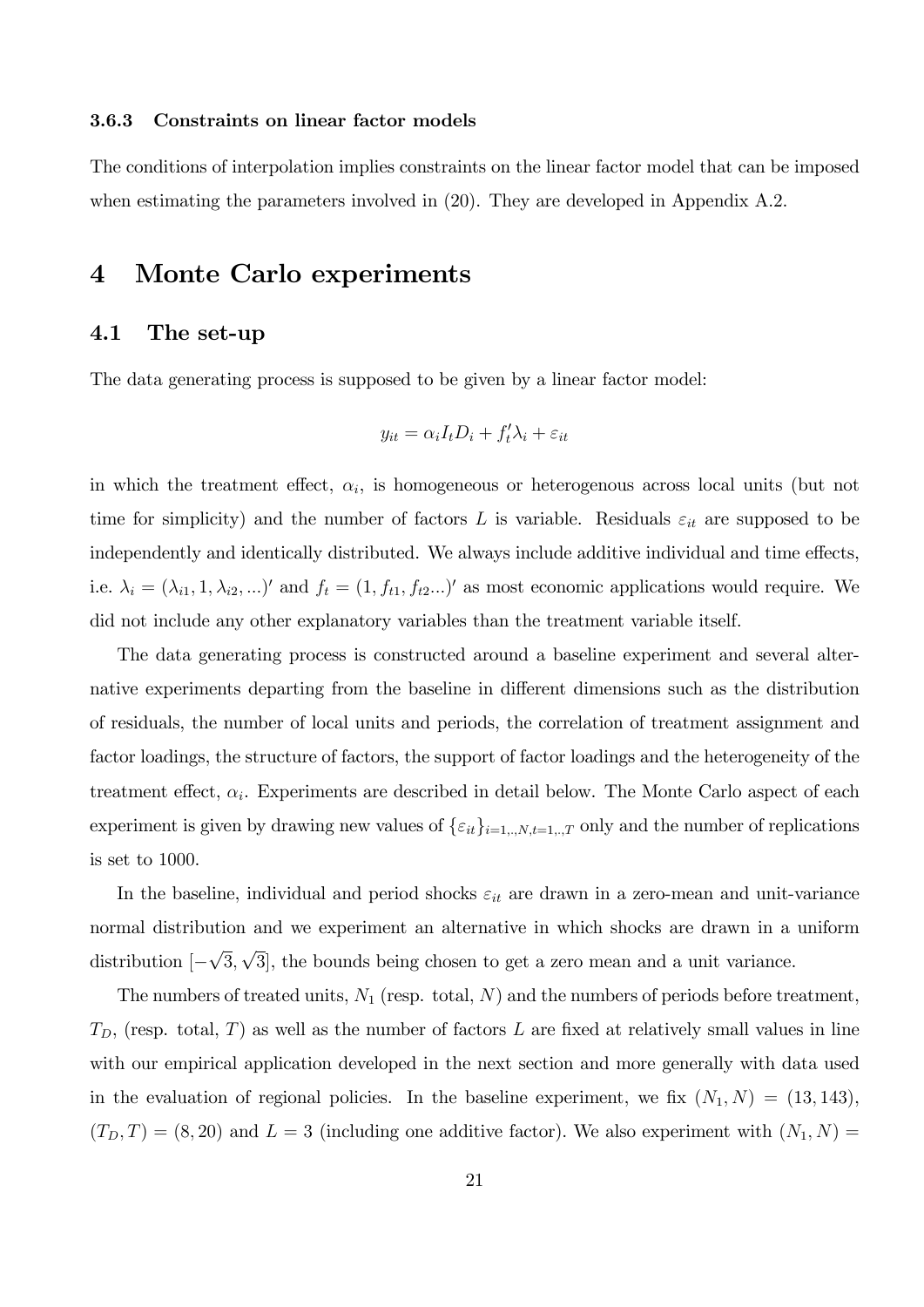#### 3.6.3 Constraints on linear factor models

The conditions of interpolation implies constraints on the linear factor model that can be imposed when estimating the parameters involved in (20). They are developed in Appendix A.2.

# 4 Monte Carlo experiments

## 4.1 The set-up

The data generating process is supposed to be given by a linear factor model:

$$y_{it} = \alpha_i I_t D_i + f_t' \lambda_i + \varepsilon_{it}$$

in which the treatment effect, $\alpha_i$, is homogeneous or heterogenous across local units (but not time for simplicity) and the number of factors $L$ is variable. Residuals $\varepsilon_{it}$ are supposed to be independently and identically distributed. We always include additive individual and time effects, i.e. $\lambda_i = (\lambda_{i1}, 1, \lambda_{i2}, ...)'$ and $f_t = (1, f_{t1}, f_{t2}...)'$ as most economic applications would require. We did not include any other explanatory variables than the treatment variable itself.

The data generating process is constructed around a baseline experiment and several alternative experiments departing from the baseline in different dimensions such as the distribution of residuals, the number of local units and periods, the correlation of treatment assignment and factor loadings, the structure of factors, the support of factor loadings and the heterogeneity of the treatment effect, $\alpha_i$. Experiments are described in detail below. The Monte Carlo aspect of each experiment is given by drawing new values of $\{\varepsilon_{it}\}_{i=1,..,N,t=1,..,T}$ only and the number of replications is set to 1000.

In the baseline, individual and period shocks $\varepsilon_{it}$ are drawn in a zero-mean and unit-variance normal distribution and we experiment an alternative in which shocks are drawn in a uniform distribution $[-\sqrt{3}, \sqrt{3}]$, the bounds being chosen to get a zero mean and a unit variance.

The numbers of treated units, $N_1$ (resp. total, $N$) and the numbers of periods before treatment, $T_D$, (resp. total, $T$) as well as the number of factors $L$ are fixed at relatively small values in line with our empirical application developed in the next section and more generally with data used in the evaluation of regional policies. In the baseline experiment, we fix $(N_1, N) = (13, 143)$, $(T_D, T) = (8, 20)$ and $L = 3$ (including one additive factor). We also experiment with $(N_1, N) =$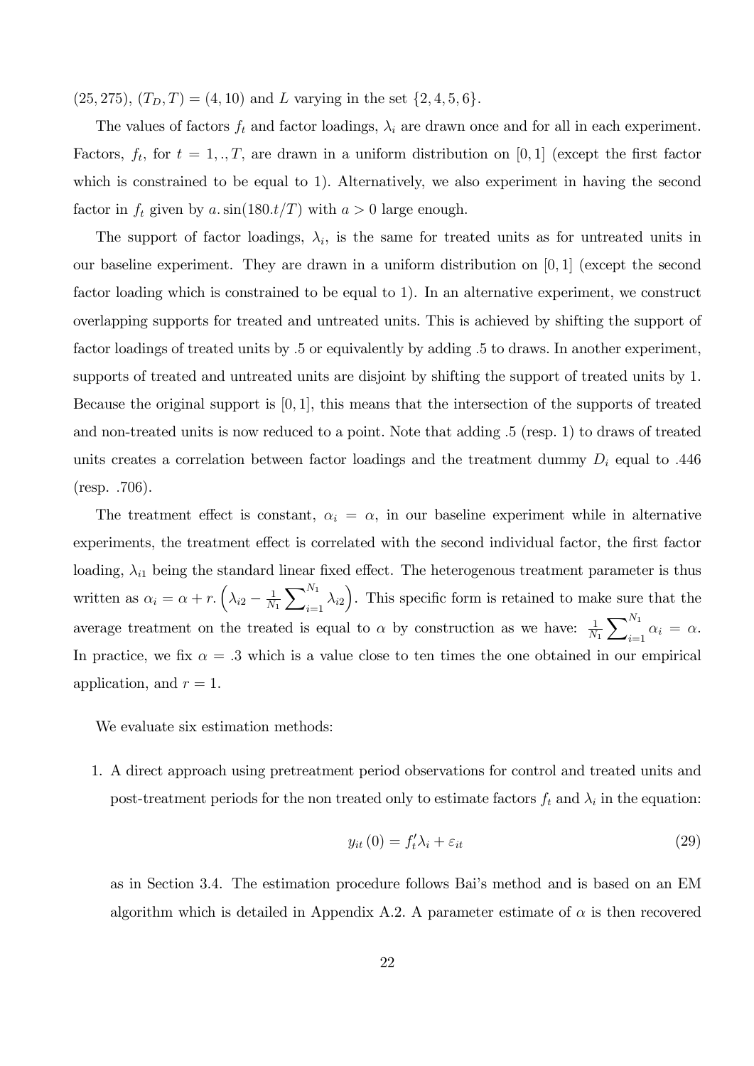$(25, 275)$, $(T_D, T) = (4, 10)$ and $L$ varying in the set $\{2, 4, 5, 6\}$.

The values of factors $f_t$ and factor loadings, $\lambda_i$ are drawn once and for all in each experiment. Factors, $f_t$, for $t = 1, ., T$, are drawn in a uniform distribution on $[0, 1]$ (except the first factor which is constrained to be equal to 1). Alternatively, we also experiment in having the second factor in $f_t$ given by $a. \sin(180.t/T)$ with $a > 0$ large enough.

The support of factor loadings, $\lambda_i$, is the same for treated units as for untreated units in our baseline experiment. They are drawn in a uniform distribution on $[0, 1]$ (except the second factor loading which is constrained to be equal to 1). In an alternative experiment, we construct overlapping supports for treated and untreated units. This is achieved by shifting the support of factor loadings of treated units by .5 or equivalently by adding .5 to draws. In another experiment, supports of treated and untreated units are disjoint by shifting the support of treated units by 1. Because the original support is $[0, 1]$, this means that the intersection of the supports of treated and non-treated units is now reduced to a point. Note that adding .5 (resp. 1) to draws of treated units creates a correlation between factor loadings and the treatment dummy $D_i$ equal to .446 (resp. .706).

The treatment effect is constant, $\alpha_i = \alpha$, in our baseline experiment while in alternative experiments, the treatment effect is correlated with the second individual factor, the first factor loading, $\lambda_{i1}$ being the standard linear fixed effect. The heterogenous treatment parameter is thus written as $\alpha_i = \alpha + r. \left( \lambda_{i2} - \frac{1}{N_1} \sum_{i=1}^{N_1} \lambda_{i2} \right)$. This specific form is retained to make sure that the average treatment on the treated is equal to $\alpha$ by construction as we have: $\frac{1}{N_1} \sum_{i=1}^{N_1} \alpha_i = \alpha$. In practice, we fix $\alpha = .3$ which is a value close to ten times the one obtained in our empirical application, and $r = 1$.

We evaluate six estimation methods:

1. A direct approach using pretreatment period observations for control and treated units and post-treatment periods for the non treated only to estimate factors $f_t$ and $\lambda_i$ in the equation:

$$y_{it}(0) = f_t' \lambda_i + \varepsilon_{it} \tag{29}$$

as in Section 3.4. The estimation procedure follows Bai's method and is based on an EM algorithm which is detailed in Appendix A.2. A parameter estimate of $\alpha$ is then recovered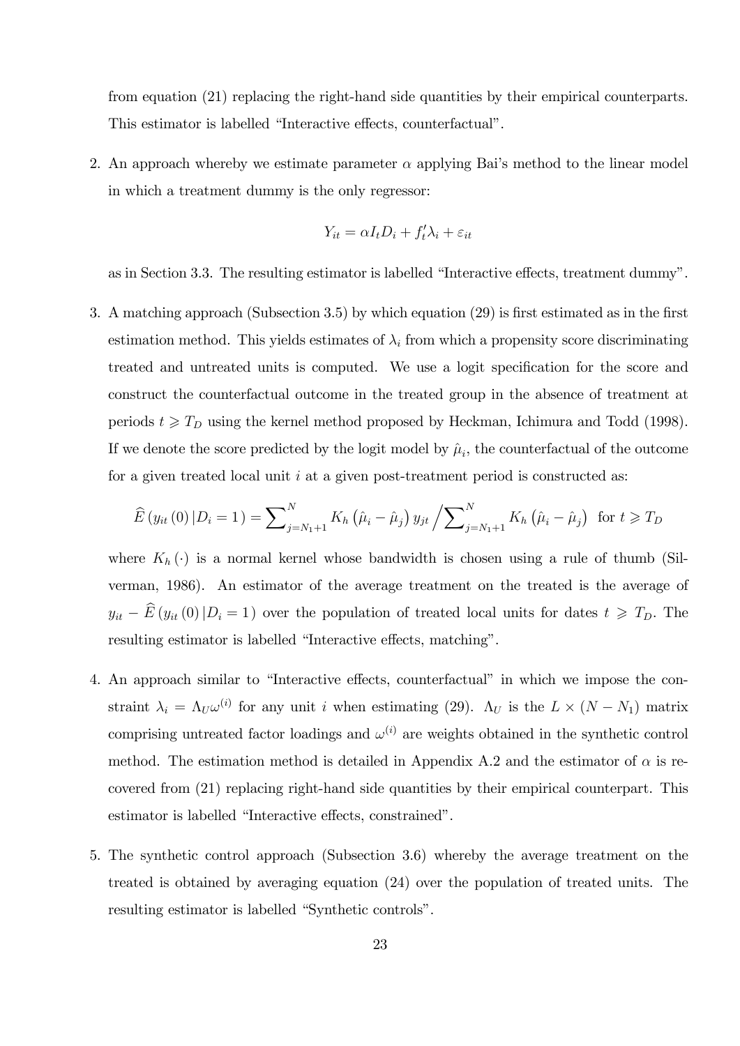from equation (21) replacing the right-hand side quantities by their empirical counterparts. This estimator is labelled "Interactive effects, counterfactual".

2. An approach whereby we estimate parameter $\alpha$ applying Bai's method to the linear model in which a treatment dummy is the only regressor:

$$Y_{it} = \alpha I_t D_i + f_t' \lambda_i + \varepsilon_{it}$$

as in Section 3.3. The resulting estimator is labelled "Interactive effects, treatment dummy".

3. A matching approach (Subsection 3.5) by which equation (29) is first estimated as in the first estimation method. This yields estimates of $\lambda_i$ from which a propensity score discriminating treated and untreated units is computed. We use a logit specification for the score and construct the counterfactual outcome in the treated group in the absence of treatment at periods $t \geqslant T_D$ using the kernel method proposed by Heckman, Ichimura and Todd (1998). If we denote the score predicted by the logit model by $\hat{\mu}_i$, the counterfactual of the outcome for a given treated local unit $i$ at a given post-treatment period is constructed as:

$$\widehat{E}\left(y_{it}\left(0\right)|D_i = 1\right) = \sum\nolimits_{j=N_1+1}^{N} K_h\left(\hat{\mu}_i - \hat{\mu}_j\right) y_{jt} \Big/ \sum\nolimits_{j=N_1+1}^{N} K_h\left(\hat{\mu}_i - \hat{\mu}_j\right) \text{ for } t \geqslant T_D$$

where $K_h\left(\cdot\right)$ is a normal kernel whose bandwidth is chosen using a rule of thumb (Silverman, 1986). An estimator of the average treatment on the treated is the average of $y_{it} - \widehat{E}\left(y_{it}\left(0\right)|D_i = 1\right)$ over the population of treated local units for dates $t \geqslant T_D$. The resulting estimator is labelled "Interactive effects, matching".

4. An approach similar to "Interactive effects, counterfactual" in which we impose the constraint $\lambda_i = \Lambda_U \omega^{(i)}$ for any unit $i$ when estimating (29). $\Lambda_U$ is the $L \times (N - N_1)$ matrix comprising untreated factor loadings and $\omega^{(i)}$ are weights obtained in the synthetic control method. The estimation method is detailed in Appendix A.2 and the estimator of $\alpha$ is recovered from (21) replacing right-hand side quantities by their empirical counterpart. This estimator is labelled "Interactive effects, constrained".

5. The synthetic control approach (Subsection 3.6) whereby the average treatment on the treated is obtained by averaging equation (24) over the population of treated units. The resulting estimator is labelled "Synthetic controls".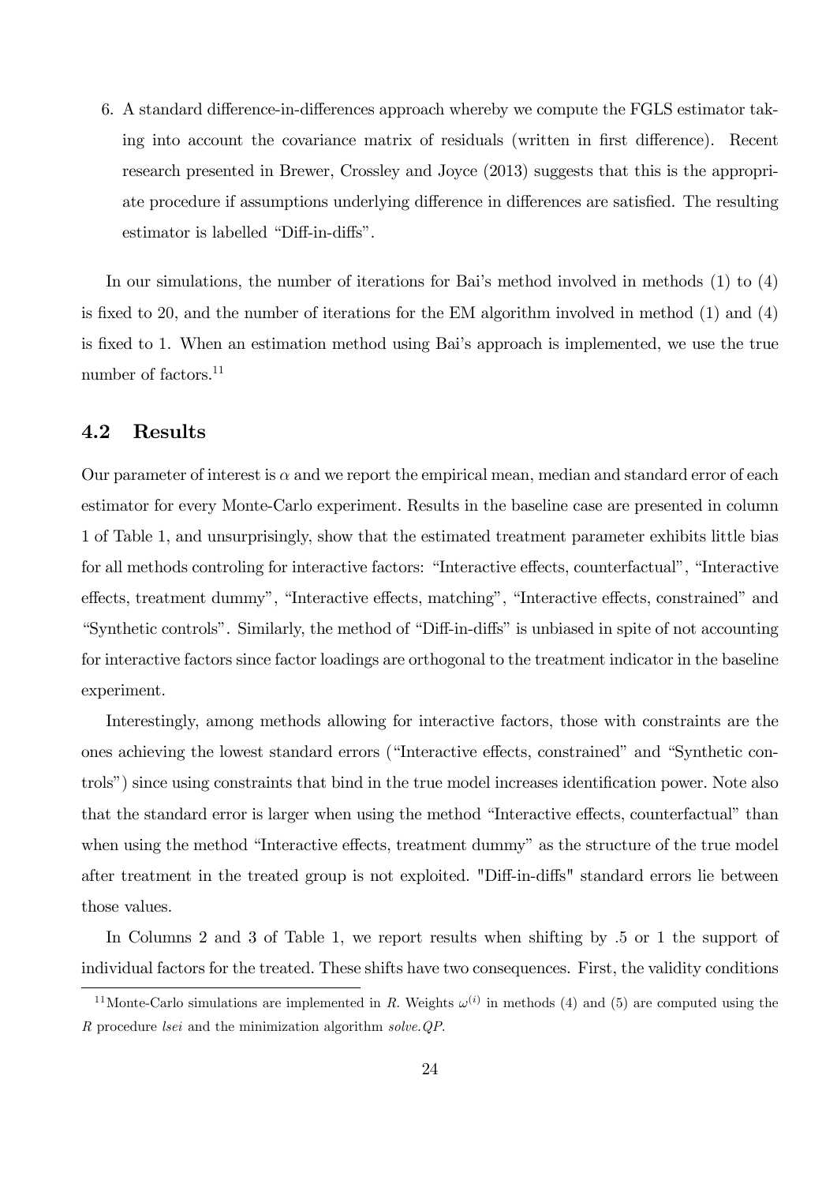6. A standard difference-in-differences approach whereby we compute the FGLS estimator taking into account the covariance matrix of residuals (written in first difference). Recent research presented in Brewer, Crossley and Joyce (2013) suggests that this is the appropriate procedure if assumptions underlying difference in differences are satisfied. The resulting estimator is labelled "Diff-in-diffs".

In our simulations, the number of iterations for Bai's method involved in methods (1) to (4) is fixed to 20, and the number of iterations for the EM algorithm involved in method (1) and (4) is fixed to 1. When an estimation method using Bai's approach is implemented, we use the true number of factors.[11]

## 4.2 Results

Our parameter of interest is $\alpha$ and we report the empirical mean, median and standard error of each estimator for every Monte-Carlo experiment. Results in the baseline case are presented in column 1 of Table 1, and unsurprisingly, show that the estimated treatment parameter exhibits little bias for all methods controling for interactive factors: "Interactive effects, counterfactual", "Interactive effects, treatment dummy", "Interactive effects, matching", "Interactive effects, constrained" and "Synthetic controls". Similarly, the method of "Diff-in-diffs" is unbiased in spite of not accounting for interactive factors since factor loadings are orthogonal to the treatment indicator in the baseline experiment.

Interestingly, among methods allowing for interactive factors, those with constraints are the ones achieving the lowest standard errors ("Interactive effects, constrained" and "Synthetic controls") since using constraints that bind in the true model increases identification power. Note also that the standard error is larger when using the method "Interactive effects, counterfactual" than when using the method "Interactive effects, treatment dummy" as the structure of the true model after treatment in the treated group is not exploited. "Diff-in-diffs" standard errors lie between those values.

In Columns 2 and 3 of Table 1, we report results when shifting by .5 or 1 the support of individual factors for the treated. These shifts have two consequences. First, the validity conditions

[11]Monte-Carlo simulations are implemented in *R*. Weights $\omega^{(i)}$ in methods (4) and (5) are computed using the *R* procedure *lsei* and the minimization algorithm *solve.QP*.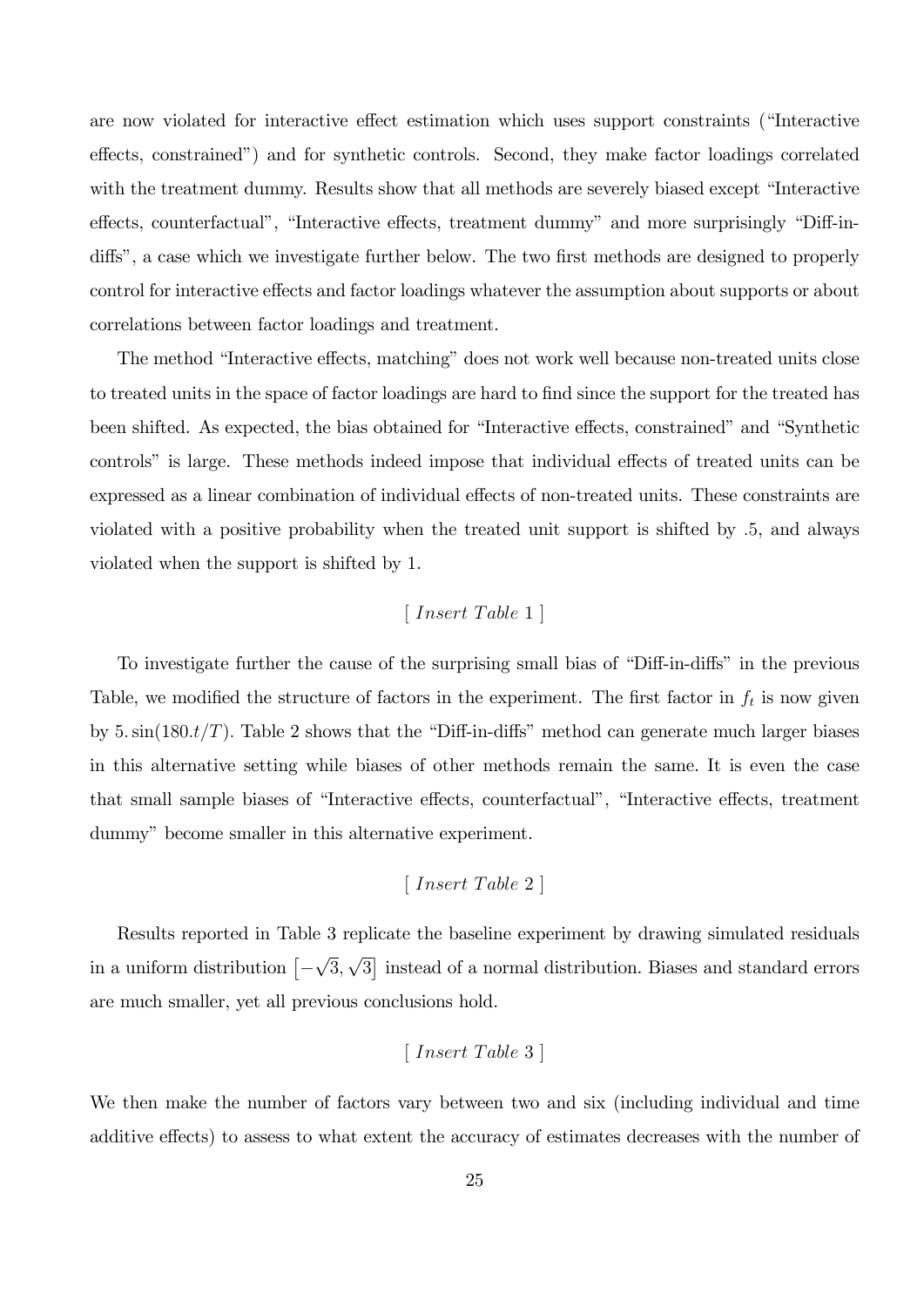are now violated for interactive effect estimation which uses support constraints ("Interactive effects, constrained") and for synthetic controls. Second, they make factor loadings correlated with the treatment dummy. Results show that all methods are severely biased except "Interactive effects, counterfactual", "Interactive effects, treatment dummy" and more surprisingly "Diff-in-diffs", a case which we investigate further below. The two first methods are designed to properly control for interactive effects and factor loadings whatever the assumption about supports or about correlations between factor loadings and treatment.

The method "Interactive effects, matching" does not work well because non-treated units close to treated units in the space of factor loadings are hard to find since the support for the treated has been shifted. As expected, the bias obtained for "Interactive effects, constrained" and "Synthetic controls" is large. These methods indeed impose that individual effects of treated units can be expressed as a linear combination of individual effects of non-treated units. These constraints are violated with a positive probability when the treated unit support is shifted by .5, and always violated when the support is shifted by 1.

[ *Insert Table* 1 ]

To investigate further the cause of the surprising small bias of "Diff-in-diffs" in the previous Table, we modified the structure of factors in the experiment. The first factor in $f_t$ is now given by $5.\sin(180.t/T)$. Table 2 shows that the "Diff-in-diffs" method can generate much larger biases in this alternative setting while biases of other methods remain the same. It is even the case that small sample biases of "Interactive effects, counterfactual", "Interactive effects, treatment dummy" become smaller in this alternative experiment.

[ *Insert Table* 2 ]

Results reported in Table 3 replicate the baseline experiment by drawing simulated residuals in a uniform distribution $\left[-\sqrt{3}, \sqrt{3}\right]$ instead of a normal distribution. Biases and standard errors are much smaller, yet all previous conclusions hold.

[ *Insert Table* 3 ]

We then make the number of factors vary between two and six (including individual and time additive effects) to assess to what extent the accuracy of estimates decreases with the number of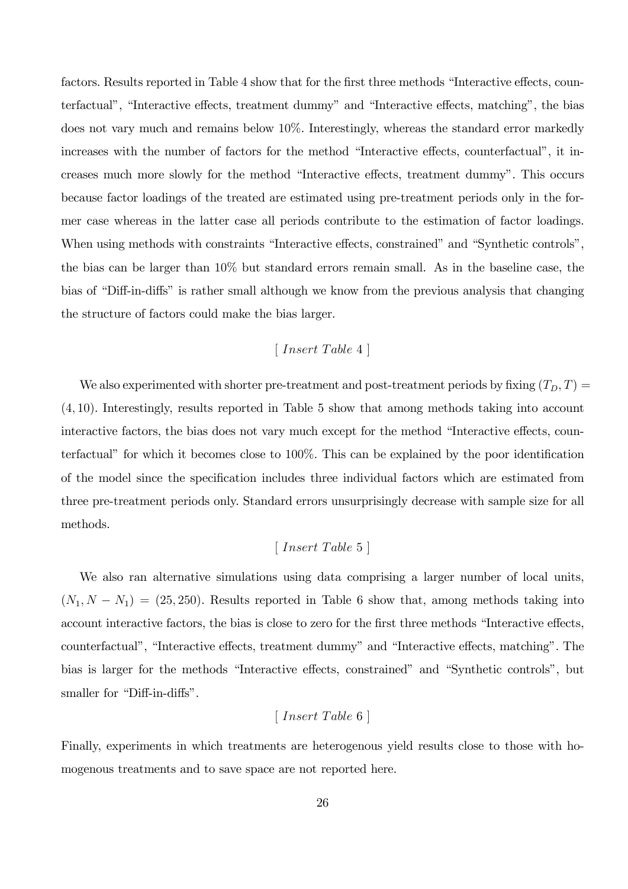factors. Results reported in Table 4 show that for the first three methods "Interactive effects, counterfactual", "Interactive effects, treatment dummy" and "Interactive effects, matching", the bias does not vary much and remains below 10%. Interestingly, whereas the standard error markedly increases with the number of factors for the method "Interactive effects, counterfactual", it increases much more slowly for the method "Interactive effects, treatment dummy". This occurs because factor loadings of the treated are estimated using pre-treatment periods only in the former case whereas in the latter case all periods contribute to the estimation of factor loadings. When using methods with constraints "Interactive effects, constrained" and "Synthetic controls", the bias can be larger than 10% but standard errors remain small. As in the baseline case, the bias of "Diff-in-diffs" is rather small although we know from the previous analysis that changing the structure of factors could make the bias larger.

[ *Insert Table* 4 ]

We also experimented with shorter pre-treatment and post-treatment periods by fixing $(T_D, T) = (4, 10)$. Interestingly, results reported in Table 5 show that among methods taking into account interactive factors, the bias does not vary much except for the method "Interactive effects, counterfactual" for which it becomes close to 100%. This can be explained by the poor identification of the model since the specification includes three individual factors which are estimated from three pre-treatment periods only. Standard errors unsurprisingly decrease with sample size for all methods.

[ *Insert Table* 5 ]

We also ran alternative simulations using data comprising a larger number of local units, $(N_1, N - N_1) = (25, 250)$. Results reported in Table 6 show that, among methods taking into account interactive factors, the bias is close to zero for the first three methods "Interactive effects, counterfactual", "Interactive effects, treatment dummy" and "Interactive effects, matching". The bias is larger for the methods "Interactive effects, constrained" and "Synthetic controls", but smaller for "Diff-in-diffs".

[ *Insert Table* 6 ]

Finally, experiments in which treatments are heterogenous yield results close to those with homogenous treatments and to save space are not reported here.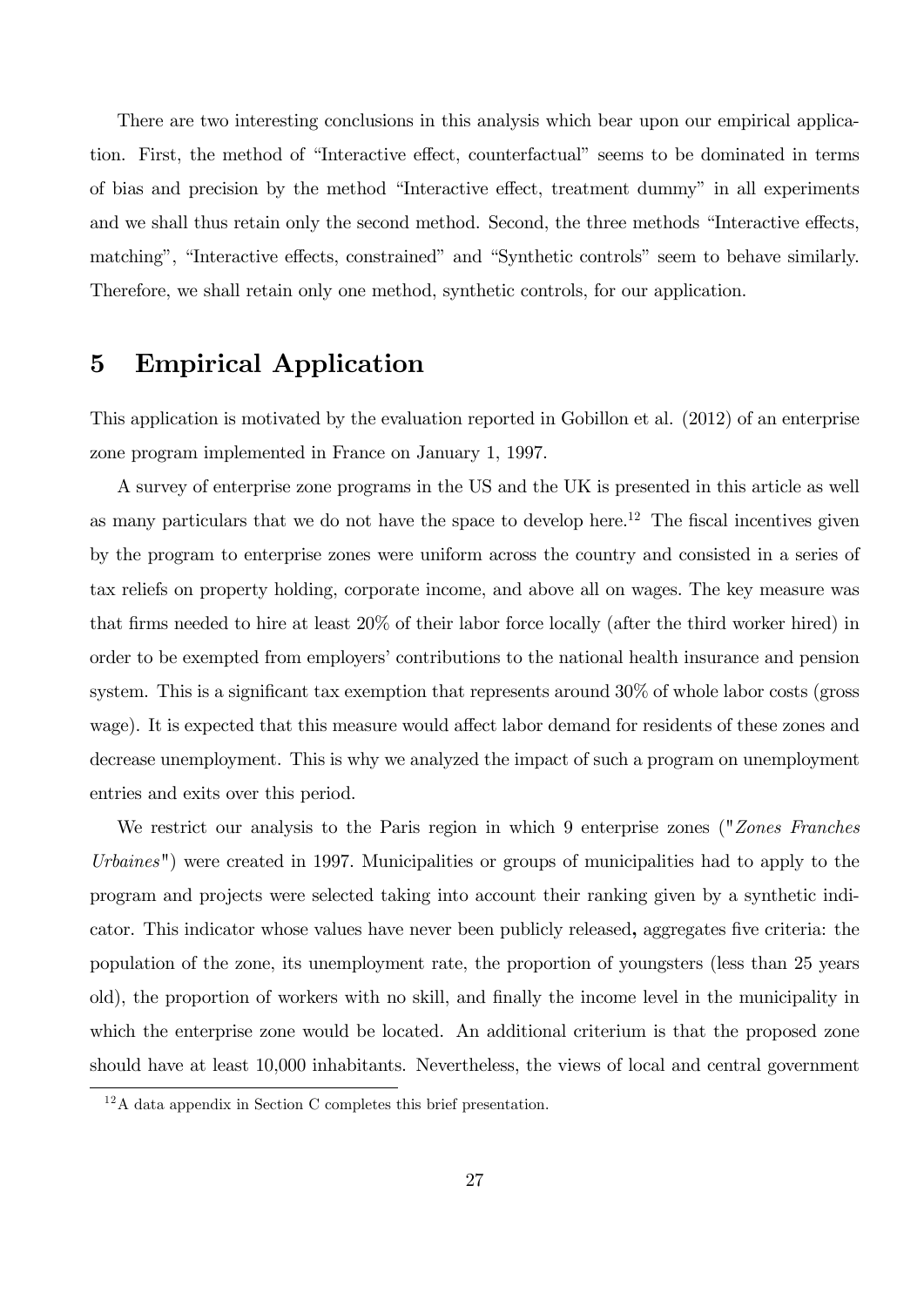There are two interesting conclusions in this analysis which bear upon our empirical application. First, the method of "Interactive effect, counterfactual" seems to be dominated in terms of bias and precision by the method "Interactive effect, treatment dummy" in all experiments and we shall thus retain only the second method. Second, the three methods "Interactive effects, matching", "Interactive effects, constrained" and "Synthetic controls" seem to behave similarly. Therefore, we shall retain only one method, synthetic controls, for our application.

# 5 Empirical Application

This application is motivated by the evaluation reported in Gobillon et al. (2012) of an enterprise zone program implemented in France on January 1, 1997.

A survey of enterprise zone programs in the US and the UK is presented in this article as well as many particulars that we do not have the space to develop here.[12] The fiscal incentives given by the program to enterprise zones were uniform across the country and consisted in a series of tax reliefs on property holding, corporate income, and above all on wages. The key measure was that firms needed to hire at least 20% of their labor force locally (after the third worker hired) in order to be exempted from employers' contributions to the national health insurance and pension system. This is a significant tax exemption that represents around 30% of whole labor costs (gross wage). It is expected that this measure would affect labor demand for residents of these zones and decrease unemployment. This is why we analyzed the impact of such a program on unemployment entries and exits over this period.

We restrict our analysis to the Paris region in which 9 enterprise zones ("*Zones Franches Urbaines*") were created in 1997. Municipalities or groups of municipalities had to apply to the program and projects were selected taking into account their ranking given by a synthetic indicator. This indicator whose values have never been publicly released**,** aggregates five criteria: the population of the zone, its unemployment rate, the proportion of youngsters (less than 25 years old), the proportion of workers with no skill, and finally the income level in the municipality in which the enterprise zone would be located. An additional criterium is that the proposed zone should have at least 10,000 inhabitants. Nevertheless, the views of local and central government

[12] A data appendix in Section C completes this brief presentation.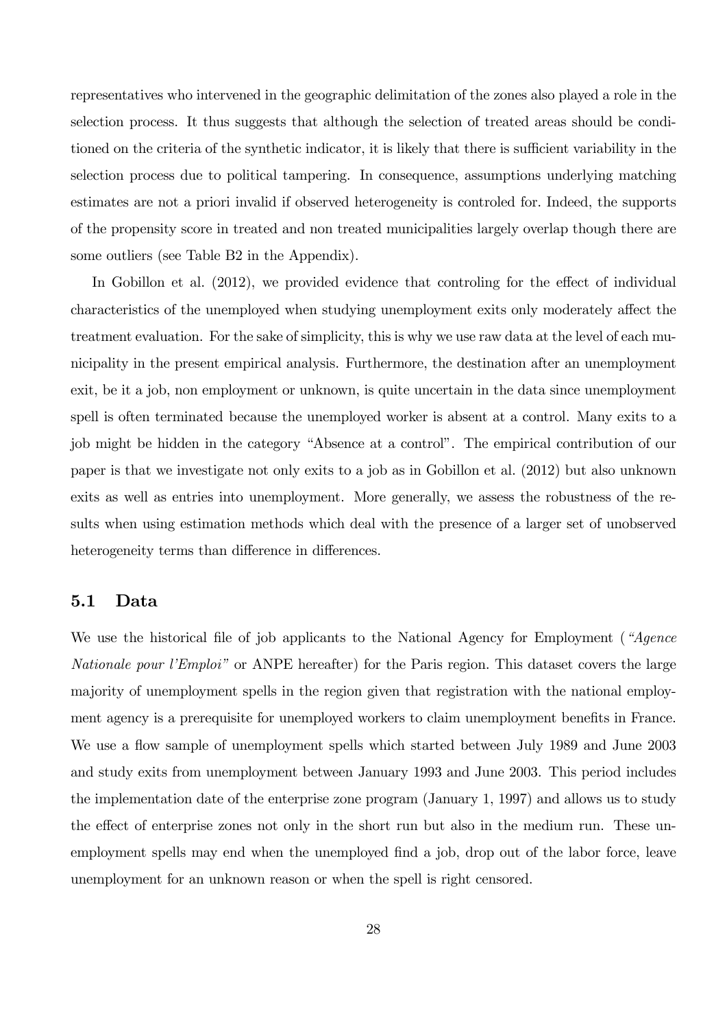representatives who intervened in the geographic delimitation of the zones also played a role in the selection process. It thus suggests that although the selection of treated areas should be conditioned on the criteria of the synthetic indicator, it is likely that there is sufficient variability in the selection process due to political tampering. In consequence, assumptions underlying matching estimates are not a priori invalid if observed heterogeneity is controled for. Indeed, the supports of the propensity score in treated and non treated municipalities largely overlap though there are some outliers (see Table B2 in the Appendix).

In Gobillon et al. (2012), we provided evidence that controling for the effect of individual characteristics of the unemployed when studying unemployment exits only moderately affect the treatment evaluation. For the sake of simplicity, this is why we use raw data at the level of each municipality in the present empirical analysis. Furthermore, the destination after an unemployment exit, be it a job, non employment or unknown, is quite uncertain in the data since unemployment spell is often terminated because the unemployed worker is absent at a control. Many exits to a job might be hidden in the category "Absence at a control". The empirical contribution of our paper is that we investigate not only exits to a job as in Gobillon et al. (2012) but also unknown exits as well as entries into unemployment. More generally, we assess the robustness of the results when using estimation methods which deal with the presence of a larger set of unobserved heterogeneity terms than difference in differences.

## 5.1 Data

We use the historical file of job applicants to the National Agency for Employment (*"Agence Nationale pour l'Emploi"* or ANPE hereafter) for the Paris region. This dataset covers the large majority of unemployment spells in the region given that registration with the national employment agency is a prerequisite for unemployed workers to claim unemployment benefits in France. We use a flow sample of unemployment spells which started between July 1989 and June 2003 and study exits from unemployment between January 1993 and June 2003. This period includes the implementation date of the enterprise zone program (January 1, 1997) and allows us to study the effect of enterprise zones not only in the short run but also in the medium run. These unemployment spells may end when the unemployed find a job, drop out of the labor force, leave unemployment for an unknown reason or when the spell is right censored.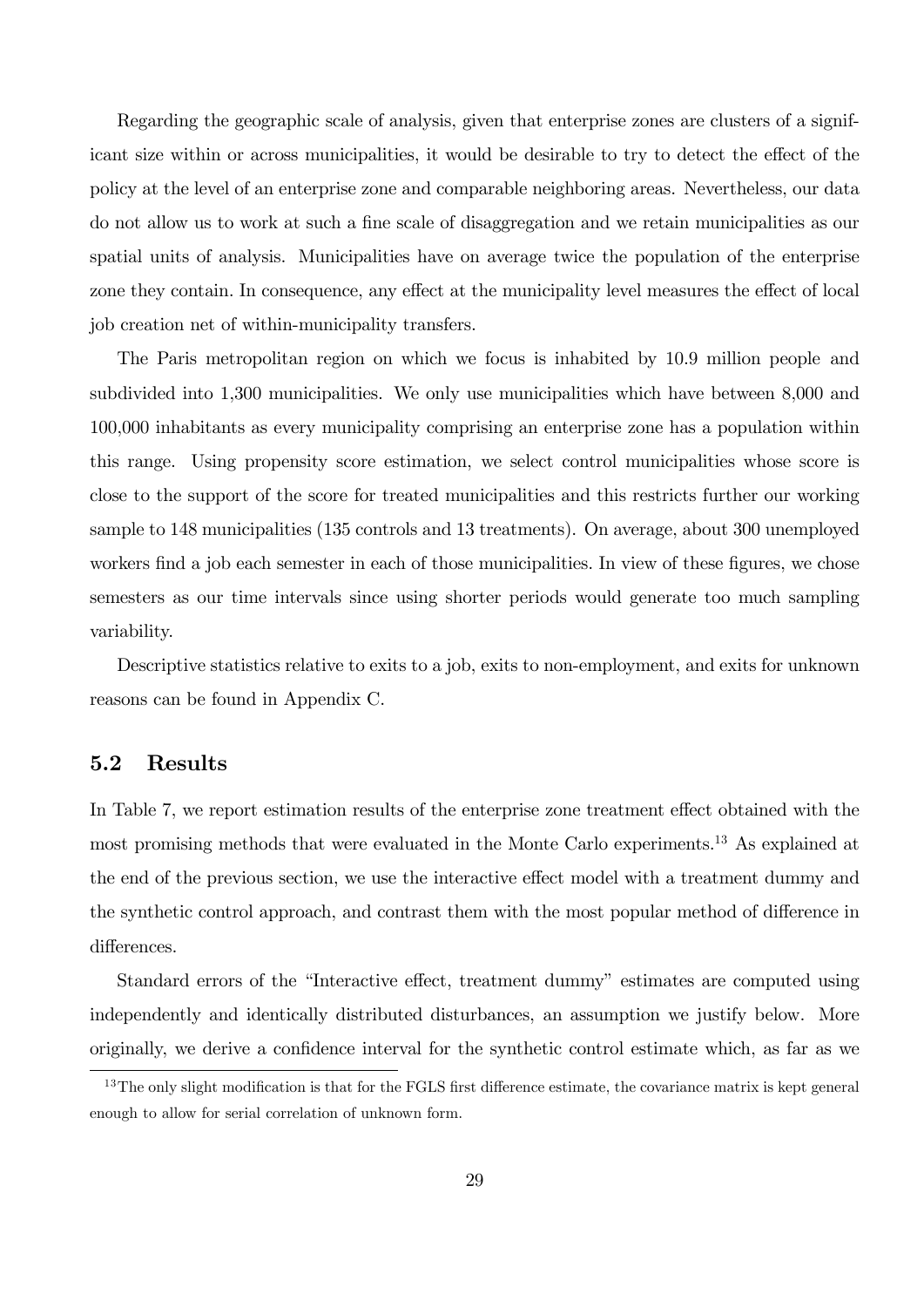Regarding the geographic scale of analysis, given that enterprise zones are clusters of a significant size within or across municipalities, it would be desirable to try to detect the effect of the policy at the level of an enterprise zone and comparable neighboring areas. Nevertheless, our data do not allow us to work at such a fine scale of disaggregation and we retain municipalities as our spatial units of analysis. Municipalities have on average twice the population of the enterprise zone they contain. In consequence, any effect at the municipality level measures the effect of local job creation net of within-municipality transfers.

The Paris metropolitan region on which we focus is inhabited by 10.9 million people and subdivided into 1,300 municipalities. We only use municipalities which have between 8,000 and 100,000 inhabitants as every municipality comprising an enterprise zone has a population within this range. Using propensity score estimation, we select control municipalities whose score is close to the support of the score for treated municipalities and this restricts further our working sample to 148 municipalities (135 controls and 13 treatments). On average, about 300 unemployed workers find a job each semester in each of those municipalities. In view of these figures, we chose semesters as our time intervals since using shorter periods would generate too much sampling variability.

Descriptive statistics relative to exits to a job, exits to non-employment, and exits for unknown reasons can be found in Appendix C.

## 5.2 Results

In Table 7, we report estimation results of the enterprise zone treatment effect obtained with the most promising methods that were evaluated in the Monte Carlo experiments.[13] As explained at the end of the previous section, we use the interactive effect model with a treatment dummy and the synthetic control approach, and contrast them with the most popular method of difference in differences.

Standard errors of the "Interactive effect, treatment dummy" estimates are computed using independently and identically distributed disturbances, an assumption we justify below. More originally, we derive a confidence interval for the synthetic control estimate which, as far as we

[13] The only slight modification is that for the FGLS first difference estimate, the covariance matrix is kept general enough to allow for serial correlation of unknown form.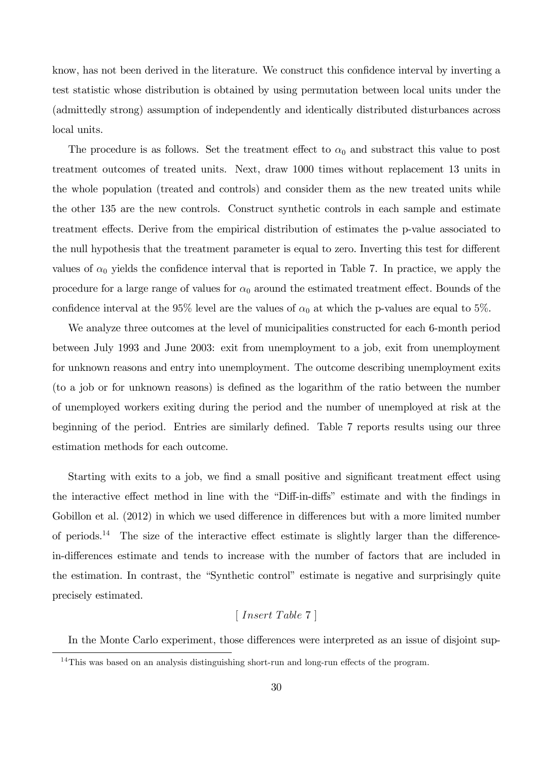know, has not been derived in the literature. We construct this confidence interval by inverting a test statistic whose distribution is obtained by using permutation between local units under the (admittedly strong) assumption of independently and identically distributed disturbances across local units.

The procedure is as follows. Set the treatment effect to $\alpha_0$ and substract this value to post treatment outcomes of treated units. Next, draw 1000 times without replacement 13 units in the whole population (treated and controls) and consider them as the new treated units while the other 135 are the new controls. Construct synthetic controls in each sample and estimate treatment effects. Derive from the empirical distribution of estimates the p-value associated to the null hypothesis that the treatment parameter is equal to zero. Inverting this test for different values of $\alpha_0$ yields the confidence interval that is reported in Table 7. In practice, we apply the procedure for a large range of values for $\alpha_0$ around the estimated treatment effect. Bounds of the confidence interval at the 95% level are the values of $\alpha_0$ at which the p-values are equal to 5%.

We analyze three outcomes at the level of municipalities constructed for each 6-month period between July 1993 and June 2003: exit from unemployment to a job, exit from unemployment for unknown reasons and entry into unemployment. The outcome describing unemployment exits (to a job or for unknown reasons) is defined as the logarithm of the ratio between the number of unemployed workers exiting during the period and the number of unemployed at risk at the beginning of the period. Entries are similarly defined. Table 7 reports results using our three estimation methods for each outcome.

Starting with exits to a job, we find a small positive and significant treatment effect using the interactive effect method in line with the "Diff-in-diffs" estimate and with the findings in Gobillon et al. (2012) in which we used difference in differences but with a more limited number of periods.[14] The size of the interactive effect estimate is slightly larger than the difference-in-differences estimate and tends to increase with the number of factors that are included in the estimation. In contrast, the "Synthetic control" estimate is negative and surprisingly quite precisely estimated.

[ *Insert Table* 7 ]

In the Monte Carlo experiment, those differences were interpreted as an issue of disjoint sup-

[14] This was based on an analysis distinguishing short-run and long-run effects of the program.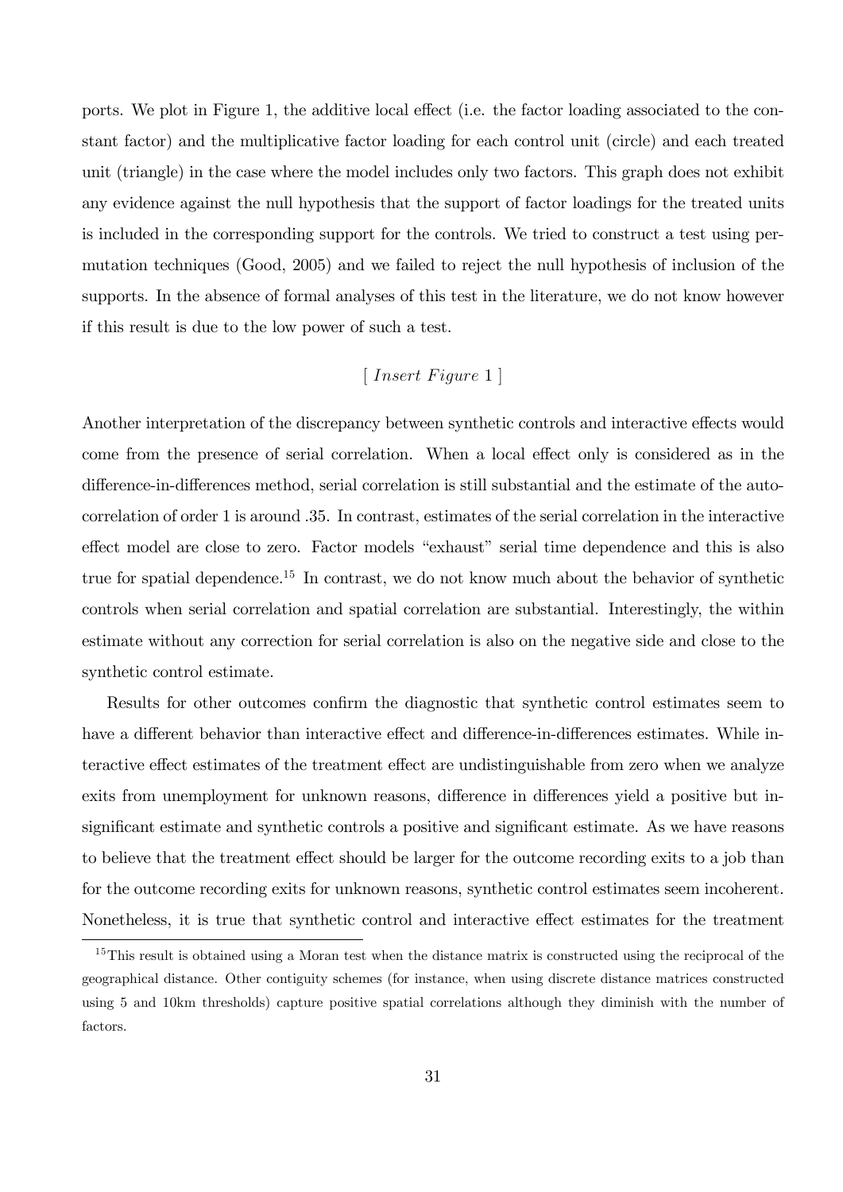ports. We plot in Figure 1, the additive local effect (i.e. the factor loading associated to the constant factor) and the multiplicative factor loading for each control unit (circle) and each treated unit (triangle) in the case where the model includes only two factors. This graph does not exhibit any evidence against the null hypothesis that the support of factor loadings for the treated units is included in the corresponding support for the controls. We tried to construct a test using permutation techniques (Good, 2005) and we failed to reject the null hypothesis of inclusion of the supports. In the absence of formal analyses of this test in the literature, we do not know however if this result is due to the low power of such a test.

[ *Insert Figure* 1 ]

Another interpretation of the discrepancy between synthetic controls and interactive effects would come from the presence of serial correlation. When a local effect only is considered as in the difference-in-differences method, serial correlation is still substantial and the estimate of the auto-correlation of order 1 is around .35. In contrast, estimates of the serial correlation in the interactive effect model are close to zero. Factor models "exhaust" serial time dependence and this is also true for spatial dependence.[15] In contrast, we do not know much about the behavior of synthetic controls when serial correlation and spatial correlation are substantial. Interestingly, the within estimate without any correction for serial correlation is also on the negative side and close to the synthetic control estimate.

Results for other outcomes confirm the diagnostic that synthetic control estimates seem to have a different behavior than interactive effect and difference-in-differences estimates. While interactive effect estimates of the treatment effect are undistinguishable from zero when we analyze exits from unemployment for unknown reasons, difference in differences yield a positive but insignificant estimate and synthetic controls a positive and significant estimate. As we have reasons to believe that the treatment effect should be larger for the outcome recording exits to a job than for the outcome recording exits for unknown reasons, synthetic control estimates seem incoherent. Nonetheless, it is true that synthetic control and interactive effect estimates for the treatment

[15] This result is obtained using a Moran test when the distance matrix is constructed using the reciprocal of the geographical distance. Other contiguity schemes (for instance, when using discrete distance matrices constructed using 5 and 10km thresholds) capture positive spatial correlations although they diminish with the number of factors.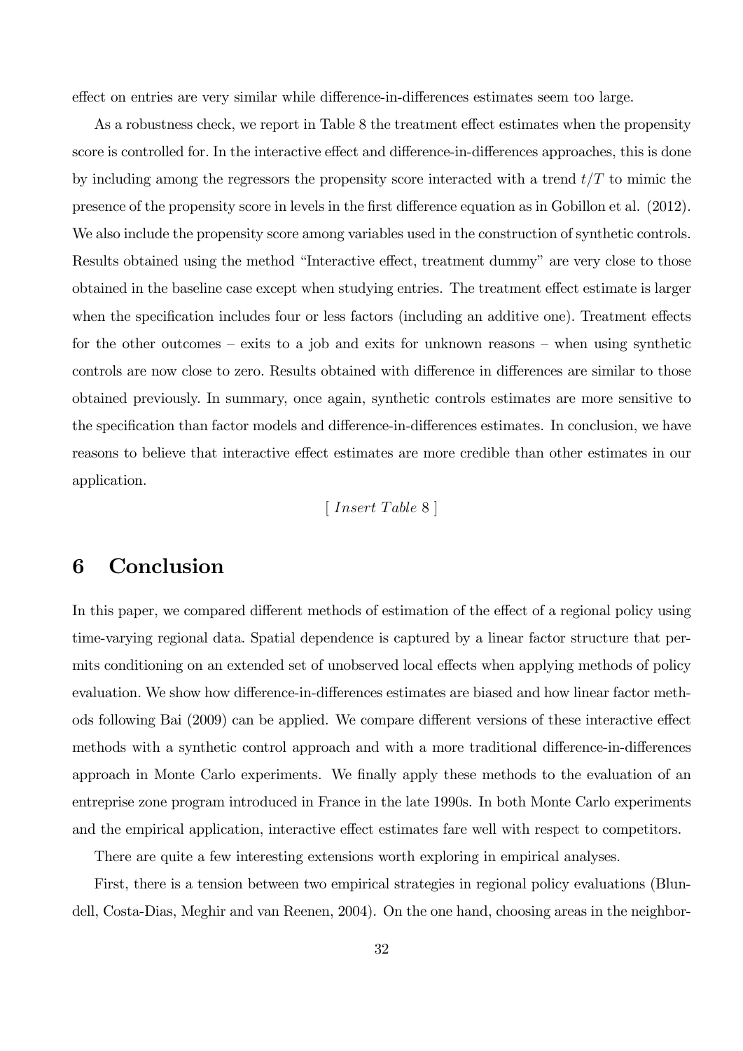effect on entries are very similar while difference-in-differences estimates seem too large.

As a robustness check, we report in Table 8 the treatment effect estimates when the propensity score is controlled for. In the interactive effect and difference-in-differences approaches, this is done by including among the regressors the propensity score interacted with a trend $t/T$ to mimic the presence of the propensity score in levels in the first difference equation as in Gobillon et al. (2012). We also include the propensity score among variables used in the construction of synthetic controls. Results obtained using the method "Interactive effect, treatment dummy" are very close to those obtained in the baseline case except when studying entries. The treatment effect estimate is larger when the specification includes four or less factors (including an additive one). Treatment effects for the other outcomes – exits to a job and exits for unknown reasons – when using synthetic controls are now close to zero. Results obtained with difference in differences are similar to those obtained previously. In summary, once again, synthetic controls estimates are more sensitive to the specification than factor models and difference-in-differences estimates. In conclusion, we have reasons to believe that interactive effect estimates are more credible than other estimates in our application.

[ *Insert Table* 8 ]

# 6 Conclusion

In this paper, we compared different methods of estimation of the effect of a regional policy using time-varying regional data. Spatial dependence is captured by a linear factor structure that permits conditioning on an extended set of unobserved local effects when applying methods of policy evaluation. We show how difference-in-differences estimates are biased and how linear factor methods following Bai (2009) can be applied. We compare different versions of these interactive effect methods with a synthetic control approach and with a more traditional difference-in-differences approach in Monte Carlo experiments. We finally apply these methods to the evaluation of an entreprise zone program introduced in France in the late 1990s. In both Monte Carlo experiments and the empirical application, interactive effect estimates fare well with respect to competitors.

There are quite a few interesting extensions worth exploring in empirical analyses.

First, there is a tension between two empirical strategies in regional policy evaluations (Blundell, Costa-Dias, Meghir and van Reenen, 2004). On the one hand, choosing areas in the neighbor-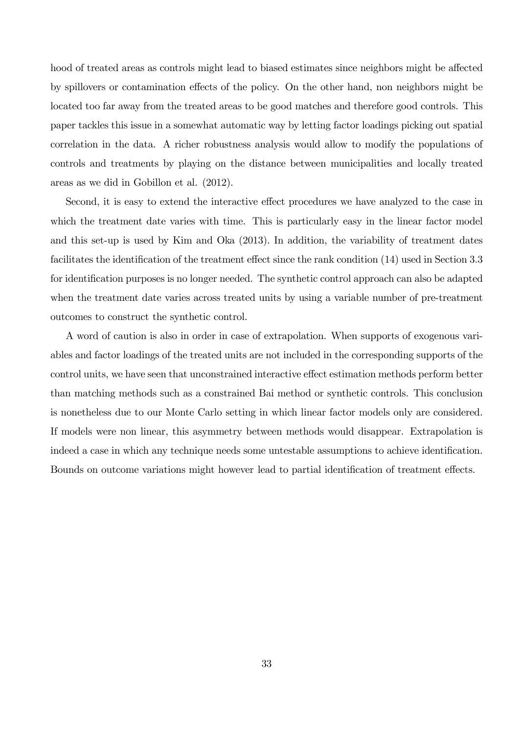hood of treated areas as controls might lead to biased estimates since neighbors might be affected by spillovers or contamination effects of the policy. On the other hand, non neighbors might be located too far away from the treated areas to be good matches and therefore good controls. This paper tackles this issue in a somewhat automatic way by letting factor loadings picking out spatial correlation in the data. A richer robustness analysis would allow to modify the populations of controls and treatments by playing on the distance between municipalities and locally treated areas as we did in Gobillon et al. (2012).

Second, it is easy to extend the interactive effect procedures we have analyzed to the case in which the treatment date varies with time. This is particularly easy in the linear factor model and this set-up is used by Kim and Oka (2013). In addition, the variability of treatment dates facilitates the identification of the treatment effect since the rank condition (14) used in Section 3.3 for identification purposes is no longer needed. The synthetic control approach can also be adapted when the treatment date varies across treated units by using a variable number of pre-treatment outcomes to construct the synthetic control.

A word of caution is also in order in case of extrapolation. When supports of exogenous variables and factor loadings of the treated units are not included in the corresponding supports of the control units, we have seen that unconstrained interactive effect estimation methods perform better than matching methods such as a constrained Bai method or synthetic controls. This conclusion is nonetheless due to our Monte Carlo setting in which linear factor models only are considered. If models were non linear, this asymmetry between methods would disappear. Extrapolation is indeed a case in which any technique needs some untestable assumptions to achieve identification. Bounds on outcome variations might however lead to partial identification of treatment effects.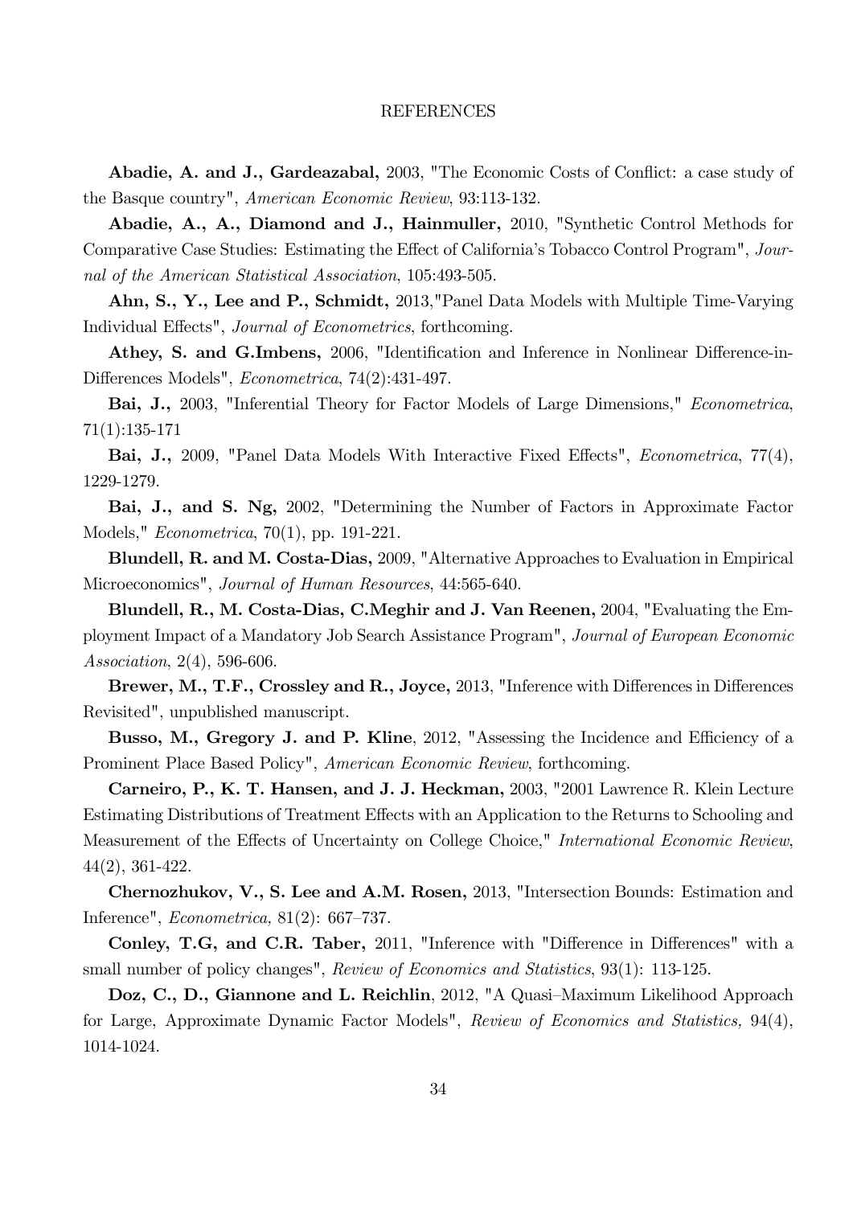REFERENCES

**Abadie, A. and J., Gardeazabal,** 2003, "The Economic Costs of Conflict: a case study of the Basque country", *American Economic Review*, 93:113-132.

**Abadie, A., A., Diamond and J., Hainmuller,** 2010, "Synthetic Control Methods for Comparative Case Studies: Estimating the Effect of California's Tobacco Control Program", *Journal of the American Statistical Association*, 105:493-505.

**Ahn, S., Y., Lee and P., Schmidt,** 2013,"Panel Data Models with Multiple Time-Varying Individual Effects", *Journal of Econometrics*, forthcoming.

**Athey, S. and G.Imbens,** 2006, "Identification and Inference in Nonlinear Difference-in-Differences Models", *Econometrica*, 74(2):431-497.

**Bai, J.,** 2003, "Inferential Theory for Factor Models of Large Dimensions," *Econometrica*, 71(1):135-171

**Bai, J.,** 2009, "Panel Data Models With Interactive Fixed Effects", *Econometrica*, 77(4), 1229-1279.

**Bai, J., and S. Ng,** 2002, "Determining the Number of Factors in Approximate Factor Models," *Econometrica*, 70(1), pp. 191-221.

**Blundell, R. and M. Costa-Dias,** 2009, "Alternative Approaches to Evaluation in Empirical Microeconomics", *Journal of Human Resources*, 44:565-640.

**Blundell, R., M. Costa-Dias, C.Meghir and J. Van Reenen,** 2004, "Evaluating the Employment Impact of a Mandatory Job Search Assistance Program", *Journal of European Economic Association*, 2(4), 596-606.

**Brewer, M., T.F., Crossley and R., Joyce,** 2013, "Inference with Differences in Differences Revisited", unpublished manuscript.

**Busso, M., Gregory J. and P. Kline**, 2012, "Assessing the Incidence and Efficiency of a Prominent Place Based Policy", *American Economic Review*, forthcoming.

**Carneiro, P., K. T. Hansen, and J. J. Heckman,** 2003, "2001 Lawrence R. Klein Lecture Estimating Distributions of Treatment Effects with an Application to the Returns to Schooling and Measurement of the Effects of Uncertainty on College Choice," *International Economic Review*, 44(2), 361-422.

**Chernozhukov, V., S. Lee and A.M. Rosen,** 2013, "Intersection Bounds: Estimation and Inference", *Econometrica,* 81(2): 667–737.

**Conley, T.G, and C.R. Taber,** 2011, "Inference with "Difference in Differences" with a small number of policy changes", *Review of Economics and Statistics*, 93(1): 113-125.

**Doz, C., D., Giannone and L. Reichlin**, 2012, "A Quasi–Maximum Likelihood Approach for Large, Approximate Dynamic Factor Models", *Review of Economics and Statistics,* 94(4), 1014-1024.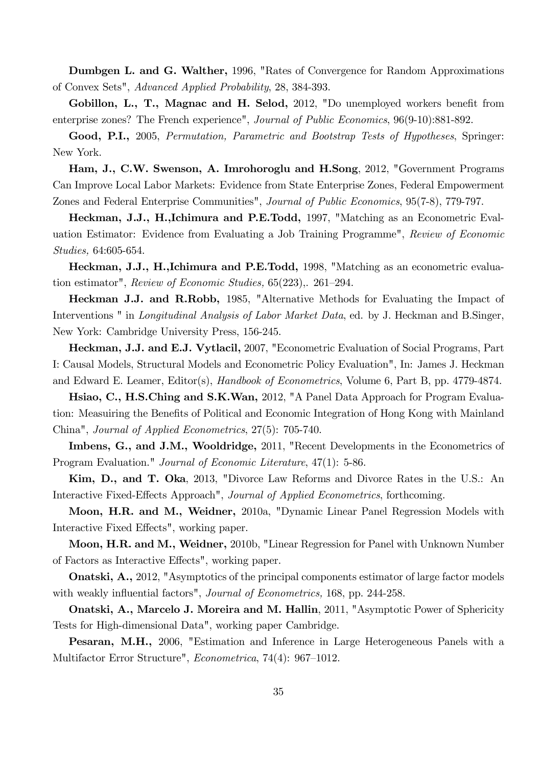**Dumbgen L. and G. Walther,** 1996, "Rates of Convergence for Random Approximations of Convex Sets", *Advanced Applied Probability*, 28, 384-393.

**Gobillon, L., T., Magnac and H. Selod,** 2012, "Do unemployed workers benefit from enterprise zones? The French experience", *Journal of Public Economics*, 96(9-10):881-892.

**Good, P.I.,** 2005, *Permutation, Parametric and Bootstrap Tests of Hypotheses*, Springer: New York.

**Ham, J., C.W. Swenson, A. Imrohoroglu and H.Song**, 2012, "Government Programs Can Improve Local Labor Markets: Evidence from State Enterprise Zones, Federal Empowerment Zones and Federal Enterprise Communities", *Journal of Public Economics*, 95(7-8), 779-797.

**Heckman, J.J., H.,Ichimura and P.E.Todd,** 1997, "Matching as an Econometric Evaluation Estimator: Evidence from Evaluating a Job Training Programme", *Review of Economic Studies,* 64:605-654.

**Heckman, J.J., H.,Ichimura and P.E.Todd,** 1998, "Matching as an econometric evaluation estimator", *Review of Economic Studies,* 65(223),. 261–294.

**Heckman J.J. and R.Robb,** 1985, "Alternative Methods for Evaluating the Impact of Interventions " in *Longitudinal Analysis of Labor Market Data*, ed. by J. Heckman and B.Singer, New York: Cambridge University Press, 156-245.

**Heckman, J.J. and E.J. Vytlacil,** 2007, "Econometric Evaluation of Social Programs, Part I: Causal Models, Structural Models and Econometric Policy Evaluation", In: James J. Heckman and Edward E. Leamer, Editor(s), *Handbook of Econometrics*, Volume 6, Part B, pp. 4779-4874.

**Hsiao, C., H.S.Ching and S.K.Wan,** 2012, "A Panel Data Approach for Program Evaluation: Measuiring the Benefits of Political and Economic Integration of Hong Kong with Mainland China", *Journal of Applied Econometrics*, 27(5): 705-740.

**Imbens, G., and J.M., Wooldridge,** 2011, "Recent Developments in the Econometrics of Program Evaluation." *Journal of Economic Literature*, 47(1): 5-86.

**Kim, D., and T. Oka**, 2013, "Divorce Law Reforms and Divorce Rates in the U.S.: An Interactive Fixed-Effects Approach", *Journal of Applied Econometrics*, forthcoming.

**Moon, H.R. and M., Weidner,** 2010a, "Dynamic Linear Panel Regression Models with Interactive Fixed Effects", working paper.

**Moon, H.R. and M., Weidner,** 2010b, "Linear Regression for Panel with Unknown Number of Factors as Interactive Effects", working paper.

**Onatski, A.,** 2012, "Asymptotics of the principal components estimator of large factor models with weakly influential factors", *Journal of Econometrics,* 168, pp. 244-258.

**Onatski, A., Marcelo J. Moreira and M. Hallin**, 2011, "Asymptotic Power of Sphericity Tests for High-dimensional Data", working paper Cambridge.

**Pesaran, M.H.,** 2006, "Estimation and Inference in Large Heterogeneous Panels with a Multifactor Error Structure", *Econometrica*, 74(4): 967–1012.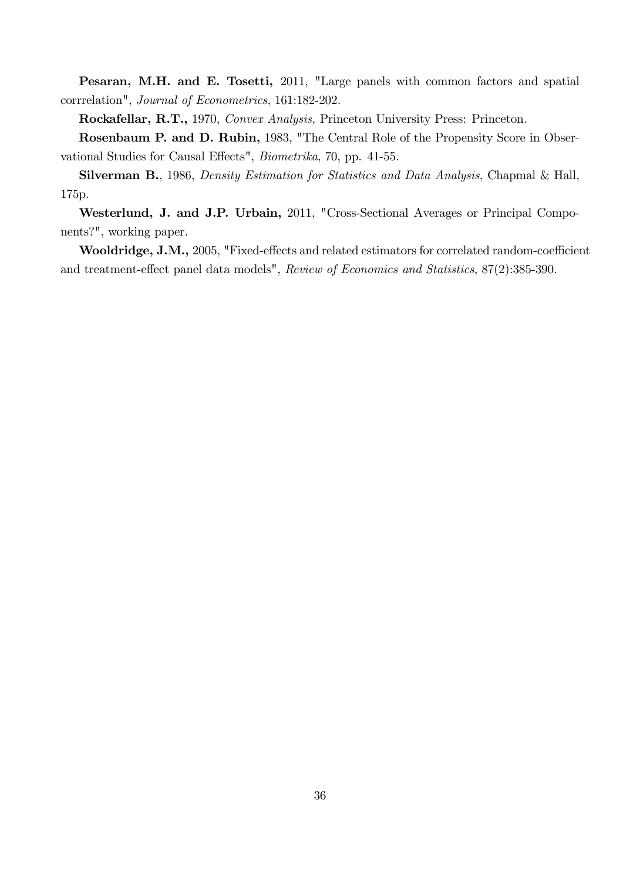**Pesaran, M.H. and E. Tosetti,** 2011, "Large panels with common factors and spatial corrrelation", *Journal of Econometrics*, 161:182-202.

**Rockafellar, R.T.,** 1970, *Convex Analysis,* Princeton University Press: Princeton.

**Rosenbaum P. and D. Rubin,** 1983, "The Central Role of the Propensity Score in Observational Studies for Causal Effects", *Biometrika*, 70, pp. 41-55.

**Silverman B.**, 1986, *Density Estimation for Statistics and Data Analysis*, Chapmal & Hall, 175p.

**Westerlund, J. and J.P. Urbain,** 2011, "Cross-Sectional Averages or Principal Components?", working paper.

**Wooldridge, J.M.,** 2005, "Fixed-effects and related estimators for correlated random-coefficient and treatment-effect panel data models", *Review of Economics and Statistics*, 87(2):385-390.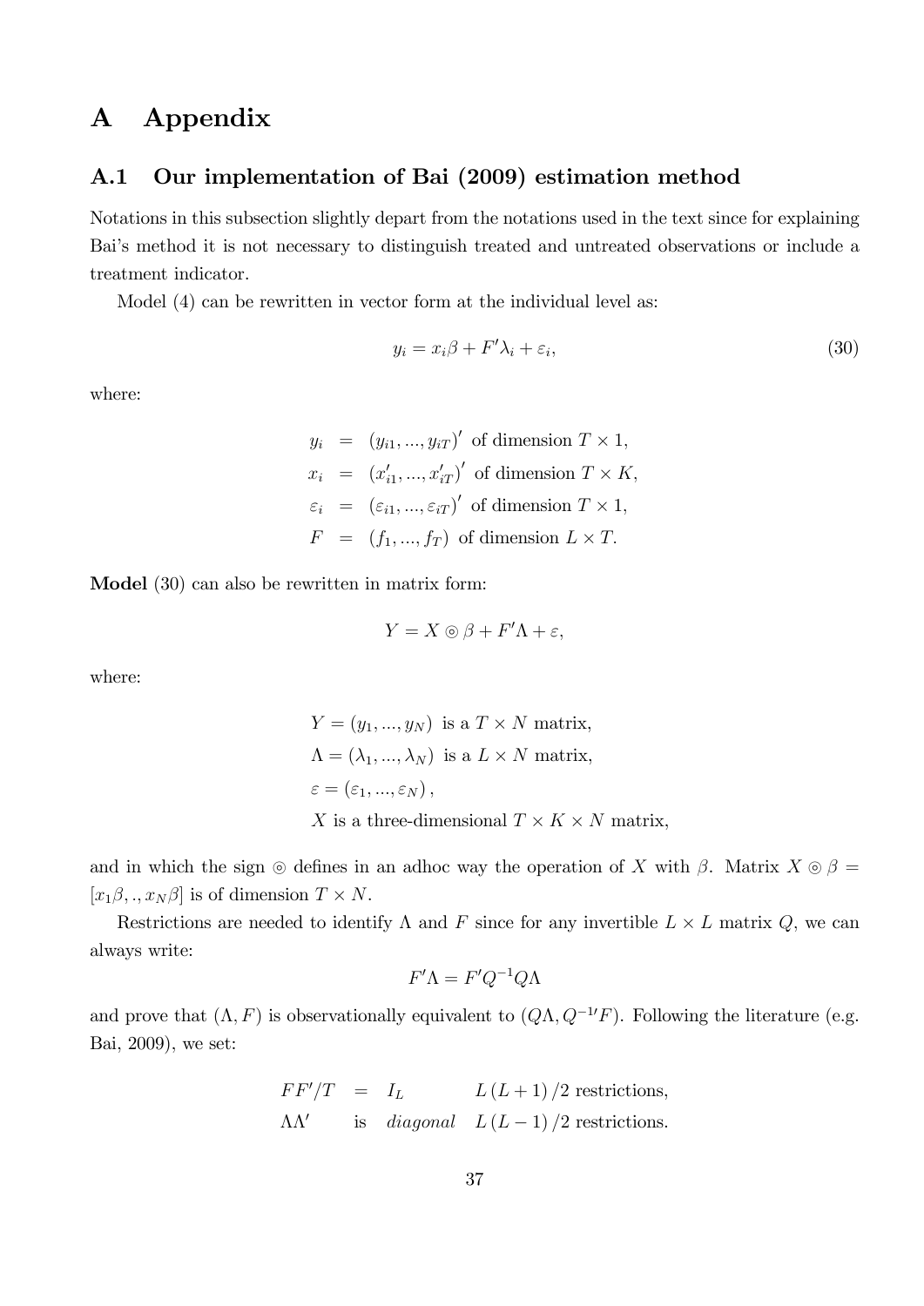# A Appendix

## A.1 Our implementation of Bai (2009) estimation method

Notations in this subsection slightly depart from the notations used in the text since for explaining Bai's method it is not necessary to distinguish treated and untreated observations or include a treatment indicator.

Model (4) can be rewritten in vector form at the individual level as:

$$y_i = x_i\beta + F'\lambda_i + \varepsilon_i, \tag{30}$$

where:

$$\begin{aligned}
y_i &= (y_{i1}, ..., y_{iT})' \text{ of dimension } T \times 1, \\
x_i &= (x'_{i1}, ..., x'_{iT})' \text{ of dimension } T \times K, \\
\varepsilon_i &= (\varepsilon_{i1}, ..., \varepsilon_{iT})' \text{ of dimension } T \times 1, \\
F &= (f_1, ..., f_T) \text{ of dimension } L \times T.
\end{aligned}$$

**Model** (30) can also be rewritten in matrix form:

$$Y = X \circledcirc \beta + F'\Lambda + \varepsilon,$$

where:

$$\begin{aligned}
&Y = (y_1, ..., y_N) \text{ is a } T \times N \text{ matrix,} \\
&\Lambda = (\lambda_1, ..., \lambda_N) \text{ is a } L \times N \text{ matrix,} \\
&\varepsilon = (\varepsilon_1, ..., \varepsilon_N), \\
&X \text{ is a three-dimensional } T \times K \times N \text{ matrix,}
\end{aligned}$$

and in which the sign $\circledcirc$ defines in an adhoc way the operation of $X$ with $\beta$. Matrix $X \circledcirc \beta = [x_1\beta, ., x_N\beta]$ is of dimension $T \times N$.

Restrictions are needed to identify $\Lambda$ and $F$ since for any invertible $L \times L$ matrix $Q$, we can always write:

$$F'\Lambda = F'Q^{-1}Q\Lambda$$

and prove that $(\Lambda, F)$ is observationally equivalent to $(Q\Lambda, Q^{-1\prime}F)$. Following the literature (e.g. Bai, 2009), we set:

$$\begin{aligned}
FF'/T &= I_L \qquad L(L+1)/2 \text{ restrictions,} \\
\Lambda\Lambda' &\text{ is } \textit{diagonal} \quad L(L-1)/2 \text{ restrictions.}
\end{aligned}$$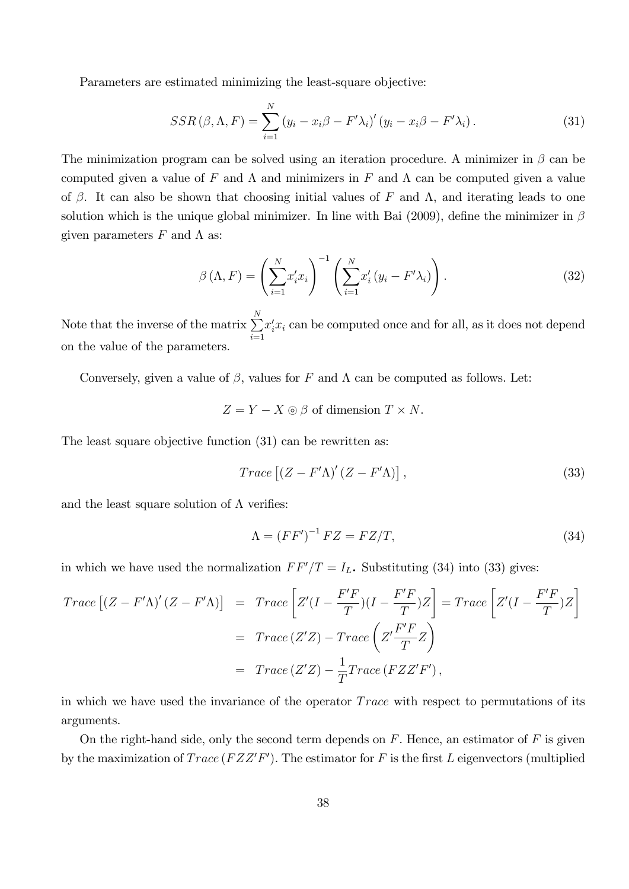Parameters are estimated minimizing the least-square objective:

$$SSR(\beta, \Lambda, F) = \sum_{i=1}^{N} (y_i - x_i\beta - F'\lambda_i)' (y_i - x_i\beta - F'\lambda_i). \tag{31}$$

The minimization program can be solved using an iteration procedure. A minimizer in $\beta$ can be computed given a value of $F$ and $\Lambda$ and minimizers in $F$ and $\Lambda$ can be computed given a value of $\beta$. It can also be shown that choosing initial values of $F$ and $\Lambda$, and iterating leads to one solution which is the unique global minimizer. In line with Bai (2009), define the minimizer in $\beta$ given parameters $F$ and $\Lambda$ as:

$$\beta(\Lambda, F) = \left( \sum_{i=1}^{N} x_i' x_i \right)^{-1} \left( \sum_{i=1}^{N} x_i' (y_i - F'\lambda_i) \right). \tag{32}$$

Note that the inverse of the matrix $\sum_{i=1}^{N} x_i' x_i$ can be computed once and for all, as it does not depend on the value of the parameters.

Conversely, given a value of $\beta$, values for $F$ and $\Lambda$ can be computed as follows. Let:

$$Z = Y - X \circledcirc \beta \text{ of dimension } T \times N.$$

The least square objective function (31) can be rewritten as:

$$Trace\left[ (Z - F'\Lambda)' (Z - F'\Lambda) \right], \tag{33}$$

and the least square solution of $\Lambda$ verifies:

$$\Lambda = (FF')^{-1} FZ = FZ/T, \tag{34}$$

in which we have used the normalization $FF'/T = I_L$. Substituting (34) into (33) gives:

$$\begin{aligned} Trace\left[ (Z - F'\Lambda)' (Z - F'\Lambda) \right] &= Trace\left[ Z'(I - \frac{F'F}{T})(I - \frac{F'F}{T})Z \right] = Trace\left[ Z'(I - \frac{F'F}{T})Z \right] \\ &= Trace(Z'Z) - Trace\left( Z' \frac{F'F}{T} Z \right) \\ &= Trace(Z'Z) - \frac{1}{T} Trace(FZZ'F'), \end{aligned}$$

in which we have used the invariance of the operator $Trace$ with respect to permutations of its arguments.

On the right-hand side, only the second term depends on $F$. Hence, an estimator of $F$ is given by the maximization of $Trace(FZZ'F')$. The estimator for $F$ is the first $L$ eigenvectors (multiplied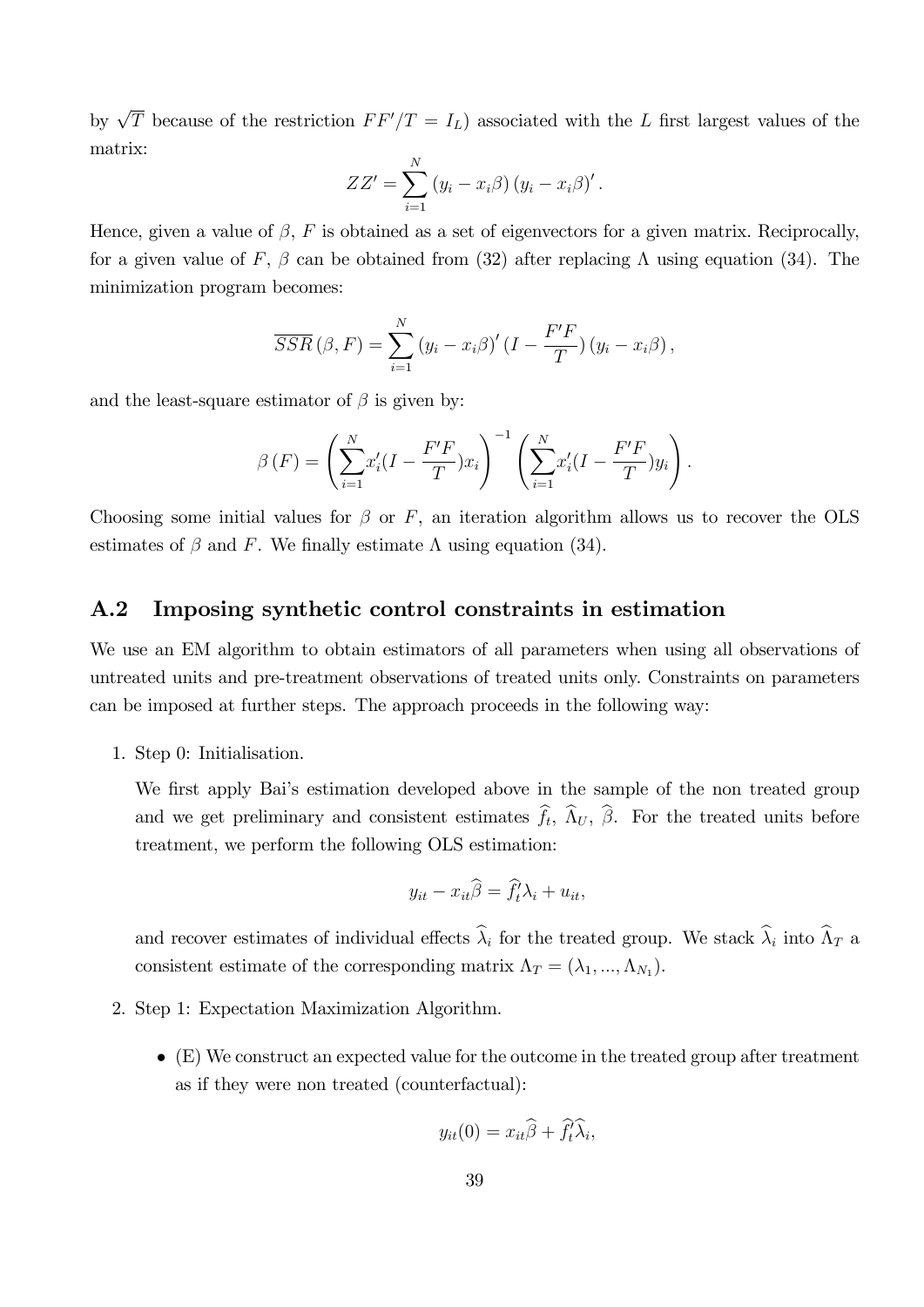by $\sqrt{T}$ because of the restriction $FF'/T = I_L$) associated with the $L$ first largest values of the matrix:

$$ZZ' = \sum_{i=1}^{N} (y_i - x_i\beta)(y_i - x_i\beta)'.$$

Hence, given a value of $\beta$, $F$ is obtained as a set of eigenvectors for a given matrix. Reciprocally, for a given value of $F$, $\beta$ can be obtained from (32) after replacing $\Lambda$ using equation (34). The minimization program becomes:

$$\overline{SSR}(\beta, F) = \sum_{i=1}^{N} (y_i - x_i\beta)' (I - \frac{F'F}{T})(y_i - x_i\beta),$$

and the least-square estimator of $\beta$ is given by:

$$\beta(F) = \left( \sum_{i=1}^{N} x_i'(I - \frac{F'F}{T})x_i \right)^{-1} \left( \sum_{i=1}^{N} x_i'(I - \frac{F'F}{T})y_i \right).$$

Choosing some initial values for $\beta$ or $F$, an iteration algorithm allows us to recover the OLS estimates of $\beta$ and $F$. We finally estimate $\Lambda$ using equation (34).

## A.2 Imposing synthetic control constraints in estimation

We use an EM algorithm to obtain estimators of all parameters when using all observations of untreated units and pre-treatment observations of treated units only. Constraints on parameters can be imposed at further steps. The approach proceeds in the following way:

1. Step 0: Initialisation.

   We first apply Bai's estimation developed above in the sample of the non treated group and we get preliminary and consistent estimates $\widehat{f}_t$, $\widehat{\Lambda}_U$, $\widehat{\beta}$. For the treated units before treatment, we perform the following OLS estimation:

   $$y_{it} - x_{it}\widehat{\beta} = \widehat{f}_t'\lambda_i + u_{it},$$

   and recover estimates of individual effects $\widehat{\lambda}_i$ for the treated group. We stack $\widehat{\lambda}_i$ into $\widehat{\Lambda}_T$ a consistent estimate of the corresponding matrix $\Lambda_T = (\lambda_1, ..., \Lambda_{N_1})$.

2. Step 1: Expectation Maximization Algorithm.

   - (E) We construct an expected value for the outcome in the treated group after treatment as if they were non treated (counterfactual):

   $$y_{it}(0) = x_{it}\widehat{\beta} + \widehat{f}_t'\widehat{\lambda}_i,$$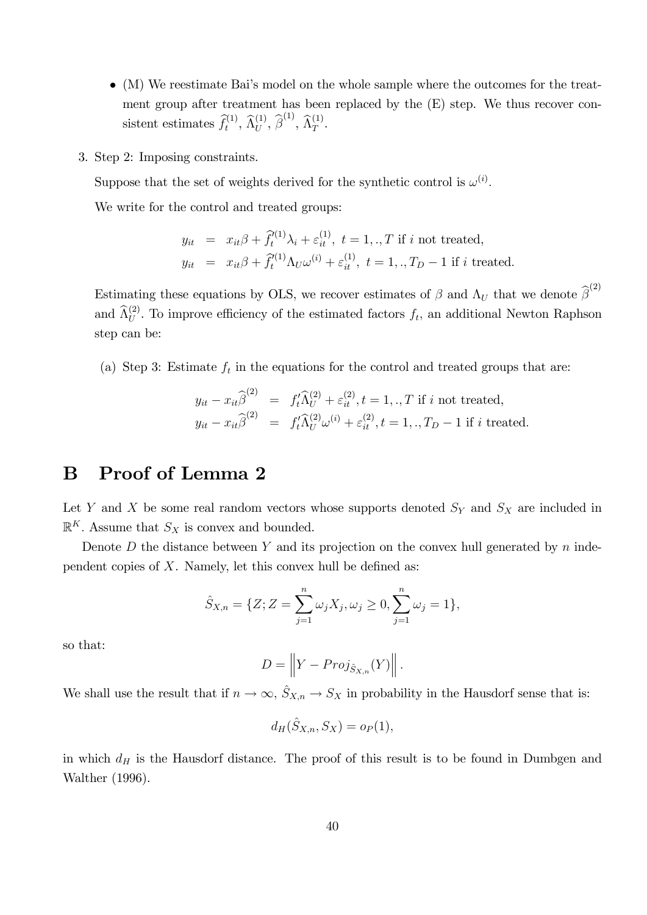- (M) We reestimate Bai's model on the whole sample where the outcomes for the treatment group after treatment has been replaced by the (E) step. We thus recover consistent estimates $\widehat{f}_t^{(1)}$, $\widehat{\Lambda}_U^{(1)}$, $\widehat{\beta}^{(1)}$, $\widehat{\Lambda}_T^{(1)}$.

3. Step 2: Imposing constraints.

   Suppose that the set of weights derived for the synthetic control is $\omega^{(i)}$.

   We write for the control and treated groups:

$$
\begin{aligned}
y_{it} &= x_{it}\beta + \widehat{f}_t^{\prime(1)}\lambda_i + \varepsilon_{it}^{(1)},\ t = 1, ., T \text{ if } i \text{ not treated,} \\
y_{it} &= x_{it}\beta + \widehat{f}_t^{\prime(1)}\Lambda_U\omega^{(i)} + \varepsilon_{it}^{(1)},\ t = 1, ., T_D - 1 \text{ if } i \text{ treated.}
\end{aligned}
$$

   Estimating these equations by OLS, we recover estimates of $\beta$ and $\Lambda_U$ that we denote $\widehat{\beta}^{(2)}$ and $\widehat{\Lambda}_U^{(2)}$. To improve efficiency of the estimated factors $f_t$, an additional Newton Raphson step can be:

   (a) Step 3: Estimate $f_t$ in the equations for the control and treated groups that are:

$$
\begin{aligned}
y_{it} - x_{it}\widehat{\beta}^{(2)} &= f_t'\widehat{\Lambda}_U^{(2)} + \varepsilon_{it}^{(2)}, t = 1, ., T \text{ if } i \text{ not treated,} \\
y_{it} - x_{it}\widehat{\beta}^{(2)} &= f_t'\widehat{\Lambda}_U^{(2)}\omega^{(i)} + \varepsilon_{it}^{(2)}, t = 1, ., T_D - 1 \text{ if } i \text{ treated.}
\end{aligned}
$$

# B Proof of Lemma 2

Let $Y$ and $X$ be some real random vectors whose supports denoted $S_Y$ and $S_X$ are included in $\mathbb{R}^K$. Assume that $S_X$ is convex and bounded.

Denote $D$ the distance between $Y$ and its projection on the convex hull generated by $n$ independent copies of $X$. Namely, let this convex hull be defined as:

$$
\hat{S}_{X,n} = \{Z; Z = \sum_{j=1}^{n} \omega_j X_j, \omega_j \geq 0, \sum_{j=1}^{n} \omega_j = 1\},
$$

so that:

$$
D = \left\| Y - Proj_{\hat{S}_{X,n}}(Y) \right\|.
$$

We shall use the result that if $n \to \infty$, $\hat{S}_{X,n} \to S_X$ in probability in the Hausdorf sense that is:

$$
d_H(\hat{S}_{X,n}, S_X) = o_P(1),
$$

in which $d_H$ is the Hausdorf distance. The proof of this result is to be found in Dumbgen and Walther (1996).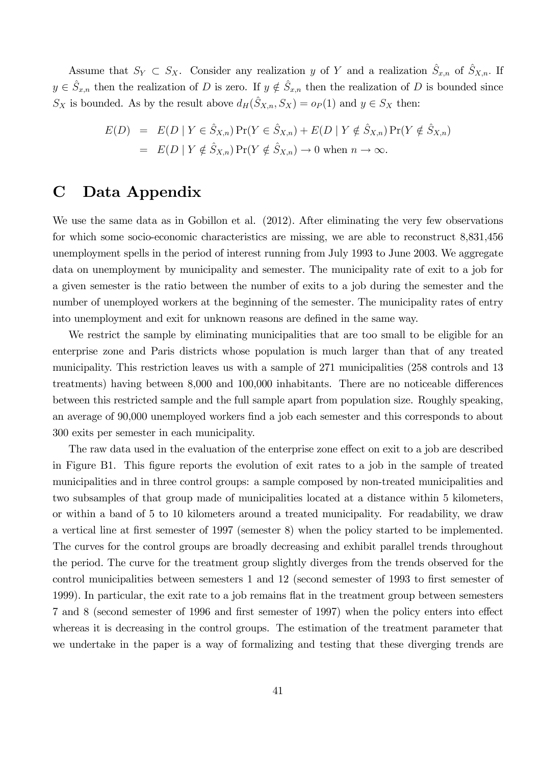Assume that $S_Y \subset S_X$. Consider any realization $y$ of $Y$ and a realization $\hat{S}_{x,n}$ of $\hat{S}_{X,n}$. If $y \in \hat{S}_{x,n}$ then the realization of $D$ is zero. If $y \notin \hat{S}_{x,n}$ then the realization of $D$ is bounded since $S_X$ is bounded. As by the result above $d_H(\hat{S}_{X,n}, S_X) = o_P(1)$ and $y \in S_X$ then:

$$
\begin{aligned}
E(D) &= E(D \mid Y \in \hat{S}_{X,n}) \Pr(Y \in \hat{S}_{X,n}) + E(D \mid Y \notin \hat{S}_{X,n}) \Pr(Y \notin \hat{S}_{X,n}) \\
&= E(D \mid Y \notin \hat{S}_{X,n}) \Pr(Y \notin \hat{S}_{X,n}) \to 0 \text{ when } n \to \infty.
\end{aligned}
$$

# C Data Appendix

We use the same data as in Gobillon et al. (2012). After eliminating the very few observations for which some socio-economic characteristics are missing, we are able to reconstruct 8,831,456 unemployment spells in the period of interest running from July 1993 to June 2003. We aggregate data on unemployment by municipality and semester. The municipality rate of exit to a job for a given semester is the ratio between the number of exits to a job during the semester and the number of unemployed workers at the beginning of the semester. The municipality rates of entry into unemployment and exit for unknown reasons are defined in the same way.

We restrict the sample by eliminating municipalities that are too small to be eligible for an enterprise zone and Paris districts whose population is much larger than that of any treated municipality. This restriction leaves us with a sample of 271 municipalities (258 controls and 13 treatments) having between 8,000 and 100,000 inhabitants. There are no noticeable differences between this restricted sample and the full sample apart from population size. Roughly speaking, an average of 90,000 unemployed workers find a job each semester and this corresponds to about 300 exits per semester in each municipality.

The raw data used in the evaluation of the enterprise zone effect on exit to a job are described in Figure B1. This figure reports the evolution of exit rates to a job in the sample of treated municipalities and in three control groups: a sample composed by non-treated municipalities and two subsamples of that group made of municipalities located at a distance within 5 kilometers, or within a band of 5 to 10 kilometers around a treated municipality. For readability, we draw a vertical line at first semester of 1997 (semester 8) when the policy started to be implemented. The curves for the control groups are broadly decreasing and exhibit parallel trends throughout the period. The curve for the treatment group slightly diverges from the trends observed for the control municipalities between semesters 1 and 12 (second semester of 1993 to first semester of 1999). In particular, the exit rate to a job remains flat in the treatment group between semesters 7 and 8 (second semester of 1996 and first semester of 1997) when the policy enters into effect whereas it is decreasing in the control groups. The estimation of the treatment parameter that we undertake in the paper is a way of formalizing and testing that these diverging trends are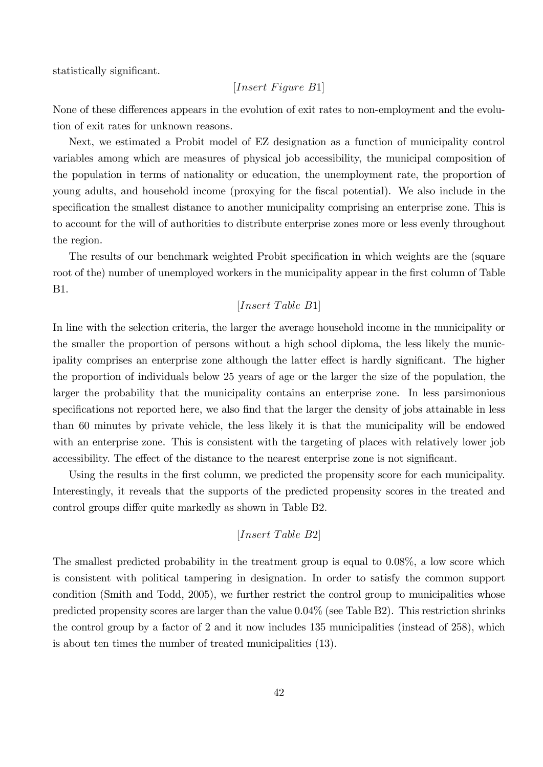statistically significant.

[*Insert Figure B*1]

None of these differences appears in the evolution of exit rates to non-employment and the evolution of exit rates for unknown reasons.

Next, we estimated a Probit model of EZ designation as a function of municipality control variables among which are measures of physical job accessibility, the municipal composition of the population in terms of nationality or education, the unemployment rate, the proportion of young adults, and household income (proxying for the fiscal potential). We also include in the specification the smallest distance to another municipality comprising an enterprise zone. This is to account for the will of authorities to distribute enterprise zones more or less evenly throughout the region.

The results of our benchmark weighted Probit specification in which weights are the (square root of the) number of unemployed workers in the municipality appear in the first column of Table B1.

[*Insert Table B*1]

In line with the selection criteria, the larger the average household income in the municipality or the smaller the proportion of persons without a high school diploma, the less likely the municipality comprises an enterprise zone although the latter effect is hardly significant. The higher the proportion of individuals below 25 years of age or the larger the size of the population, the larger the probability that the municipality contains an enterprise zone. In less parsimonious specifications not reported here, we also find that the larger the density of jobs attainable in less than 60 minutes by private vehicle, the less likely it is that the municipality will be endowed with an enterprise zone. This is consistent with the targeting of places with relatively lower job accessibility. The effect of the distance to the nearest enterprise zone is not significant.

Using the results in the first column, we predicted the propensity score for each municipality. Interestingly, it reveals that the supports of the predicted propensity scores in the treated and control groups differ quite markedly as shown in Table B2.

[*Insert Table B*2]

The smallest predicted probability in the treatment group is equal to 0.08%, a low score which is consistent with political tampering in designation. In order to satisfy the common support condition (Smith and Todd, 2005), we further restrict the control group to municipalities whose predicted propensity scores are larger than the value 0.04% (see Table B2). This restriction shrinks the control group by a factor of 2 and it now includes 135 municipalities (instead of 258), which is about ten times the number of treated municipalities (13).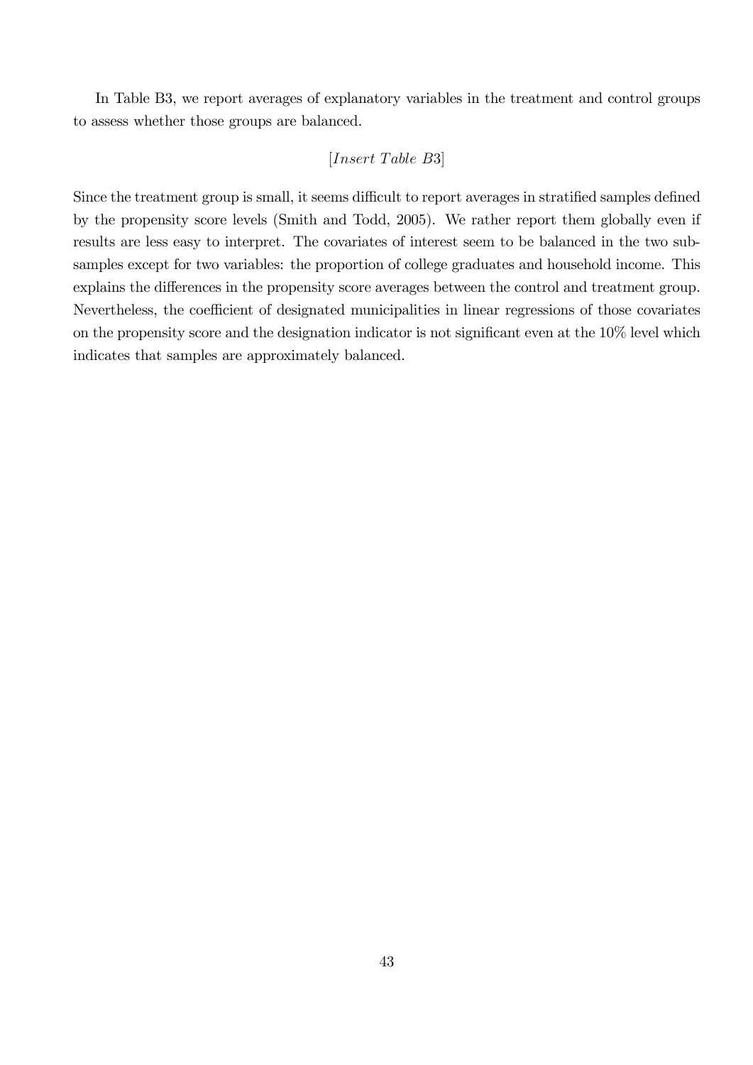In Table B3, we report averages of explanatory variables in the treatment and control groups to assess whether those groups are balanced.

[*Insert Table B3*]

Since the treatment group is small, it seems difficult to report averages in stratified samples defined by the propensity score levels (Smith and Todd, 2005). We rather report them globally even if results are less easy to interpret. The covariates of interest seem to be balanced in the two subsamples except for two variables: the proportion of college graduates and household income. This explains the differences in the propensity score averages between the control and treatment group. Nevertheless, the coefficient of designated municipalities in linear regressions of those covariates on the propensity score and the designation indicator is not significant even at the 10% level which indicates that samples are approximately balanced.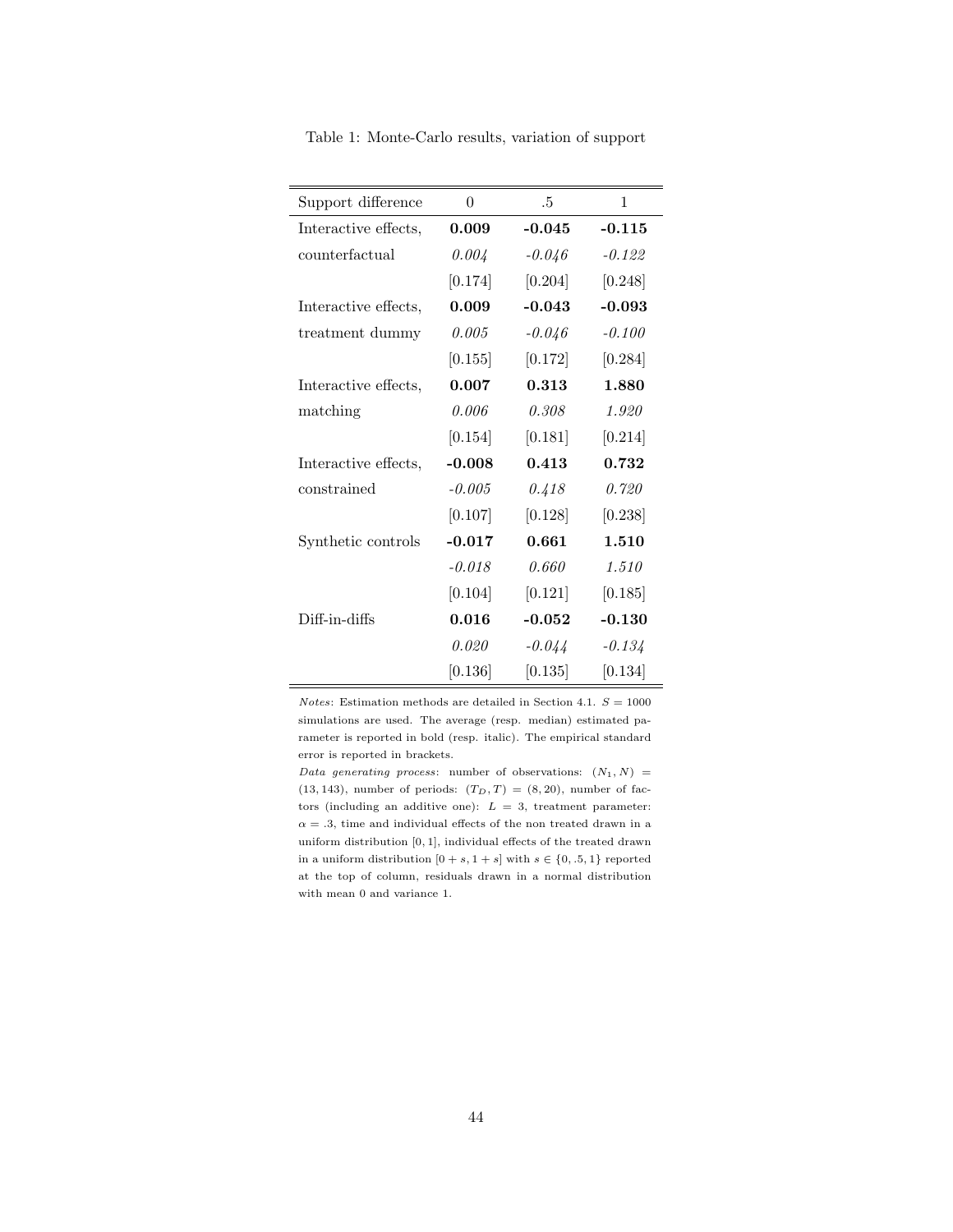Table 1: Monte-Carlo results, variation of support

| Support difference | 0 | .5 | 1 |
|---|---|---|---|
| Interactive effects, | **0.009** | **-0.045** | **-0.115** |
| counterfactual | *0.004* | *-0.046* | *-0.122* |
| | [0.174] | [0.204] | [0.248] |
| Interactive effects, | **0.009** | **-0.043** | **-0.093** |
| treatment dummy | *0.005* | *-0.046* | *-0.100* |
| | [0.155] | [0.172] | [0.284] |
| Interactive effects, | **0.007** | **0.313** | **1.880** |
| matching | *0.006* | *0.308* | *1.920* |
| | [0.154] | [0.181] | [0.214] |
| Interactive effects, | **-0.008** | **0.413** | **0.732** |
| constrained | *-0.005* | *0.418* | *0.720* |
| | [0.107] | [0.128] | [0.238] |
| Synthetic controls | **-0.017** | **0.661** | **1.510** |
| | *-0.018* | *0.660* | *1.510* |
| | [0.104] | [0.121] | [0.185] |
| Diff-in-diffs | **0.016** | **-0.052** | **-0.130** |
| | *0.020* | *-0.044* | *-0.134* |
| | [0.136] | [0.135] | [0.134] |

*Notes*: Estimation methods are detailed in Section 4.1. $S = 1000$ simulations are used. The average (resp. median) estimated parameter is reported in bold (resp. italic). The empirical standard error is reported in brackets.

*Data generating process*: number of observations: $(N_1, N) = (13, 143)$, number of periods: $(T_D, T) = (8, 20)$, number of factors (including an additive one): $L = 3$, treatment parameter: $\alpha = .3$, time and individual effects of the non treated drawn in a uniform distribution $[0, 1]$, individual effects of the treated drawn in a uniform distribution $[0 + s, 1 + s]$ with $s \in \{0, .5, 1\}$ reported at the top of column, residuals drawn in a normal distribution with mean 0 and variance 1.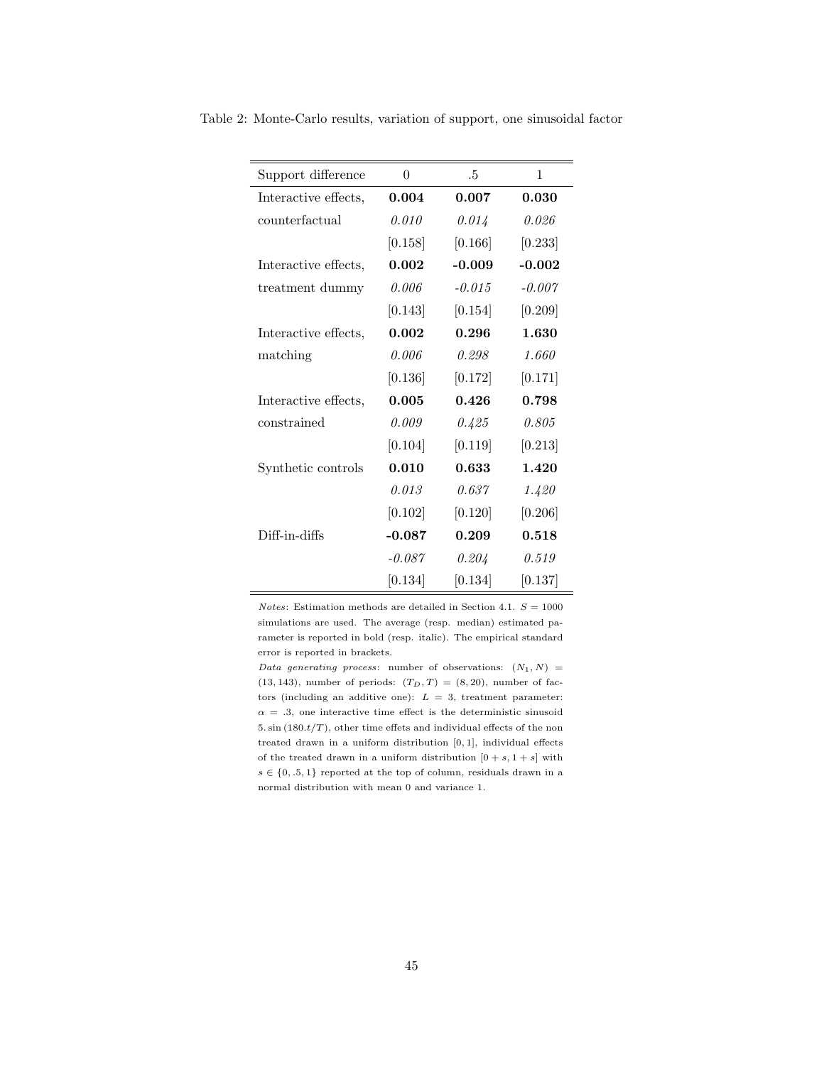Table 2: Monte-Carlo results, variation of support, one sinusoidal factor

| Support difference | 0 | .5 | 1 |
|---|---|---|---|
| Interactive effects, | **0.004** | **0.007** | **0.030** |
| counterfactual | *0.010* | *0.014* | *0.026* |
| | [0.158] | [0.166] | [0.233] |
| Interactive effects, | **0.002** | **-0.009** | **-0.002** |
| treatment dummy | *0.006* | *-0.015* | *-0.007* |
| | [0.143] | [0.154] | [0.209] |
| Interactive effects, | **0.002** | **0.296** | **1.630** |
| matching | *0.006* | *0.298* | *1.660* |
| | [0.136] | [0.172] | [0.171] |
| Interactive effects, | **0.005** | **0.426** | **0.798** |
| constrained | *0.009* | *0.425* | *0.805* |
| | [0.104] | [0.119] | [0.213] |
| Synthetic controls | **0.010** | **0.633** | **1.420** |
| | *0.013* | *0.637* | *1.420* |
| | [0.102] | [0.120] | [0.206] |
| Diff-in-diffs | **-0.087** | **0.209** | **0.518** |
| | *-0.087* | *0.204* | *0.519* |
| | [0.134] | [0.134] | [0.137] |

*Notes*: Estimation methods are detailed in Section 4.1. $S = 1000$ simulations are used. The average (resp. median) estimated parameter is reported in bold (resp. italic). The empirical standard error is reported in brackets.

*Data generating process*: number of observations: $(N_1, N) = (13, 143)$, number of periods: $(T_D, T) = (8, 20)$, number of factors (including an additive one): $L = 3$, treatment parameter: $\alpha = .3$, one interactive time effect is the deterministic sinusoid $5. \sin(180.t/T)$, other time effets and individual effects of the non treated drawn in a uniform distribution $[0, 1]$, individual effects of the treated drawn in a uniform distribution $[0 + s, 1 + s]$ with $s \in \{0, .5, 1\}$ reported at the top of column, residuals drawn in a normal distribution with mean 0 and variance 1.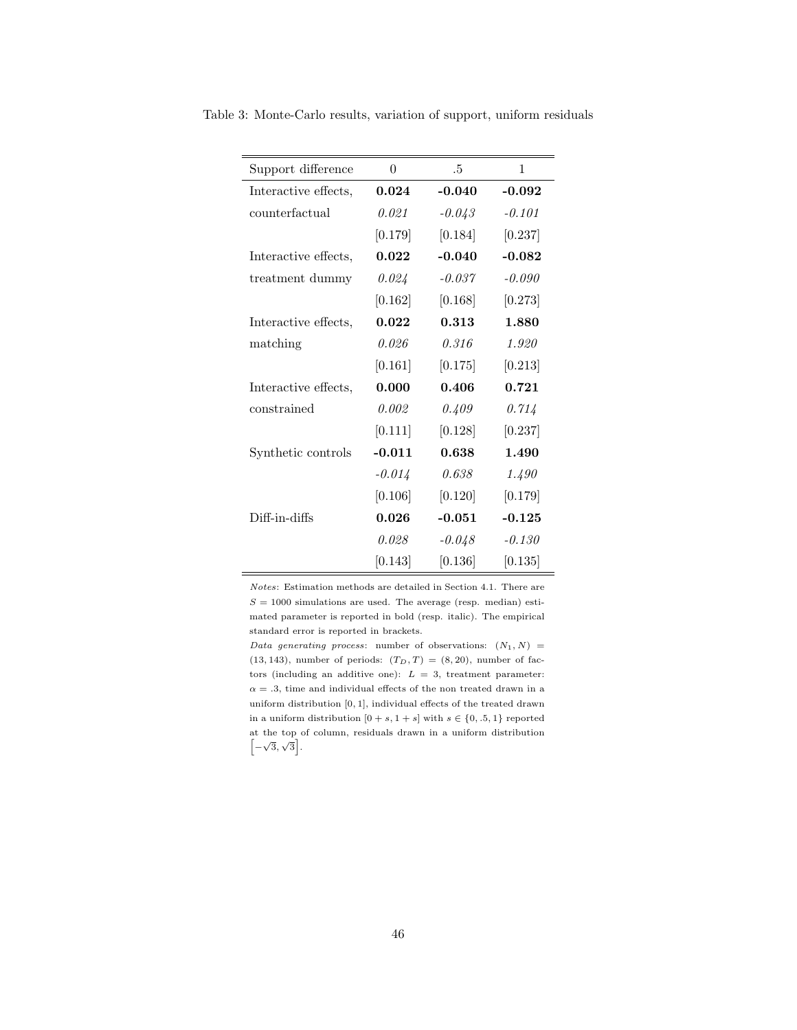Table 3: Monte-Carlo results, variation of support, uniform residuals

| Support difference | 0 | .5 | 1 |
|---|---|---|---|
| Interactive effects, | **0.024** | **-0.040** | **-0.092** |
| counterfactual | *0.021* | *-0.043* | *-0.101* |
| | [0.179] | [0.184] | [0.237] |
| Interactive effects, | **0.022** | **-0.040** | **-0.082** |
| treatment dummy | *0.024* | *-0.037* | *-0.090* |
| | [0.162] | [0.168] | [0.273] |
| Interactive effects, | **0.022** | **0.313** | **1.880** |
| matching | *0.026* | *0.316* | *1.920* |
| | [0.161] | [0.175] | [0.213] |
| Interactive effects, | **0.000** | **0.406** | **0.721** |
| constrained | *0.002* | *0.409* | *0.714* |
| | [0.111] | [0.128] | [0.237] |
| Synthetic controls | **-0.011** | **0.638** | **1.490** |
| | *-0.014* | *0.638* | *1.490* |
| | [0.106] | [0.120] | [0.179] |
| Diff-in-diffs | **0.026** | **-0.051** | **-0.125** |
| | *0.028* | *-0.048* | *-0.130* |
| | [0.143] | [0.136] | [0.135] |

*Notes*: Estimation methods are detailed in Section 4.1. There are $S = 1000$ simulations are used. The average (resp. median) estimated parameter is reported in bold (resp. italic). The empirical standard error is reported in brackets.

*Data generating process*: number of observations: $(N_1, N) = (13, 143)$, number of periods: $(T_D, T) = (8, 20)$, number of factors (including an additive one): $L = 3$, treatment parameter: $\alpha = .3$, time and individual effects of the non treated drawn in a uniform distribution $[0, 1]$, individual effects of the treated drawn in a uniform distribution $[0 + s, 1 + s]$ with $s \in \{0, .5, 1\}$ reported at the top of column, residuals drawn in a uniform distribution $\left[-\sqrt{3}, \sqrt{3}\right]$.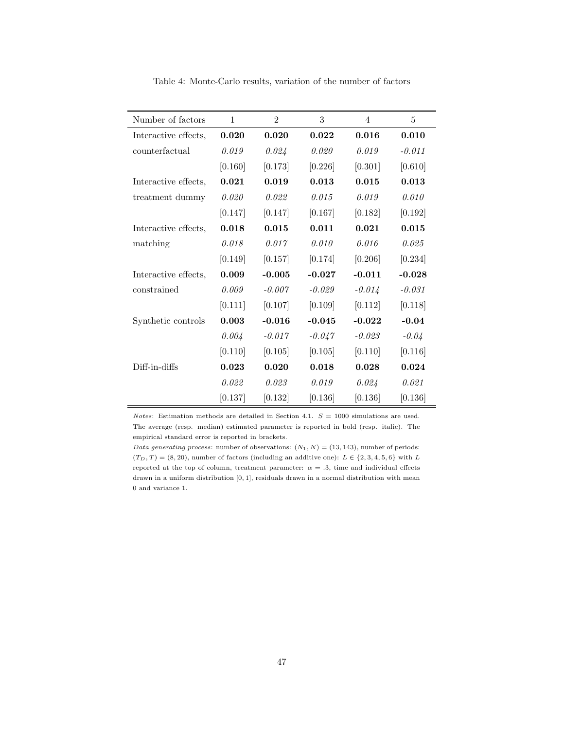Table 4: Monte-Carlo results, variation of the number of factors

| Number of factors | 1 | 2 | 3 | 4 | 5 |
|---|---|---|---|---|---|
| Interactive effects, | **0.020** | **0.020** | **0.022** | **0.016** | **0.010** |
| counterfactual | *0.019* | *0.024* | *0.020* | *0.019* | *-0.011* |
| | [0.160] | [0.173] | [0.226] | [0.301] | [0.610] |
| Interactive effects, | **0.021** | **0.019** | **0.013** | **0.015** | **0.013** |
| treatment dummy | *0.020* | *0.022* | *0.015* | *0.019* | *0.010* |
| | [0.147] | [0.147] | [0.167] | [0.182] | [0.192] |
| Interactive effects, | **0.018** | **0.015** | **0.011** | **0.021** | **0.015** |
| matching | *0.018* | *0.017* | *0.010* | *0.016* | *0.025* |
| | [0.149] | [0.157] | [0.174] | [0.206] | [0.234] |
| Interactive effects, | **0.009** | **-0.005** | **-0.027** | **-0.011** | **-0.028** |
| constrained | *0.009* | *-0.007* | *-0.029* | *-0.014* | *-0.031* |
| | [0.111] | [0.107] | [0.109] | [0.112] | [0.118] |
| Synthetic controls | **0.003** | **-0.016** | **-0.045** | **-0.022** | **-0.04** |
| | *0.004* | *-0.017* | *-0.047* | *-0.023* | *-0.04* |
| | [0.110] | [0.105] | [0.105] | [0.110] | [0.116] |
| Diff-in-diffs | **0.023** | **0.020** | **0.018** | **0.028** | **0.024** |
| | *0.022* | *0.023* | *0.019* | *0.024* | *0.021* |
| | [0.137] | [0.132] | [0.136] | [0.136] | [0.136] |

*Notes*: Estimation methods are detailed in Section 4.1. $S = 1000$ simulations are used. The average (resp. median) estimated parameter is reported in bold (resp. italic). The empirical standard error is reported in brackets.

*Data generating process*: number of observations: $(N_1, N) = (13, 143)$, number of periods: $(T_D, T) = (8, 20)$, number of factors (including an additive one): $L \in \{2, 3, 4, 5, 6\}$ with $L$ reported at the top of column, treatment parameter: $\alpha = .3$, time and individual effects drawn in a uniform distribution $[0, 1]$, residuals drawn in a normal distribution with mean 0 and variance 1.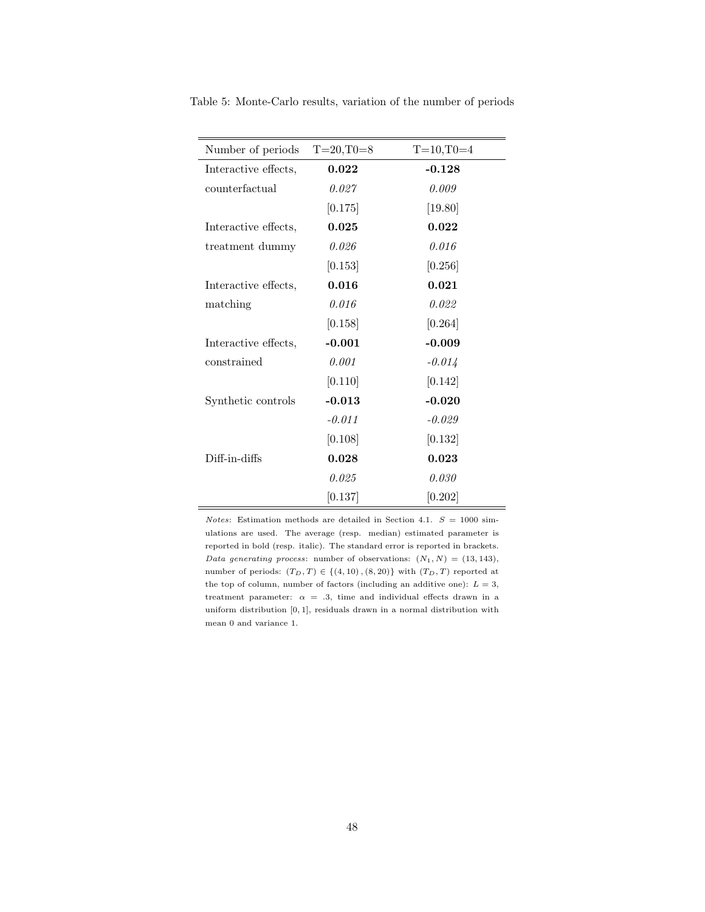Table 5: Monte-Carlo results, variation of the number of periods

| Number of periods | T=20,T0=8 | T=10,T0=4 |
|---|---|---|
| Interactive effects, | **0.022** | **-0.128** |
| counterfactual | *0.027* | *0.009* |
| | [0.175] | [19.80] |
| Interactive effects, | **0.025** | **0.022** |
| treatment dummy | *0.026* | *0.016* |
| | [0.153] | [0.256] |
| Interactive effects, | **0.016** | **0.021** |
| matching | *0.016* | *0.022* |
| | [0.158] | [0.264] |
| Interactive effects, | **-0.001** | **-0.009** |
| constrained | *0.001* | *-0.014* |
| | [0.110] | [0.142] |
| Synthetic controls | **-0.013** | **-0.020** |
| | *-0.011* | *-0.029* |
| | [0.108] | [0.132] |
| Diff-in-diffs | **0.028** | **0.023** |
| | *0.025* | *0.030* |
| | [0.137] | [0.202] |

*Notes*: Estimation methods are detailed in Section 4.1. $S = 1000$ simulations are used. The average (resp. median) estimated parameter is reported in bold (resp. italic). The standard error is reported in brackets. *Data generating process*: number of observations: $(N_1, N) = (13, 143)$, number of periods: $(T_D, T) \in \{(4, 10), (8, 20)\}$ with $(T_D, T)$ reported at the top of column, number of factors (including an additive one): $L = 3$, treatment parameter: $\alpha = .3$, time and individual effects drawn in a uniform distribution $[0, 1]$, residuals drawn in a normal distribution with mean 0 and variance 1.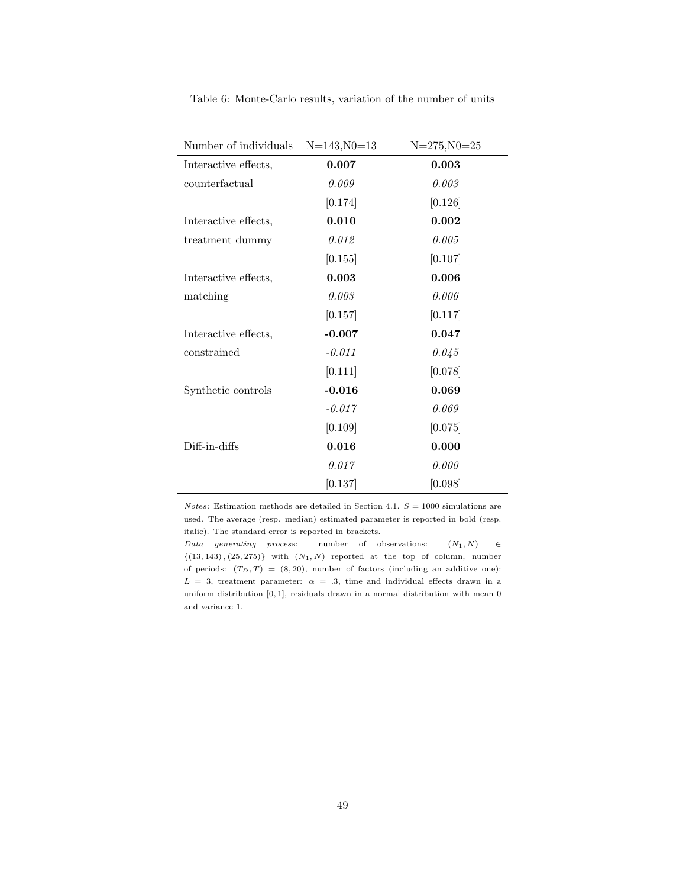Table 6: Monte-Carlo results, variation of the number of units

| Number of individuals | N=143,N0=13 | N=275,N0=25 |
|---|---|---|
| Interactive effects, | **0.007** | **0.003** |
| counterfactual | *0.009* | *0.003* |
| | [0.174] | [0.126] |
| Interactive effects, | **0.010** | **0.002** |
| treatment dummy | *0.012* | *0.005* |
| | [0.155] | [0.107] |
| Interactive effects, | **0.003** | **0.006** |
| matching | *0.003* | *0.006* |
| | [0.157] | [0.117] |
| Interactive effects, | **-0.007** | **0.047** |
| constrained | *-0.011* | *0.045* |
| | [0.111] | [0.078] |
| Synthetic controls | **-0.016** | **0.069** |
| | *-0.017* | *0.069* |
| | [0.109] | [0.075] |
| Diff-in-diffs | **0.016** | **0.000** |
| | *0.017* | *0.000* |
| | [0.137] | [0.098] |

*Notes*: Estimation methods are detailed in Section 4.1. $S = 1000$ simulations are used. The average (resp. median) estimated parameter is reported in bold (resp. italic). The standard error is reported in brackets.

*Data generating process*: number of observations: $(N_1, N) \in \{(13, 143), (25, 275)\}$ with $(N_1, N)$ reported at the top of column, number of periods: $(T_D, T) = (8, 20)$, number of factors (including an additive one): $L = 3$, treatment parameter: $\alpha = .3$, time and individual effects drawn in a uniform distribution $[0, 1]$, residuals drawn in a normal distribution with mean 0 and variance 1.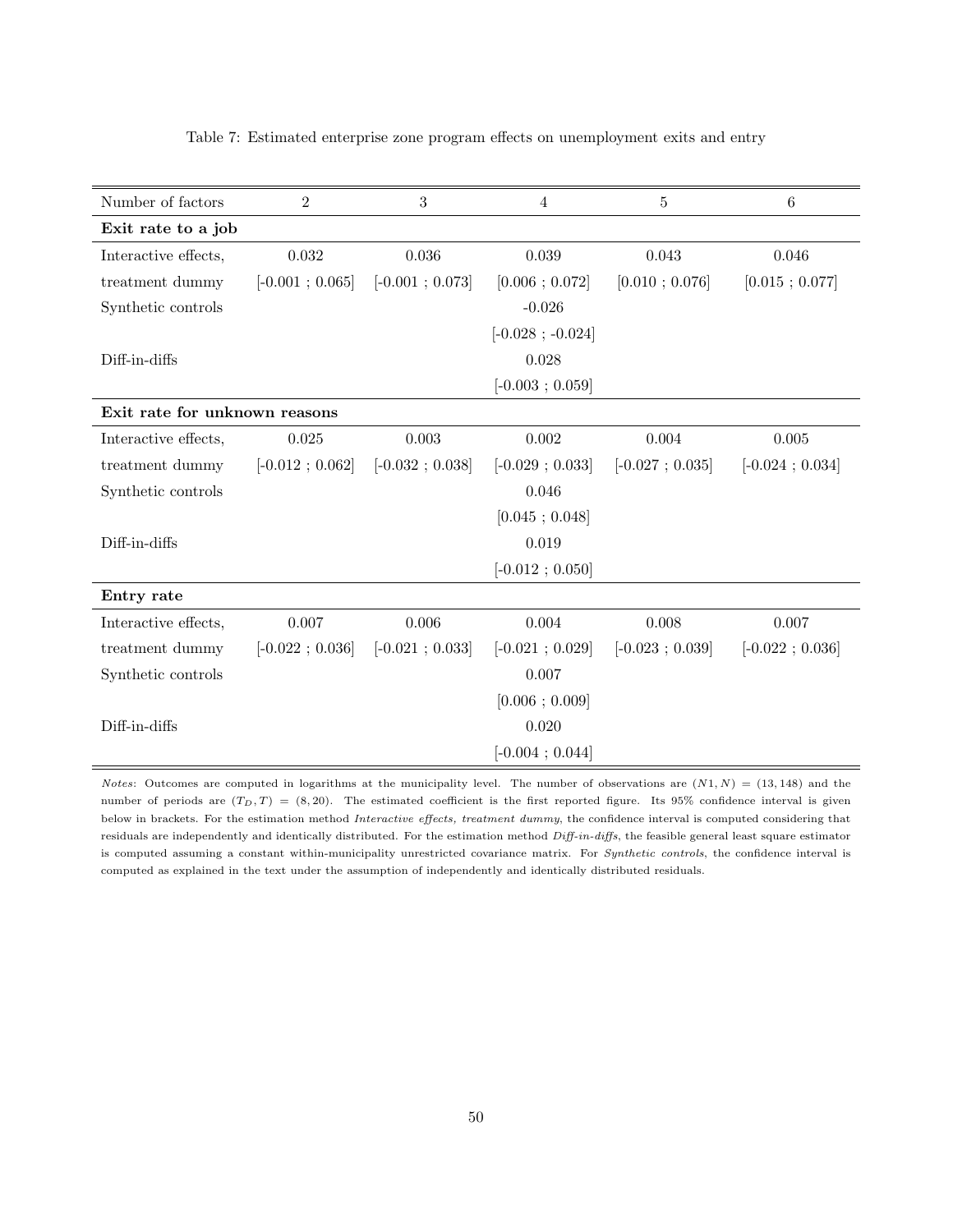Table 7: Estimated enterprise zone program effects on unemployment exits and entry

| Number of factors | 2 | 3 | 4 | 5 | 6 |
|---|---|---|---|---|---|
| **Exit rate to a job** | | | | | |
| Interactive effects, | 0.032 | 0.036 | 0.039 | 0.043 | 0.046 |
| treatment dummy | [-0.001 ; 0.065] | [-0.001 ; 0.073] | [0.006 ; 0.072] | [0.010 ; 0.076] | [0.015 ; 0.077] |
| Synthetic controls | | | -0.026 | | |
| | | | [-0.028 ; -0.024] | | |
| Diff-in-diffs | | | 0.028 | | |
| | | | [-0.003 ; 0.059] | | |
| **Exit rate for unknown reasons** | | | | | |
| Interactive effects, | 0.025 | 0.003 | 0.002 | 0.004 | 0.005 |
| treatment dummy | [-0.012 ; 0.062] | [-0.032 ; 0.038] | [-0.029 ; 0.033] | [-0.027 ; 0.035] | [-0.024 ; 0.034] |
| Synthetic controls | | | 0.046 | | |
| | | | [0.045 ; 0.048] | | |
| Diff-in-diffs | | | 0.019 | | |
| | | | [-0.012 ; 0.050] | | |
| **Entry rate** | | | | | |
| Interactive effects, | 0.007 | 0.006 | 0.004 | 0.008 | 0.007 |
| treatment dummy | [-0.022 ; 0.036] | [-0.021 ; 0.033] | [-0.021 ; 0.029] | [-0.023 ; 0.039] | [-0.022 ; 0.036] |
| Synthetic controls | | | 0.007 | | |
| | | | [0.006 ; 0.009] | | |
| Diff-in-diffs | | | 0.020 | | |
| | | | [-0.004 ; 0.044] | | |

*Notes*: Outcomes are computed in logarithms at the municipality level. The number of observations are $(N1, N) = (13, 148)$ and the number of periods are $(T_D, T) = (8, 20)$. The estimated coefficient is the first reported figure. Its 95% confidence interval is given below in brackets. For the estimation method *Interactive effects, treatment dummy*, the confidence interval is computed considering that residuals are independently and identically distributed. For the estimation method *Diff-in-diffs*, the feasible general least square estimator is computed assuming a constant within-municipality unrestricted covariance matrix. For *Synthetic controls*, the confidence interval is computed as explained in the text under the assumption of independently and identically distributed residuals.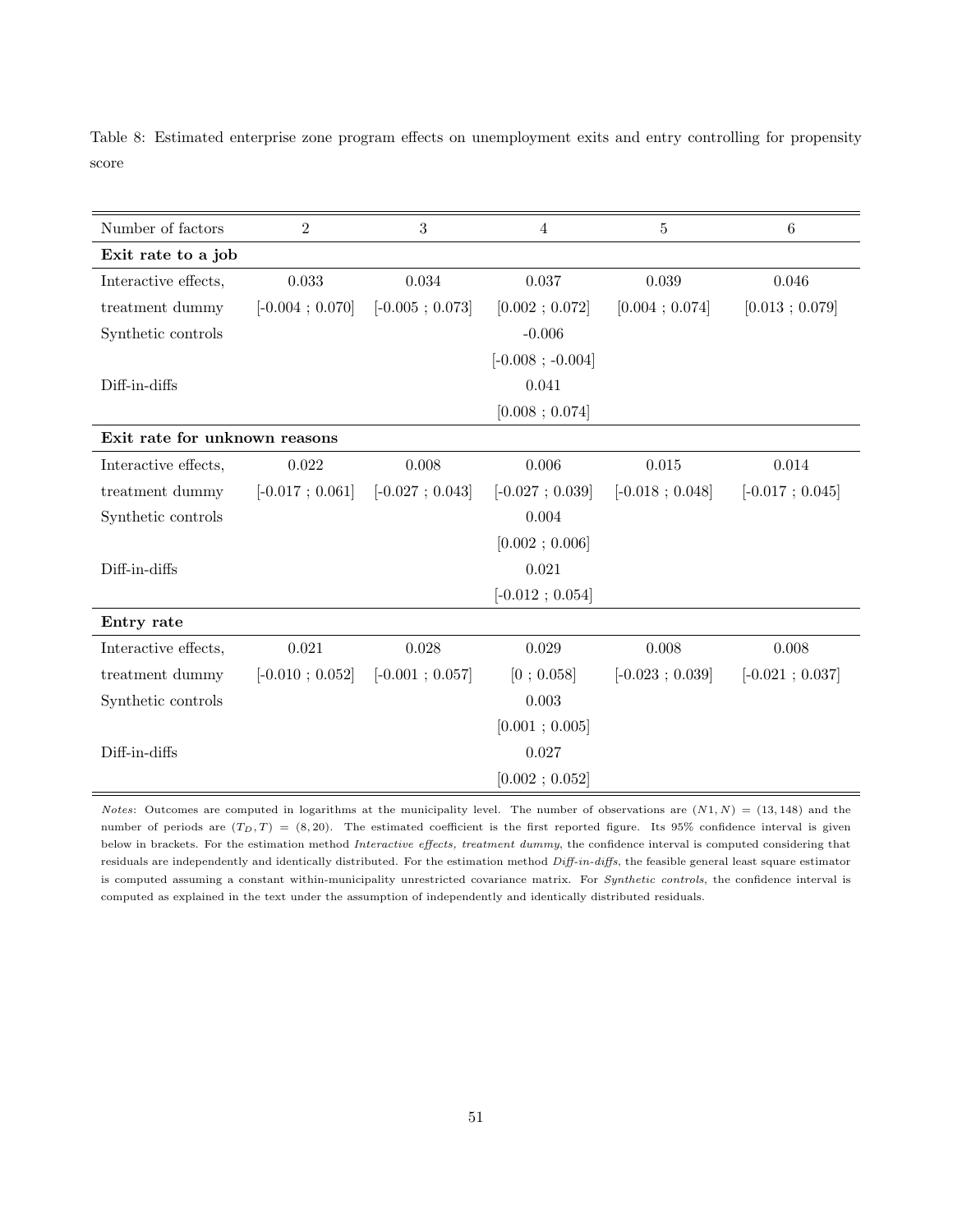Table 8: Estimated enterprise zone program effects on unemployment exits and entry controlling for propensity score

| Number of factors | 2 | 3 | 4 | 5 | 6 |
|---|---|---|---|---|---|
| **Exit rate to a job** | | | | | |
| Interactive effects, | 0.033 | 0.034 | 0.037 | 0.039 | 0.046 |
| treatment dummy | [-0.004 ; 0.070] | [-0.005 ; 0.073] | [0.002 ; 0.072] | [0.004 ; 0.074] | [0.013 ; 0.079] |
| Synthetic controls | | | -0.006 | | |
| | | | [-0.008 ; -0.004] | | |
| Diff-in-diffs | | | 0.041 | | |
| | | | [0.008 ; 0.074] | | |
| **Exit rate for unknown reasons** | | | | | |
| Interactive effects, | 0.022 | 0.008 | 0.006 | 0.015 | 0.014 |
| treatment dummy | [-0.017 ; 0.061] | [-0.027 ; 0.043] | [-0.027 ; 0.039] | [-0.018 ; 0.048] | [-0.017 ; 0.045] |
| Synthetic controls | | | 0.004 | | |
| | | | [0.002 ; 0.006] | | |
| Diff-in-diffs | | | 0.021 | | |
| | | | [-0.012 ; 0.054] | | |
| **Entry rate** | | | | | |
| Interactive effects, | 0.021 | 0.028 | 0.029 | 0.008 | 0.008 |
| treatment dummy | [-0.010 ; 0.052] | [-0.001 ; 0.057] | [0 ; 0.058] | [-0.023 ; 0.039] | [-0.021 ; 0.037] |
| Synthetic controls | | | 0.003 | | |
| | | | [0.001 ; 0.005] | | |
| Diff-in-diffs | | | 0.027 | | |
| | | | [0.002 ; 0.052] | | |

*Notes*: Outcomes are computed in logarithms at the municipality level. The number of observations are $(N1, N) = (13, 148)$ and the number of periods are $(T_D, T) = (8, 20)$. The estimated coefficient is the first reported figure. Its 95% confidence interval is given below in brackets. For the estimation method *Interactive effects, treatment dummy*, the confidence interval is computed considering that residuals are independently and identically distributed. For the estimation method *Diff-in-diffs*, the feasible general least square estimator is computed assuming a constant within-municipality unrestricted covariance matrix. For *Synthetic controls*, the confidence interval is computed as explained in the text under the assumption of independently and identically distributed residuals.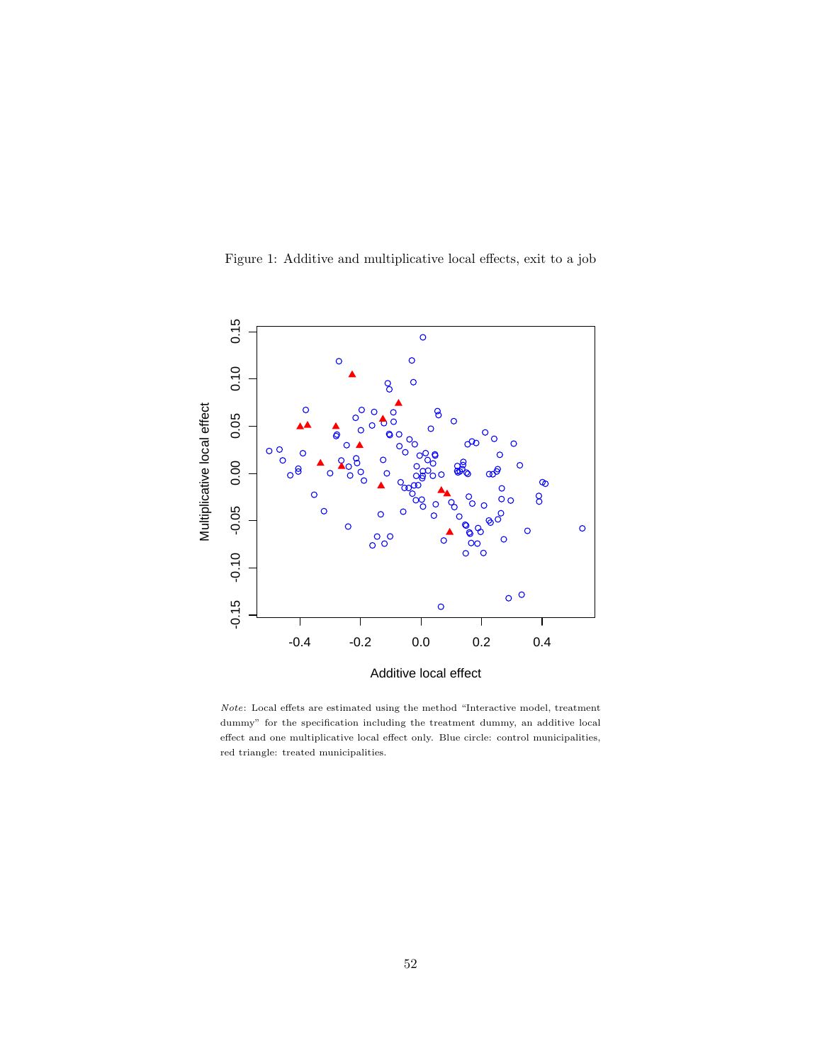Figure 1: Additive and multiplicative local effects, exit to a job

Multiplicative local effect

0.15
0.10
0.05
0.00
-0.05
-0.10
-0.15

-0.4
-0.2
0.0
0.2
0.4

Additive local effect

*Note*: Local effets are estimated using the method "Interactive model, treatment dummy" for the specification including the treatment dummy, an additive local effect and one multiplicative local effect only. Blue circle: control municipalities, red triangle: treated municipalities.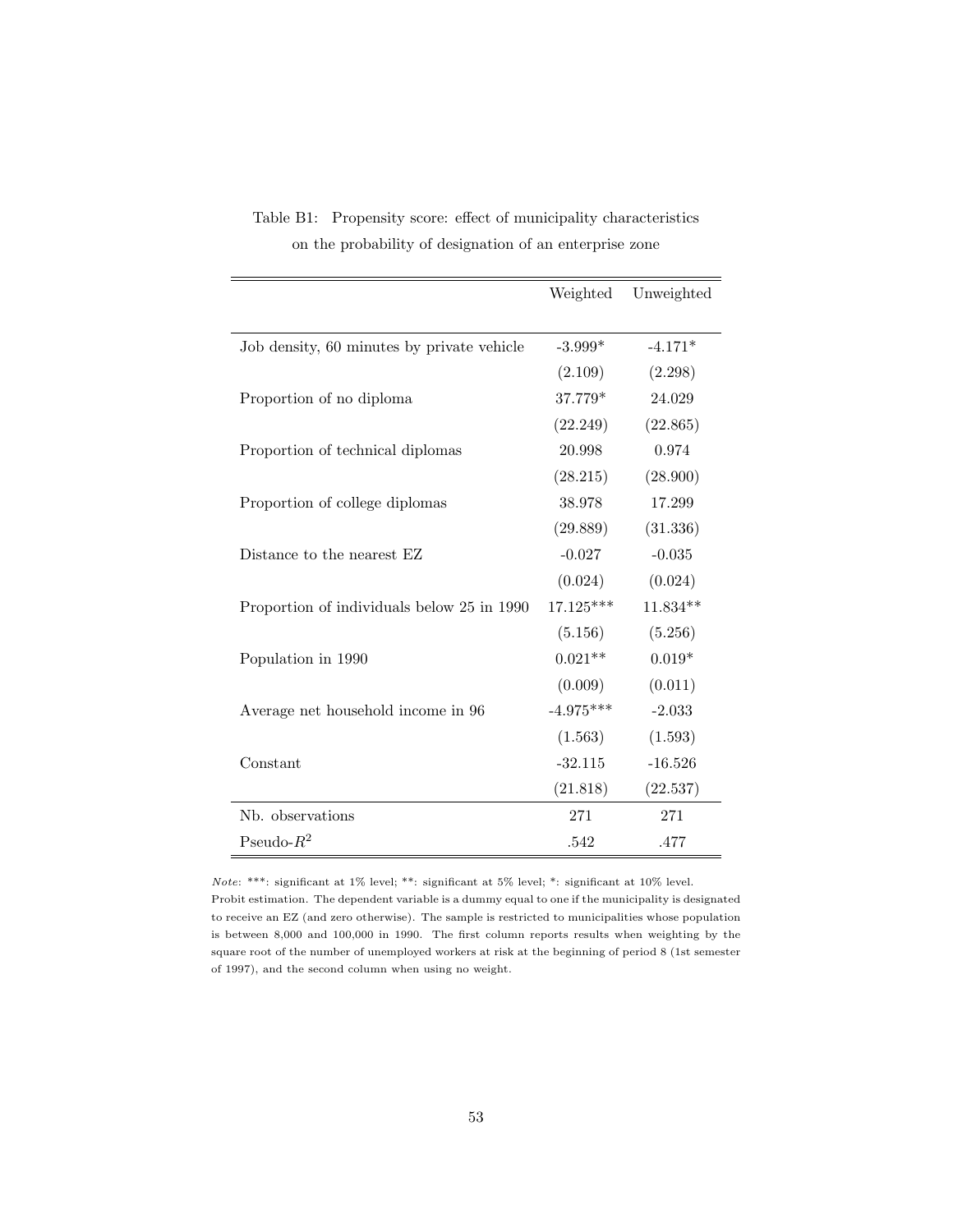Table B1: Propensity score: effect of municipality characteristics on the probability of designation of an enterprise zone

| | Weighted | Unweighted |
|---|---|---|
| Job density, 60 minutes by private vehicle | -3.999* | -4.171* |
| | (2.109) | (2.298) |
| Proportion of no diploma | 37.779* | 24.029 |
| | (22.249) | (22.865) |
| Proportion of technical diplomas | 20.998 | 0.974 |
| | (28.215) | (28.900) |
| Proportion of college diplomas | 38.978 | 17.299 |
| | (29.889) | (31.336) |
| Distance to the nearest EZ | -0.027 | -0.035 |
| | (0.024) | (0.024) |
| Proportion of individuals below 25 in 1990 | 17.125*** | 11.834** |
| | (5.156) | (5.256) |
| Population in 1990 | 0.021** | 0.019* |
| | (0.009) | (0.011) |
| Average net household income in 96 | -4.975*** | -2.033 |
| | (1.563) | (1.593) |
| Constant | -32.115 | -16.526 |
| | (21.818) | (22.537) |
| Nb. observations | 271 | 271 |
| Pseudo-$R^2$ | .542 | .477 |

*Note*: ***: significant at 1% level; **: significant at 5% level; *: significant at 10% level. Probit estimation. The dependent variable is a dummy equal to one if the municipality is designated to receive an EZ (and zero otherwise). The sample is restricted to municipalities whose population is between 8,000 and 100,000 in 1990. The first column reports results when weighting by the square root of the number of unemployed workers at risk at the beginning of period 8 (1st semester of 1997), and the second column when using no weight.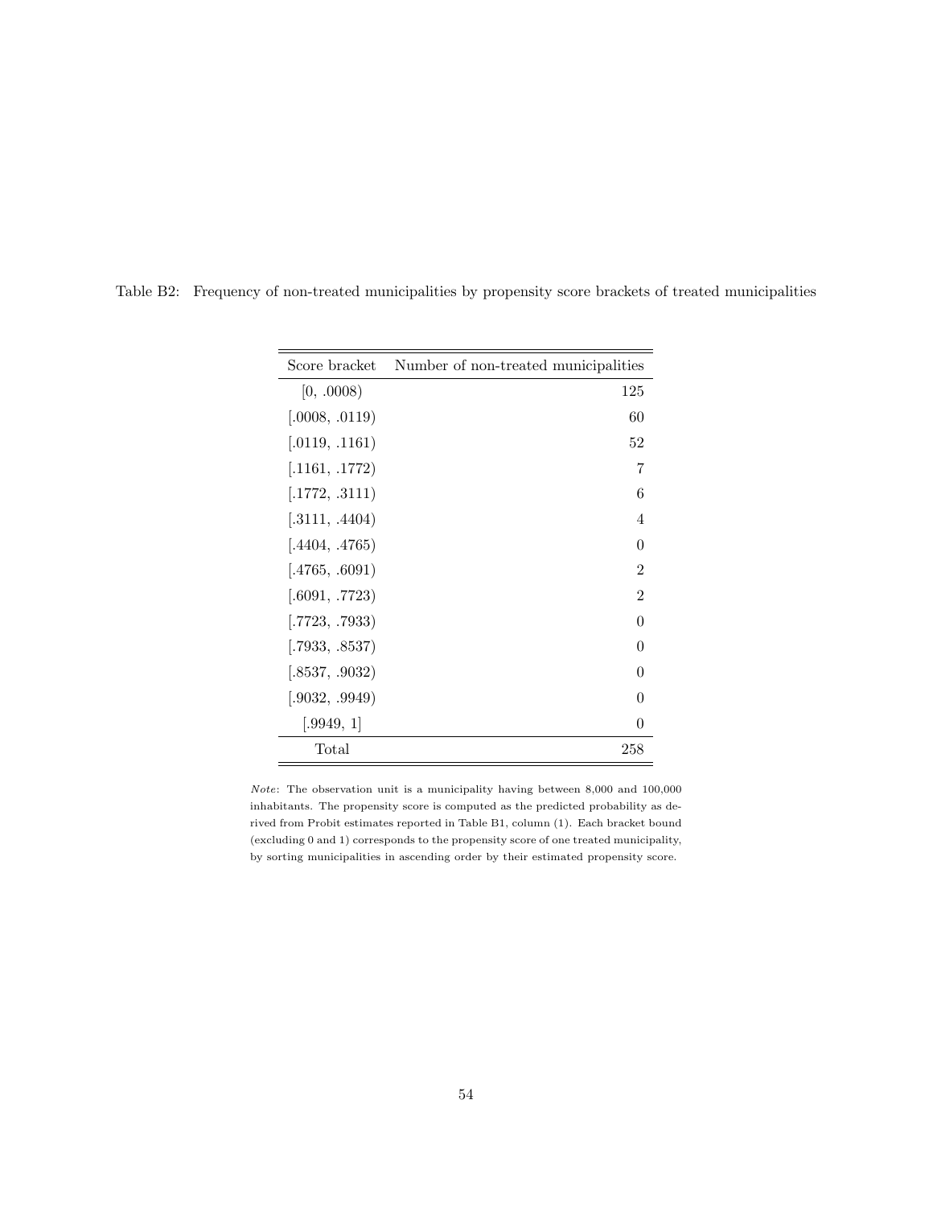Table B2: Frequency of non-treated municipalities by propensity score brackets of treated municipalities

| Score bracket | Number of non-treated municipalities |
|---|---|
| [0, .0008) | 125 |
| [.0008, .0119) | 60 |
| [.0119, .1161) | 52 |
| [.1161, .1772) | 7 |
| [.1772, .3111) | 6 |
| [.3111, .4404) | 4 |
| [.4404, .4765) | 0 |
| [.4765, .6091) | 2 |
| [.6091, .7723) | 2 |
| [.7723, .7933) | 0 |
| [.7933, .8537) | 0 |
| [.8537, .9032) | 0 |
| [.9032, .9949) | 0 |
| [.9949, 1] | 0 |
| Total | 258 |

*Note*: The observation unit is a municipality having between 8,000 and 100,000 inhabitants. The propensity score is computed as the predicted probability as derived from Probit estimates reported in Table B1, column (1). Each bracket bound (excluding 0 and 1) corresponds to the propensity score of one treated municipality, by sorting municipalities in ascending order by their estimated propensity score.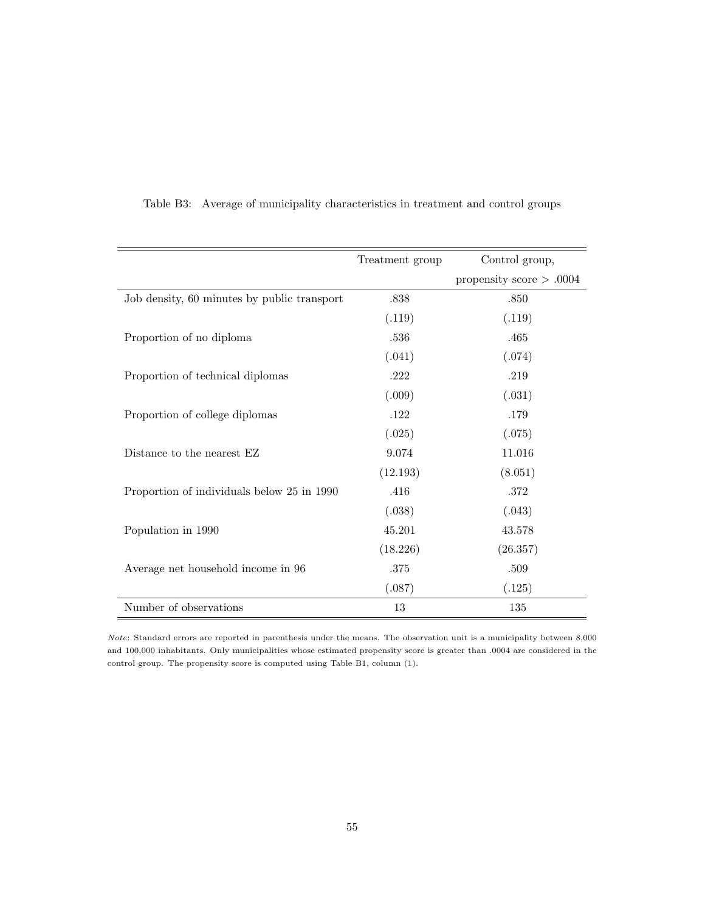Table B3: Average of municipality characteristics in treatment and control groups

| | Treatment group | Control group, propensity score $> .0004$ |
|---|---|---|
| Job density, 60 minutes by public transport | .838 | .850 |
| | (.119) | (.119) |
| Proportion of no diploma | .536 | .465 |
| | (.041) | (.074) |
| Proportion of technical diplomas | .222 | .219 |
| | (.009) | (.031) |
| Proportion of college diplomas | .122 | .179 |
| | (.025) | (.075) |
| Distance to the nearest EZ | 9.074 | 11.016 |
| | (12.193) | (8.051) |
| Proportion of individuals below 25 in 1990 | .416 | .372 |
| | (.038) | (.043) |
| Population in 1990 | 45.201 | 43.578 |
| | (18.226) | (26.357) |
| Average net household income in 96 | .375 | .509 |
| | (.087) | (.125) |
| Number of observations | 13 | 135 |

*Note*: Standard errors are reported in parenthesis under the means. The observation unit is a municipality between 8,000 and 100,000 inhabitants. Only municipalities whose estimated propensity score is greater than .0004 are considered in the control group. The propensity score is computed using Table B1, column (1).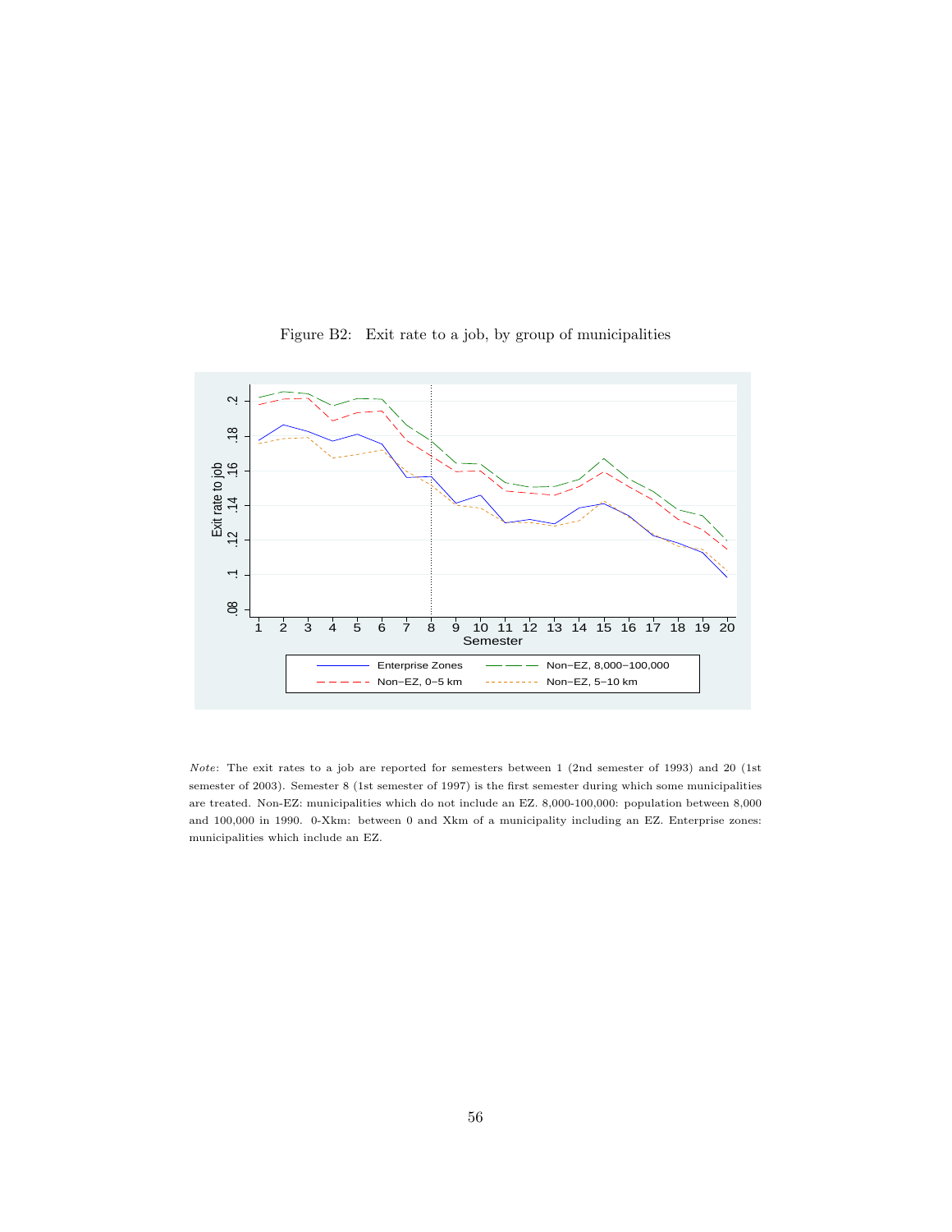Figure B2: Exit rate to a job, by group of municipalities

Exit rate to job

.08 .1 .12 .14 .16 .18 .2

1 2 3 4 5 6 7 8 9 10 11 12 13 14 15 16 17 18 19 20

Semester

Enterprise Zones
Non−EZ, 8,000−100,000
Non−EZ, 0−5 km
Non−EZ, 5−10 km

*Note*: The exit rates to a job are reported for semesters between 1 (2nd semester of 1993) and 20 (1st semester of 2003). Semester 8 (1st semester of 1997) is the first semester during which some municipalities are treated. Non-EZ: municipalities which do not include an EZ. 8,000-100,000: population between 8,000 and 100,000 in 1990. 0-Xkm: between 0 and Xkm of a municipality including an EZ. Enterprise zones: municipalities which include an EZ.